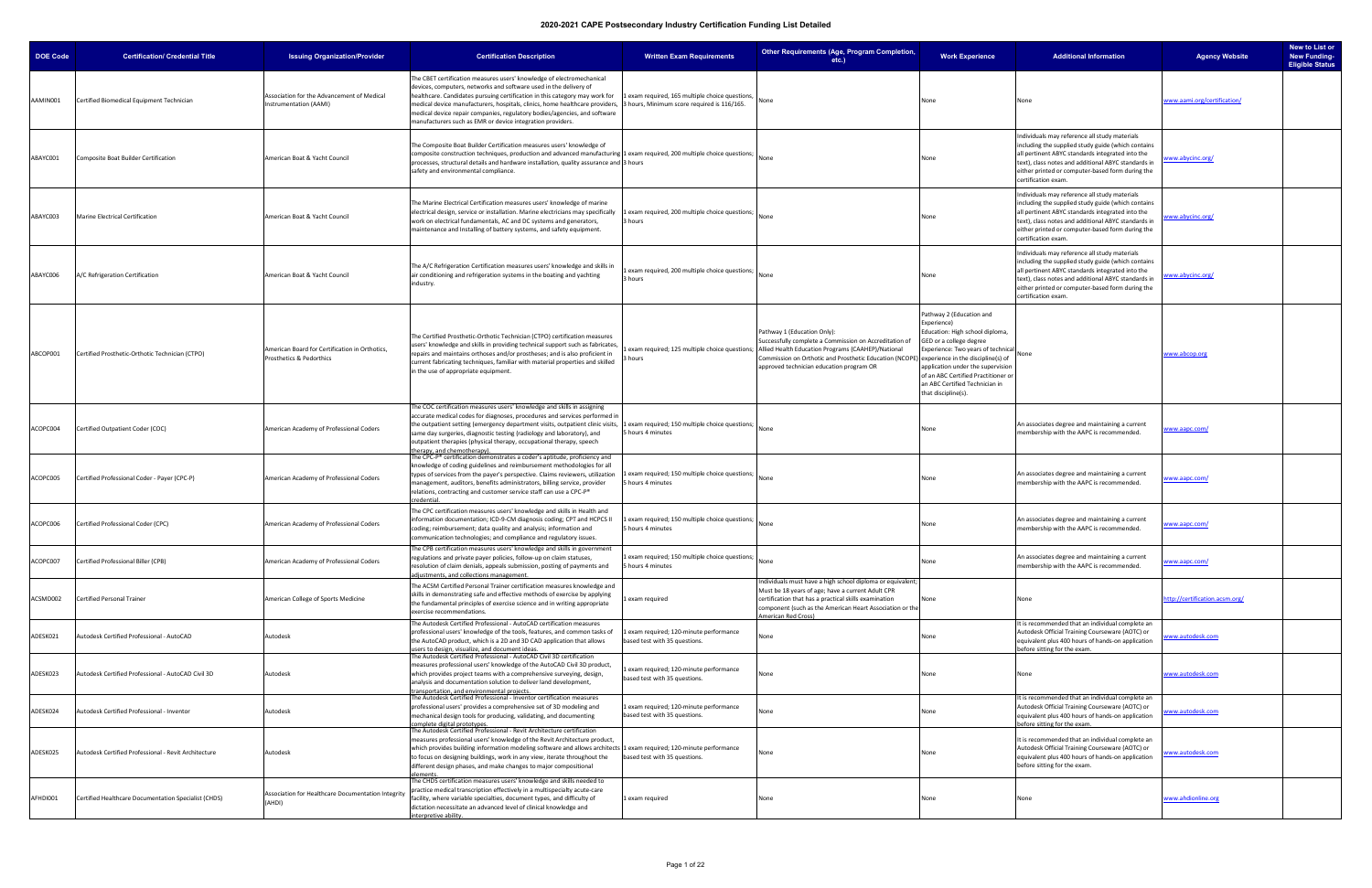# 2020-2021 CAPE Postsecondary Industry Certification Funding List Detailed

| DOE Code | Certification/ Credential Title | Issuing Organization/Provider | Certification Description | Written Exam Requirements | Other Requirements (Age, Program Completion, etc.) | Work Experience | Additional Information | Agency Website | New to List or New Funding-Eligible Status |
|---|---|---|---|---|---|---|---|---|---|
| AAMIN001 | Certified Biomedical Equipment Technician | Association for the Advancement of Medical Instrumentation (AAMI) | The CBET certification measures users' knowledge of electromechanical devices, computers, networks and software used in the delivery of healthcare. Candidates pursuing certification in this category may work for medical device manufacturers, hospitals, clinics, home healthcare providers, medical device repair companies, regulatory bodies/agencies, and software manufacturers such as EMR or device integration providers. | 1 exam required, 165 multiple choice questions, 3 hours, Minimum score required is 116/165. | None | None | None | www.aami.org/certification/ | |
| ABAYC001 | Composite Boat Builder Certification | American Boat & Yacht Council | The Composite Boat Builder Certification measures users' knowledge of composite construction techniques, production and advanced manufacturing processes, structural details and hardware installation, quality assurance and safety and environmental compliance. | 1 exam required, 200 multiple choice questions; 3 hours | None | None | Individuals may reference all study materials including the supplied study guide (which contains all pertinent ABYC standards integrated into the text), class notes and additional ABYC standards in either printed or computer-based form during the certification exam. | www.abycinc.org/ | |
| ABAYC003 | Marine Electrical Certification | American Boat & Yacht Council | The Marine Electrical Certification measures users' knowledge of marine electrical design, service or installation. Marine electricians may specifically work on electrical fundamentals, AC and DC systems and generators, maintenance and installing of battery systems, and safety equipment. | 1 exam required, 200 multiple choice questions; 3 hours | None | None | Individuals may reference all study materials including the supplied study guide (which contains all pertinent ABYC standards integrated into the text), class notes and additional ABYC standards in either printed or computer-based form during the certification exam. | www.abycinc.org/ | |
| ABAYC006 | A/C Refrigeration Certification | American Boat & Yacht Council | The A/C Refrigeration Certification measures users' knowledge and skills in air conditioning and refrigeration systems in the boating and yachting industry. | 1 exam required, 200 multiple choice questions; 3 hours | None | None | Individuals may reference all study materials including the supplied study guide (which contains all pertinent ABYC standards integrated into the text), class notes and additional ABYC standards in either printed or computer-based form during the certification exam. | www.abycinc.org/ | |
| ABCOP001 | Certified Prosthetic-Orthotic Technician (CTPO) | American Board for Certification in Orthotics, Prosthetics & Pedorthics | The Certified Prosthetic-Orthotic Technician (CTPO) certification measures users' knowledge and skills in providing technical support such as fabricates, repairs and maintains orthoses and/or prostheses; and is also proficient in current fabricating techniques, familiar with material properties and skilled in the use of appropriate equipment. | 1 exam required; 125 multiple choice questions; 3 hours | Pathway 1 (Education Only): Successfully complete a Commission on Accreditation of Allied Health Education Programs (CAAHEP)/National Commission on Orthotic and Prosthetic Education (NCOPE) approved technician education program OR | Pathway 2 (Education and Experience) Education: High school diploma, GED or a college degree Experience: Two years of technical experience in the discipline(s) of application under the supervision of an ABC Certified Practitioner or an ABC Certified Technician in that discipline(s). | None | www.abcop.org | |
| ACOPC004 | Certified Outpatient Coder (COC) | American Academy of Professional Coders | The COC certification measures users' knowledge and skills in assigning accurate medical codes for diagnoses, procedures and services performed in the outpatient setting (emergency department visits, outpatient clinic visits, same day surgeries, diagnostic testing (radiology and laboratory), and outpatient therapies (physical therapy, occupational therapy, speech therapy, and chemotherapy). | 1 exam required; 150 multiple choice questions; 5 hours 4 minutes | None | None | An associates degree and maintaining a current membership with the AAPC is recommended. | www.aapc.com/ | |
| ACOPC005 | Certified Professional Coder - Payer (CPC-P) | American Academy of Professional Coders | The CPC-P® certification demonstrates a coder's aptitude, proficiency and knowledge of coding guidelines and reimbursement methodologies for all types of services from the payer's perspective. Claims reviewers, utilization management, auditors, benefits administrators, billing service, provider relations, contracting and customer service staff can use a CPC-P® credential. | 1 exam required; 150 multiple choice questions; 5 hours 4 minutes | None | None | An associates degree and maintaining a current membership with the AAPC is recommended. | www.aapc.com/ | |
| ACOPC006 | Certified Professional Coder (CPC) | American Academy of Professional Coders | The CPC certification measures users' knowledge and skills in Health and information documentation; ICD-9-CM diagnosis coding; CPT and HCPCS II coding; reimbursement; data quality and analysis; information and communication technologies; and compliance and regulatory issues. | 1 exam required; 150 multiple choice questions; 5 hours 4 minutes | None | None | An associates degree and maintaining a current membership with the AAPC is recommended. | www.aapc.com/ | |
| ACOPC007 | Certified Professional Biller (CPB) | American Academy of Professional Coders | The CPB certification measures users' knowledge and skills in government regulations and private payer policies, follow-up on claim statuses, resolution of claim denials, appeals submission, posting of payments and adjustments, and collections management. | 1 exam required; 150 multiple choice questions; 5 hours 4 minutes | None | None | An associates degree and maintaining a current membership with the AAPC is recommended. | www.aapc.com/ | |
| ACSMO002 | Certified Personal Trainer | American College of Sports Medicine | The ACSM Certified Personal Trainer certification measures knowledge and skills in demonstrating safe and effective methods of exercise by applying the fundamental principles of exercise science and in writing appropriate exercise recommendations. | 1 exam required | Individuals must have a high school diploma or equivalent; Must be 18 years of age; have a current Adult CPR certification that has a practical skills examination component (such as the American Heart Association or the American Red Cross) | None | None | http://certification.acsm.org/ | |
| ADESK021 | Autodesk Certified Professional - AutoCAD | Autodesk | The Autodesk Certified Professional - AutoCAD certification measures professional users' knowledge of the tools, features, and common tasks of the AutoCAD product, which is a 2D and 3D CAD application that allows users to design, visualize, and document ideas. | 1 exam required; 120-minute performance based test with 35 questions. | None | None | It is recommended that an individual complete an Autodesk Official Training Courseware (AOTC) or equivalent plus 400 hours of hands-on application before sitting for the exam. | www.autodesk.com | |
| ADESK023 | Autodesk Certified Professional - AutoCAD Civil 3D | Autodesk | The Autodesk Certified Professional - AutoCAD Civil 3D certification measures professional users' knowledge of the AutoCAD Civil 3D product, which provides project teams with a comprehensive surveying, design, analysis and documentation solution to deliver land development, transportation, and environmental projects. | 1 exam required; 120-minute performance based test with 35 questions. | None | None | None | www.autodesk.com | |
| ADESK024 | Autodesk Certified Professional - Inventor | Autodesk | The Autodesk Certified Professional - Inventor certification measures professional users' provides a comprehensive set of 3D modeling and mechanical design tools for producing, validating, and documenting complete digital prototypes. | 1 exam required; 120-minute performance based test with 35 questions. | None | None | It is recommended that an individual complete an Autodesk Official Training Courseware (AOTC) or equivalent plus 400 hours of hands-on application before sitting for the exam. | www.autodesk.com | |
| ADESK025 | Autodesk Certified Professional - Revit Architecture | Autodesk | The Autodesk Certified Professional - Revit Architecture certification measures professional users' knowledge of the Revit Architecture product, which provides building information modeling software and allows architects to focus on designing buildings, work in any view, iterate throughout the different design phases, and make changes to major compositional elements. | 1 exam required; 120-minute performance based test with 35 questions. | None | None | It is recommended that an individual complete an Autodesk Official Training Courseware (AOTC) or equivalent plus 400 hours of hands-on application before sitting for the exam. | www.autodesk.com | |
| AFHDI001 | Certified Healthcare Documentation Specialist (CHDS) | Association for Healthcare Documentation Integrity (AHDI) | The CHDS certification measures users' knowledge and skills needed to practice medical transcription effectively in a multispecialty acute-care facility, where variable specialties, document types, and difficulty of dictation necessitate an advanced level of clinical knowledge and interpretive ability. | 1 exam required | None | None | None | www.ahdionline.org | |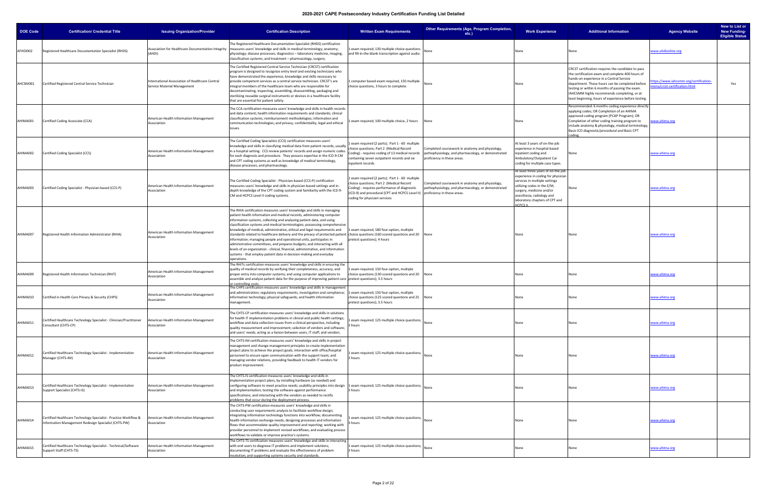# 2020-2021 CAPE Postsecondary Industry Certification Funding List Detailed

| DOE Code | Certification/ Credential Title | Issuing Organization/Provider | Certification Description | Written Exam Requirements | Other Requirements (Age, Program Completion, etc.) | Work Experience | Additional Information | Agency Website | New to List or New Funding-Eligible Status |
|---|---|---|---|---|---|---|---|---|---|
| AFHDI002 | Registered Healthcare Documentation Specialist (RHDS) | Association for Healthcare Documentation Integrity (AHDI) | The Registered Healthcare Documentation Specialist (RHDS) certification measures users' knowledge and skills in medical terminology; anatomy; physiology; disease processes; diagnostics – laboratory medicine, imaging, classification systems; and treatment – pharmacology, surgery. | 1 exam required; 130 multiple choice questions and fill-in-the-blank transcription against audio. | None | None | None | www.ahdionline.org | |
| AHCSM001 | Certified Registered Central Service Technician | International Association of Healthcare Central Service Material Management | The Certified Registered Central Service Technician (CRCST) certification program is designed to recognize entry level and existing technicians who have demonstrated the experience, knowledge and skills necessary to provide competent services as a central service technician. CRCST's are integral members of the healthcare team who are responsible for decontaminating, inspecting, assembling, disassembling, packaging and sterilizing reusable surgical instruments or devices in a healthcare facility that are essential for patient safety. | 1 computer based exam required, 150 multiple choice questions, 3 hours to complete. | None | None | CRCST certification requires the candidate to pass the certification exam and complete 400 hours of hands-on experience in a Central Service department. These hours can be completed before testing or within 6 months of passing the exam. IAHCSMM highly recommends completing, or at least beginning, hours of experience before testing. | https://www.iahcsmm.org/certification-menu/crcst-certification.html | Yes |
| AHIMA001 | Certified Coding Associate (CCA) | American Health Information Management Association | The CCA certification measures users' knowledge and skills in health records and data content; health information requirements and standards; clinical classification systems; reimbursement methodologies; information and communication technologies; and privacy, confidentiality, legal and ethical issues. | 1 exam required; 100 multiple choice, 2 hours | None | None | Recommended: 6 months coding experience directly applying codes; OR Completion of an AHIMA approved coding program (PCAP Program); OR Completion of other coding training program to include anatomy & physiology, medical terminology, Basic ICD diagnostic/procedural and Basic CPT coding. | www.ahima.org | |
| AHIMA002 | Certified Coding Specialist (CCS) | American Health Information Management Association | The Certified Coding Specialists (CCS) certification measures users' knowledge and skills in classifying medical data from patient records, usually in a hospital setting. CCS review patients' records and assign numeric codes for each diagnosis and procedure. They possess expertise in the ICD-9-CM and CPT coding systems as well as knowledge of medical terminology, disease processes, and pharmacology. | 1 exam required (2 parts); Part 1 - 60 multiple choice questions; Part 2 (Medical Record Coding) - requires coding of 13 medical records containing seven outpatient records and six inpatient records | Completed coursework in anatomy and physiology, pathophysiology, and pharmacology, or demonstrated proficiency in these areas. | At least 3 years of on-the-job experience in hospital-based inpatient coding and Ambulatory/Outpatient Car coding for multiple case types. | None | www.ahima.org | |
| AHIMA003 | Certified Coding Specialist - Physician-based (CCS-P) | American Health Information Management Association | The Certified Coding Specialist - Physician-based (CCS-P) certification measures users' knowledge and skills in physician-based settings and in-depth knowledge of the CPT coding system and familiarity with the ICD-9-CM and HCPCS Level II coding systems. | 1 exam required (2 parts); Part 1 - 60 multiple choice questions; Part 2 (Medical Record Coding) - requires performance of diagnostic (ICD-9) and procedural (CPT and HCPCS Level II) coding for physician services | Completed coursework in anatomy and physiology, pathophysiology, and pharmacology, or demonstrated proficiency in these areas. | At least three years of on-the-job experience in coding for physician services in multiple settings utilizing codes in the E/M, surgery, medicine and/or anesthesia, radiology and laboratory chapters of CPT and HCPCS II. | None | www.ahima.org | |
| AHIMA007 | Registered Health Information Administrator (RHIA) | American Health Information Management Association | The RHIA certification measures users' knowledge and skills in managing patient health information and medical records, administering computer information systems, collecting and analyzing patient data, and using classification systems and medical terminologies; possessing comprehensive knowledge of medical, administrative, ethical and legal requirements and standards related to healthcare delivery and the privacy of protected patient information; managing people and operational units, participates in administrative committees, and prepares budgets; and interacting with all levels of an organization - clinical, financial, administrative, and information systems - that employ patient data in decision-making and everyday operations. | 1 exam required; 180 four-option, multiple choice questions (160 scored questions and 20 pretest questions); 4 hours | None | None | None | www.ahima.org | |
| AHIMA009 | Registered Health Information Technician (RHIT) | American Health Information Management Association | The RHITs certification measures users' knowledge and skills in ensuring the quality of medical records by verifying their completeness, accuracy, and proper entry into computer systems; and using computer applications to assemble and analyze patient data for the purpose of improving patient care or controlling costs. | 1 exam required; 150 four-option, multiple choice questions (130 scored questions and 20 pretest questions); 3.5 hours | None | None | None | www.ahima.org | |
| AHIMA010 | Certified in Health Care Privacy & Security (CHPS) | American Health Information Management Association | The CHPS certification measures users' knowledge and skills in management and administration; regulatory requirements, investigation and compliance; information technology; physical safeguards; and health information management. | 1 exam required; 150 four-option, multiple choice questions (125 scored questions and 25 pretest questions); 3.5 hours | None | None | None | www.ahima.org | |
| AHIMA011 | Certified Healthcare Technology Specialist - Clinician/Practitioner Consultant (CHTS-CP) | American Health Information Management Association | The CHTS-CP certification measures users' knowledge and skills in solutions for health IT implementation problems in clinical and public health settings; workflow and data collection issues from a clinical perspective, including quality measurement and improvement; selection of vendors and software; and users' needs, acting as a liaison between users, IT staff, and vendors. | 1 exam required; 125 multiple choice questions; 3 hours | None | None | None | www.ahima.org | |
| AHIMA012 | Certified Healthcare Technology Specialist - Implementation Manager (CHTS-IM) | American Health Information Management Association | The CHTS-IM certification measures users' knowledge and skills in project management and change management principles to create implementation project plans to achieve the project goals; interaction with office/hospital personnel to ensure open communication with the support team; and managing vendor relations, providing feedback to health IT vendors for product improvement. | 1 exam required; 125 multiple choice questions; 3 hours | None | None | None | www.ahima.org | |
| AHIMA013 | Certified Healthcare Technology Specialist - Implementation Support Specialist (CHTS-IS) | American Health Information Management Association | The CHTS-IS certification measures users' knowledge and skills in implementation project plans, by installing hardware (as needed) and configuring software to meet practice needs; usability principles into design and implementation; testing the software against performance specifications; and interacting with the vendors as needed to rectify problems that occur during the deployment process. | 1 exam required; 125 multiple choice questions; 3 hours | None | None | None | www.ahima.org | |
| AHIMA014 | Certified Healthcare Technology Specialist - Practice Workflow & Information Management Redesign Specialist (CHTS-PW) | American Health Information Management Association | The CHTS-PW certification measures users' knowledge and skills in conducting user requirements analysis to facilitate workflow design; integrating information technology functions into workflow; documenting health information exchange needs; designing processes and information flows that accommodate quality improvement and reporting; working with provider personnel to implement revised workflows; and evaluating process workflows to validate or improve practice's systems. | 1 exam required; 125 multiple choice questions; 3 hours | None | None | None | www.ahima.org | |
| AHIMA015 | Certified Healthcare Technology Specialist - Technical/Software Support Staff (CHTS-TS) | American Health Information Management Association | The CHTS-TS certification measures users' knowledge and skills in interacting with end users to diagnose IT problems and implement solutions; documenting IT problems and evaluate the effectiveness of problem resolution; and supporting systems security and standards. | 1 exam required; 125 multiple choice questions; 3 hours | None | None | None | www.ahima.org | |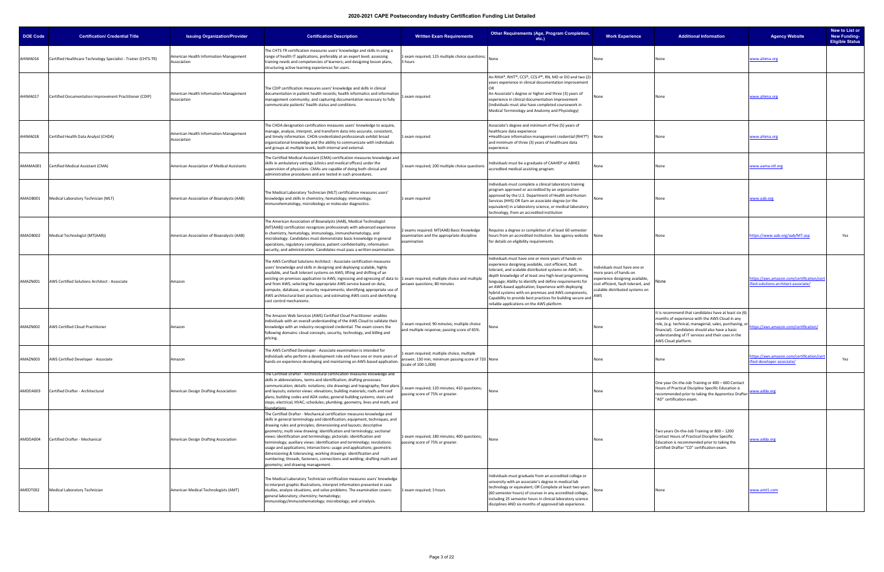# 2020-2021 CAPE Postsecondary Industry Certification Funding List Detailed

| DOE Code | Certification/ Credential Title | Issuing Organization/Provider | Certification Description | Written Exam Requirements | Other Requirements (Age, Program Completion, etc.) | Work Experience | Additional Information | Agency Website | New to List or New Funding-Eligible Status |
|---|---|---|---|---|---|---|---|---|---|
| AHIMA016 | Certified Healthcare Technology Specialist - Trainer (CHTS-TR) | American Health Information Management Association | The CHTS-TR certification measures users' knowledge and skills in using a range of health IT applications, preferably at an expert level; assessing training needs and competencies of learners; and designing lesson plans, structuring active learning experiences for users. | 1 exam required; 125 multiple choice questions; 3 hours | None | None | None | www.ahima.org | |
| AHIMA017 | Certified Documentation Improvement Practitioner (CDIP) | American Health Information Management Association | The CDIP certification measures users' knowledge and skills in clinical documentation in patient health records; health informatics and information management community; and capturing documentation necessary to fully communicate patients' health status and conditions. | 1 exam required | An RHIA®, RHIT®, CCS®, CCS-P®, RN, MD or DO and two (2) years experience in clinical documentation improvement OR An Associate's degree or higher and three (3) years of experience in clinical documentation improvement (Individuals must also have completed coursework in Medical Terminology and Anatomy and Physiology) | None | None | www.ahima.org | |
| AHIMA018 | Certified Health Data Analyst (CHDA) | American Health Information Management Association | The CHDA designation certification measures users' knowledge to acquire, manage, analyze, interpret, and transform data into accurate, consistent, and timely information. CHDA-credentialed professionals exhibit broad organizational knowledge and the ability to communicate with individuals and groups at multiple levels, both internal and external. | 1 exam required | Associate's degree and minimum of five (5) years of healthcare data experience •Healthcare information management credential (RHIT®) and minimum of three (3) years of healthcare data experience. | None | None | www.ahima.org | |
| AMAMA001 | Certified Medical Assistant (CMA) | American Association of Medical Assistants | The Certified Medical Assistant (CMA) certification measures knowledge and skills in ambulatory settings (clinics and medical offices) under the supervision of physicians. CMAs are capable of doing both clinical and administrative procedures and are tested in such procedures. | 1 exam required; 200 multiple choice questions | Individuals must be a graduate of CAAHEP or ABHES accredited medical assisting program. | None | None | www.aama-ntl.org | |
| AMAOB001 | Medical Laboratory Technician (MLT) | American Association of Bioanalysts (AAB) | The Medical Laboratory Technician (MLT) certification measures users' knowledge and skills in chemistry; hematology; immunology; immunohematology, microbiology or molecular diagnostics. | 1 exam required | Individuals must complete a clinical laboratory training program approved or accredited by an organization approved by the U.S. Department of Health and Human Services (HHS) OR Earn an associate degree (or the equivalent) in a laboratory science, or medical laboratory technology, from an accredited institution | None | None | www.aab.org | |
| AMAOB002 | Medical Technologist (MT(AAB)) | American Association of Bioanalysts (AAB) | The American Association of Bioanalysts (AAB), Medical Technologist (MT(AAB)) certification recognizes professionals with advanced experience in chemistry, hematology, immunology, immunohematology, and microbiology. Candidates must demonstrate basic knowledge in general operations, regulatory compliance, patient confidentiality, information security, and administration. Candidates must pass a written examination. | 2 exams required: MT(AAB) Basic Knowledge examination and the appropriate discipline examination | Requires a degree or completion of at least 60 semester hours from an accredited institution. See agency website for details on eligibility requirements. | None | None | https://www.aab.org/aab/MT.asp | Yes |
| AMAZN001 | AWS Certified Solutions Architect - Associate | Amazon | The AWS Certified Solutions Architect - Associate certification measures users' knowledge and skills in designing and deploying scalable, highly available, and fault tolerant systems on AWS; lifting and shifting of an existing on-premises application to AWS; ingressing and egressing of data to and from AWS; selecting the appropriate AWS service based on data, compute, database, or security requirements; identifying appropriate use of AWS architectural best practices; and estimating AWS costs and identifying cost control mechanisms. | 1 exam required; multiple choice and multiple answer questions; 80 minutes | Individuals must have one or more years of hands-on experience designing available, cost efficient, fault tolerant, and scalable distributed systems on AWS; In-depth knowledge of at least one high-level programming language; Ability to identify and define requirements for an AWS-based application; Experience with deploying hybrid systems with on-premises and AWS components; Capability to provide best practices for building secure and reliable applications on the AWS platform | Individuals must have one or more years of hands-on experience designing available, cost efficient, fault tolerant, and scalable distributed systems on AWS | None | https://aws.amazon.com/certification/certified-solutions-architect-associate/ | |
| AMAZN002 | AWS Certified Cloud Practitioner | Amazon | The Amazon Web Services (AWS) Certified Cloud Practitioner enables individuals with an overall understanding of the AWS Cloud to validate their knowledge with an industry-recognized credential. The exam covers the following domains: cloud concepts, security, technology, and billing and pricing. | 1 exam required; 90 minutes; multiple choice and multiple response; passing score of 65%. | None | None | It is recommend that candidates have at least six (6) months of experience with the AWS Cloud in any role, (e.g. technical, managerial, sales, purchasing, or financial). Candidates should also have a basic understanding of IT services and their uses in the AWS Cloud platform. | https://aws.amazon.com/certification/ | |
| AMAZN003 | AWS Certified Developer - Associate | Amazon | The AWS Certified Developer - Associate examination is intended for individuals who perform a development role and have one or more years of hands-on experience developing and maintaining an AWS-based application. | 1 exam required; multiple choice, multiple answer; 130 min; minimum passing score of 720 (scale of 100-1,000) | None | None | None | https://aws.amazon.com/certification/certified-developer-associate/ | Yes |
| AMDDA003 | Certified Drafter - Architectural | American Design Drafting Association | The Certified Drafter - Architectural certification measures knowledge and skills in abbreviations, terms and identification; drafting processes: communication; details: notations; site drawings and topography; floor plans and layouts; exterior views: elevations; building materials; roofs and roof plans; building codes and ADA codes; general building systems; stairs and steps; electrical; HVAC; schedules; plumbing; geometry, lines and math; and foundations. | 1 exam required; 120 minutes; 410 questions; passing score of 75% or greater. | None | None | One year On-the-Job Training or 400 – 600 Contact Hours of Practical Discipline Specific Education is recommended prior to taking the Apprentice Drafter "AD" certification exam. | www.adda.org | |
| AMDDA004 | Certified Drafter - Mechanical | American Design Drafting Association | The Certified Drafter - Mechanical certification measures knowledge and skills in general terminology and identification; equipment, techniques, and drawing rules and principles; dimensioning and layouts; descriptive geometry; multi view drawing: identification and terminology; sectional views: identification and terminology; pictorials: identification and terminology; auxiliary views: identification and terminology; revolutions: usage and applications; intersections: usage and applications; geometric dimensioning & tolerancing; working drawings: identification and numbering; threads, fasteners, connections and welding; drafting math and geometry; and drawing management. | 1 exam required; 180 minutes; 400 questions; passing score of 75% or greater. | None | None | Two years On-the-Job Training or 800 – 1200 Contact Hours of Practical Discipline Specific Education is recommended prior to taking the Certified Drafter "CD" certification exam. | www.adda.org | |
| AMEDT002 | Medical Laboratory Technician | American Medical Technologists (AMT) | The Medical Laboratory Technician certification measures users' knowledge to interpret graphic illustrations, interpret information presented in case studies, analyze situations, and solve problems. The examination covers: general laboratory; chemistry; hematology; immunology/immunohematology; microbiology; and urinalysis. | 1 exam required; 3 hours | Individuals must graduate from an accredited college or university with an associate's degree in medical lab technology or equivalent; OR Complete at least two years (60 semester hours) of courses in any accredited college, including 25 semester hours in clinical laboratory science disciplines AND six months of approved lab experience. | None | None | www.amt1.com | |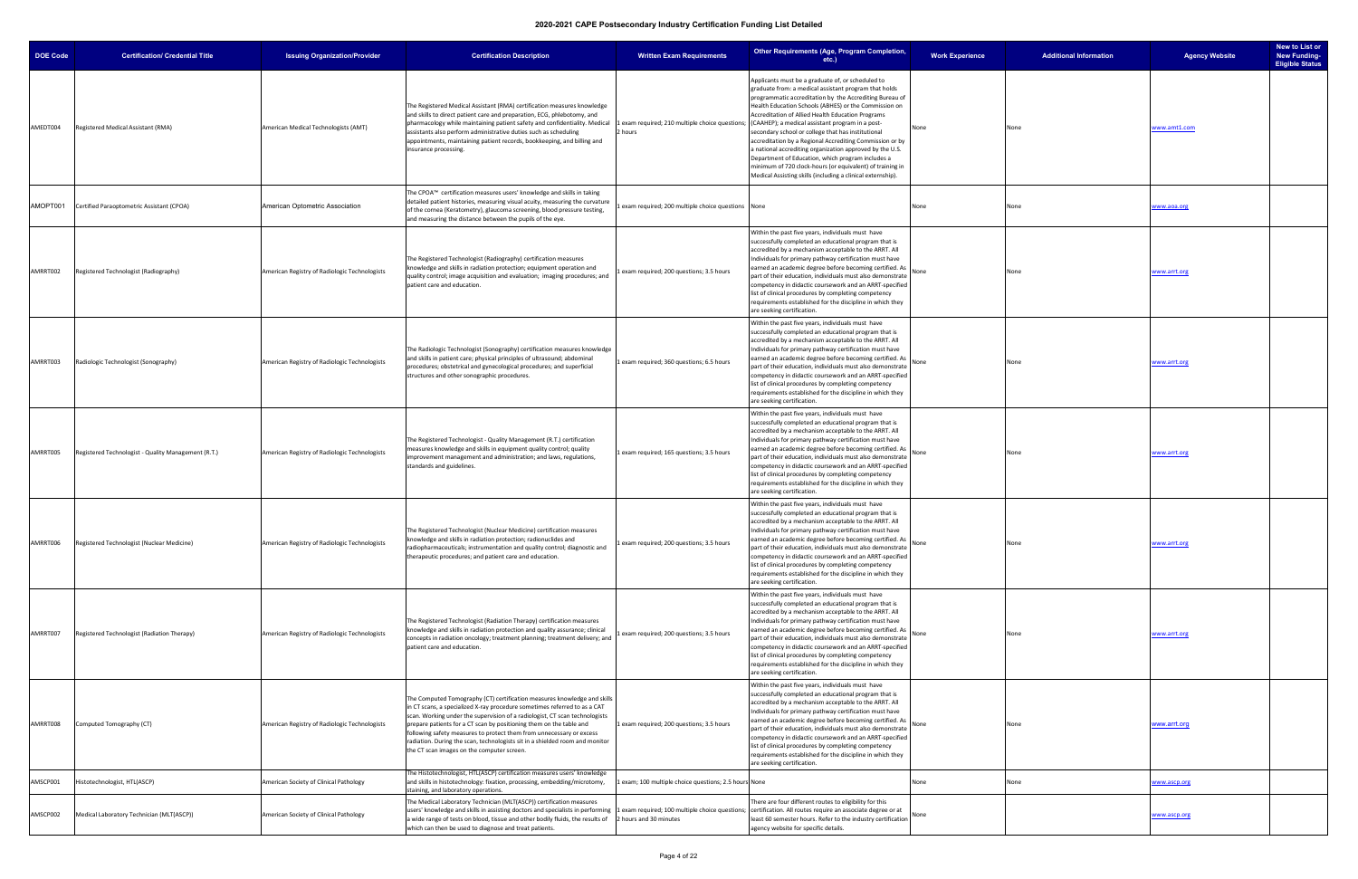# 2020-2021 CAPE Postsecondary Industry Certification Funding List Detailed

| DOE Code | Certification/ Credential Title | Issuing Organization/Provider | Certification Description | Written Exam Requirements | Other Requirements (Age, Program Completion, etc.) | Work Experience | Additional Information | Agency Website | New to List or New Funding-Eligible Status |
|---|---|---|---|---|---|---|---|---|---|
| AMEDT004 | Registered Medical Assistant (RMA) | American Medical Technologists (AMT) | The Registered Medical Assistant (RMA) certification measures knowledge and skills to direct patient care and preparation, ECG, phlebotomy, and pharmacology while maintaining patient safety and confidentiality. Medical assistants also perform administrative duties such as scheduling appointments, maintaining patient records, bookkeeping, and billing and insurance processing. | 1 exam required; 210 multiple choice questions; 2 hours | Applicants must be a graduate of, or scheduled to graduate from: a medical assistant program that holds programmatic accreditation by the Accrediting Bureau of Health Education Schools (ABHES) or the Commission on Accreditation of Allied Health Education Programs (CAAHEP); a medical assistant program in a post-secondary school or college that has institutional accreditation by a Regional Accrediting Commission or by a national accrediting organization approved by the U.S. Department of Education, which program includes a minimum of 720 clock-hours (or equivalent) of training in Medical Assisting skills (including a clinical externship). | None | None | www.amt1.com | |
| AMOPT001 | Certified Paraoptometric Assistant (CPOA) | American Optometric Association | The CPOA™ certification measures users' knowledge and skills in taking detailed patient histories, measuring visual acuity, measuring the curvature of the cornea (Keratometry), glaucoma screening, blood pressure testing, and measuring the distance between the pupils of the eye. | 1 exam required; 200 multiple choice questions | None | None | None | www.aoa.org | |
| AMRRT002 | Registered Technologist (Radiography) | American Registry of Radiologic Technologists | The Registered Technologist (Radiography) certification measures knowledge and skills in radiation protection; equipment operation and quality control; image acquisition and evaluation; imaging procedures; and patient care and education. | 1 exam required; 200 questions; 3.5 hours | Within the past five years, individuals must have successfully completed an educational program that is accredited by a mechanism acceptable to the ARRT. All Individuals for primary pathway certification must have earned an academic degree before becoming certified. As part of their education, individuals must also demonstrate competency in didactic coursework and an ARRT-specified list of clinical procedures by completing competency requirements established for the discipline in which they are seeking certification. | None | None | www.arrt.org | |
| AMRRT003 | Radiologic Technologist (Sonography) | American Registry of Radiologic Technologists | The Radiologic Technologist (Sonography) certification measures knowledge and skills in patient care; physical principles of ultrasound; abdominal procedures; obstetrical and gynecological procedures; and superficial structures and other sonographic procedures. | 1 exam required; 360 questions; 6.5 hours | Within the past five years, individuals must have successfully completed an educational program that is accredited by a mechanism acceptable to the ARRT. All Individuals for primary pathway certification must have earned an academic degree before becoming certified. As part of their education, individuals must also demonstrate competency in didactic coursework and an ARRT-specified list of clinical procedures by completing competency requirements established for the discipline in which they are seeking certification. | None | None | www.arrt.org | |
| AMRRT005 | Registered Technologist - Quality Management (R.T.) | American Registry of Radiologic Technologists | The Registered Technologist - Quality Management (R.T.) certification measures knowledge and skills in equipment quality control; quality improvement management and administration; and laws, regulations, standards and guidelines. | 1 exam required; 165 questions; 3.5 hours | Within the past five years, individuals must have successfully completed an educational program that is accredited by a mechanism acceptable to the ARRT. All Individuals for primary pathway certification must have earned an academic degree before becoming certified. As part of their education, individuals must also demonstrate competency in didactic coursework and an ARRT-specified list of clinical procedures by completing competency requirements established for the discipline in which they are seeking certification. | None | None | www.arrt.org | |
| AMRRT006 | Registered Technologist (Nuclear Medicine) | American Registry of Radiologic Technologists | The Registered Technologist (Nuclear Medicine) certification measures knowledge and skills in radiation protection; radionuclides and radiopharmaceuticals; instrumentation and quality control; diagnostic and therapeutic procedures; and patient care and education. | 1 exam required; 200 questions; 3.5 hours | Within the past five years, individuals must have successfully completed an educational program that is accredited by a mechanism acceptable to the ARRT. All Individuals for primary pathway certification must have earned an academic degree before becoming certified. As part of their education, individuals must also demonstrate competency in didactic coursework and an ARRT-specified list of clinical procedures by completing competency requirements established for the discipline in which they are seeking certification. | None | None | www.arrt.org | |
| AMRRT007 | Registered Technologist (Radiation Therapy) | American Registry of Radiologic Technologists | The Registered Technologist (Radiation Therapy) certification measures knowledge and skills in radiation protection and quality assurance; clinical concepts in radiation oncology; treatment planning; treatment delivery; and patient care and education. | 1 exam required; 200 questions; 3.5 hours | Within the past five years, individuals must have successfully completed an educational program that is accredited by a mechanism acceptable to the ARRT. All Individuals for primary pathway certification must have earned an academic degree before becoming certified. As part of their education, individuals must also demonstrate competency in didactic coursework and an ARRT-specified list of clinical procedures by completing competency requirements established for the discipline in which they are seeking certification. | None | None | www.arrt.org | |
| AMRRT008 | Computed Tomography (CT) | American Registry of Radiologic Technologists | The Computed Tomography (CT) certification measures knowledge and skills in CT scans, a specialized X-ray procedure sometimes referred to as a CAT scan. Working under the supervision of a radiologist, CT scan technologists prepare patients for a CT scan by positioning them on the table and following safety measures to protect them from unnecessary or excess radiation. During the scan, technologists sit in a shielded room and monitor the CT scan images on the computer screen. | 1 exam required; 200 questions; 3.5 hours | Within the past five years, individuals must have successfully completed an educational program that is accredited by a mechanism acceptable to the ARRT. All Individuals for primary pathway certification must have earned an academic degree before becoming certified. As part of their education, individuals must also demonstrate competency in didactic coursework and an ARRT-specified list of clinical procedures by completing competency requirements established for the discipline in which they are seeking certification. | None | None | www.arrt.org | |
| AMSCP001 | Histotechnologist, HTL(ASCP) | American Society of Clinical Pathology | The Histotechnologist, HTL(ASCP) certification measures users' knowledge and skills in histotechnology: fixation, processing, embedding/microtomy, staining, and laboratory operations. | 1 exam; 100 multiple choice questions; 2.5 hours | None | None | None | www.ascp.org | |
| AMSCP002 | Medical Laboratory Technician (MLT(ASCP)) | American Society of Clinical Pathology | The Medical Laboratory Technician (MLT(ASCP)) certification measures users' knowledge and skills in assisting doctors and specialists in performing a wide range of tests on blood, tissue and other bodily fluids, the results of which can then be used to diagnose and treat patients. | 1 exam required; 100 multiple choice questions; 2 hours and 30 minutes | There are four different routes to eligibility for this certification. All routes require an associate degree or at least 60 semester hours. Refer to the industry certification agency website for specific details. | None | | www.ascp.org | |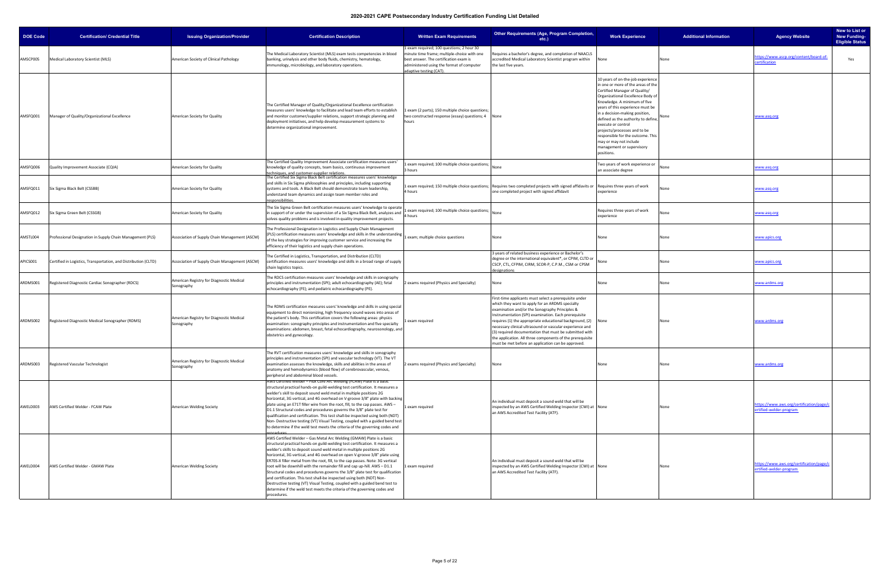# 2020-2021 CAPE Postsecondary Industry Certification Funding List Detailed

| DOE Code | Certification/ Credential Title | Issuing Organization/Provider | Certification Description | Written Exam Requirements | Other Requirements (Age, Program Completion, etc.) | Work Experience | Additional Information | Agency Website | New to List or New Funding-Eligible Status |
|---|---|---|---|---|---|---|---|---|---|
| AMSCP005 | Medical Laboratory Scientist (MLS) | American Society of Clinical Pathology | The Medical Laboratory Scientist (MLS) exam tests competencies in blood banking, urinalysis and other body fluids, chemistry, hematology, immunology, microbiology, and laboratory operations. | 1 exam required; 100 questions; 2 hour 30 minute time frame; multiple-choice with one best answer. The certification exam is administered using the format of computer adaptive testing (CAT). | Requires a bachelor's degree, and completion of NAACLS accredited Medical Laboratory Scientist program within the last five years. | None | None | https://www.ascp.org/content/board-of-certification | Yes |
| AMSFQ001 | Manager of Quality/Organizational Excellence | American Society for Quality | The Certified Manager of Quality/Organizational Excellence certification measures users' knowledge to facilitate and lead team efforts to establish and monitor customer/supplier relations, support strategic planning and deployment initiatives, and help develop measurement systems to determine organizational improvement. | 1 exam (2 parts); 150 multiple choice questions; two constructed response (essay) questions; 4 hours | None | 10 years of on-the-job experience in one or more of the areas of the Certified Manager of Quality/ Organizational Excellence Body of Knowledge. A minimum of five years of this experience must be in a decision-making position, defined as the authority to define, execute or control projects/processes and to be responsible for the outcome. This may or may not include management or supervisory positions. | None | www.asq.org | |
| AMSFQ006 | Quality Improvement Associate (CQIA) | American Society for Quality | The Certified Quality Improvement Associate certification measures users' knowledge of quality concepts, team basics, continuous improvement techniques, and customer-supplier relations. | 1 exam required; 100 multiple choice questions; 3 hours | None | Two years of work experience or an associate degree | None | www.asq.org | |
| AMSFQ011 | Six Sigma Black Belt (CSSBB) | American Society for Quality | The Certified Six Sigma Black Belt certification measures users' knowledge and skills in Six Sigma philosophies and principles, including supporting systems and tools. A Black Belt should demonstrate team leadership, understand team dynamics and assign team member roles and responsibilities. | 1 exam required; 150 multiple choice questions; 4 hours | Requires two completed projects with signed affidavits or one completed project with signed affidavit | Requires three years of work experience | None | www.asq.org | |
| AMSFQ012 | Six Sigma Green Belt (CSSGB) | American Society for Quality | The Six Sigma Green Belt certification measures users' knowledge to operate in support of or under the supervision of a Six Sigma Black Belt, analyzes and solves quality problems and is involved in quality improvement projects. | 1 exam required; 100 multiple choice questions; 4 hours | None | Requires three years of work experience | None | www.asq.org | |
| AMSTL004 | Professional Designation in Supply Chain Management (PLS) | Association of Supply Chain Management (ASCM) | The Professional Designation in Logistics and Supply Chain Management (PLS) certification measures users' knowledge and skills in the understanding of the key strategies for improving customer service and increasing the efficiency of their logistics and supply chain operations. | 1 exam; multiple choice questions | None | None | None | www.apics.org | |
| APICS001 | Certified in Logistics, Transportation, and Distribution (CLTD) | Association of Supply Chain Management (ASCM) | The Certified in Logistics, Transportation, and Distribution (CLTD) certification measures users' knowledge and skills in a broad range of supply chain logistics topics. | | 3 years of related business experience or Bachelor's degree or the international equivalent*, or CPIM, CLTD or CSCP, CTL, CFPIM, CIRM, SCOR-P, C.P.M., CSM or CPSM designations | None | None | www.apics.org | |
| ARDMS001 | Registered Diagnostic Cardiac Sonographer (RDCS) | American Registry for Diagnostic Medical Sonography | The RDCS certification measures users' knowledge and skills in sonography principles and instrumentation (SPI); adult echocardiography (AE); fetal echocardiography (FE); and pediatric echocardiography (PE). | 2 exams required (Physics and Specialty) | None | None | None | www.ardms.org | |
| ARDMS002 | Registered Diagnostic Medical Sonographer (RDMS) | American Registry for Diagnostic Medical Sonography | The RDMS certification measures users' knowledge and skills in using special equipment to direct nonionizing, high frequency sound waves into areas of the patient's body. This certification covers the following areas: physics examination: sonography principles and instrumentation and five specialty examinations: abdomen, breast, fetal echocardiography, neurosonology, and obstetrics and gynecology. | 1 exam required | First-time applicants must select a prerequisite under which they want to apply for an ARDMS specialty examination and/or the Sonography Principles & Instrumentation (SPI) examination. Each prerequisite requires (1) the appropriate educational background, (2) necessary clinical ultrasound or vascular experience and (3) required documentation that must be submitted with the application. All three components of the prerequisite must be met before an application can be approved. | None | None | www.ardms.org | |
| ARDMS003 | Registered Vascular Technologist | American Registry for Diagnostic Medical Sonography | The RVT certification measures users' knowledge and skills in sonography principles and instrumentation (SPI) and vascular technology (VT). The VT examination assesses the knowledge, skills and abilities in the areas of anatomy and hemodynamics (blood flow) of cerebrovascular, venous, peripheral and abdominal blood vessels. | 2 exams required (Physics and Specialty) | None | None | None | www.ardms.org | |
| AWELD003 | AWS Certified Welder - FCAW Plate | American Welding Society | AWS Certified Welder – Flux Core Arc Welding (FCAW) Plate is a basic structural practical hands-on guild-welding test certification. It measures a welder's skill to deposit sound weld metal in multiple positions 2G horizontal, 3G vertical, and 4G overhead on V-groove 3/8" plate with backing plate using an E71T filler wire from the root, fill, to the cap passes. AWS – D1.1 Structural codes and procedures governs the 3/8" plate test for qualification and certification. This test shall-be inspected using both (NDT) Non- Destructive testing (VT) Visual Testing, coupled with a guided bend test to determine if the weld test meets the criteria of the governing codes and procedures. | 1 exam required | An individual must deposit a sound weld that will be inspected by an AWS Certified Welding Inspector (CWI) at an AWS Accredited Test Facility (ATF). | None | None | https://www.aws.org/certification/page/certified-welder-program | |
| AWELD004 | AWS Certified Welder - GMAW Plate | American Welding Society | AWS Certified Welder – Gas Metal Arc Welding (GMAW) Plate is a basic structural practical hands-on guild-welding test certification. It measures a welder's skills to deposit sound weld metal in multiple positions 2G horizontal, 3G vertical, and 4G overhead on open V-groove 3/8" plate using ER70S-X filler metal from the root, fill, to the cap passes. Note: 3G vertical root will be downhill with the remainder fill and cap up-hill. AWS – D1.1 Structural codes and procedures governs the 3/8" plate test for qualification and certification. This test shall-be inspected using both (NDT) Non- Destructive testing (VT) Visual Testing, coupled with a guided bend test to determine if the weld test meets the criteria of the governing codes and procedures. | 1 exam required | An individual must deposit a sound weld that will be inspected by an AWS Certified Welding Inspector (CWI) at an AWS Accredited Test Facility (ATF). | None | None | https://www.aws.org/certification/page/certified-welder-program | |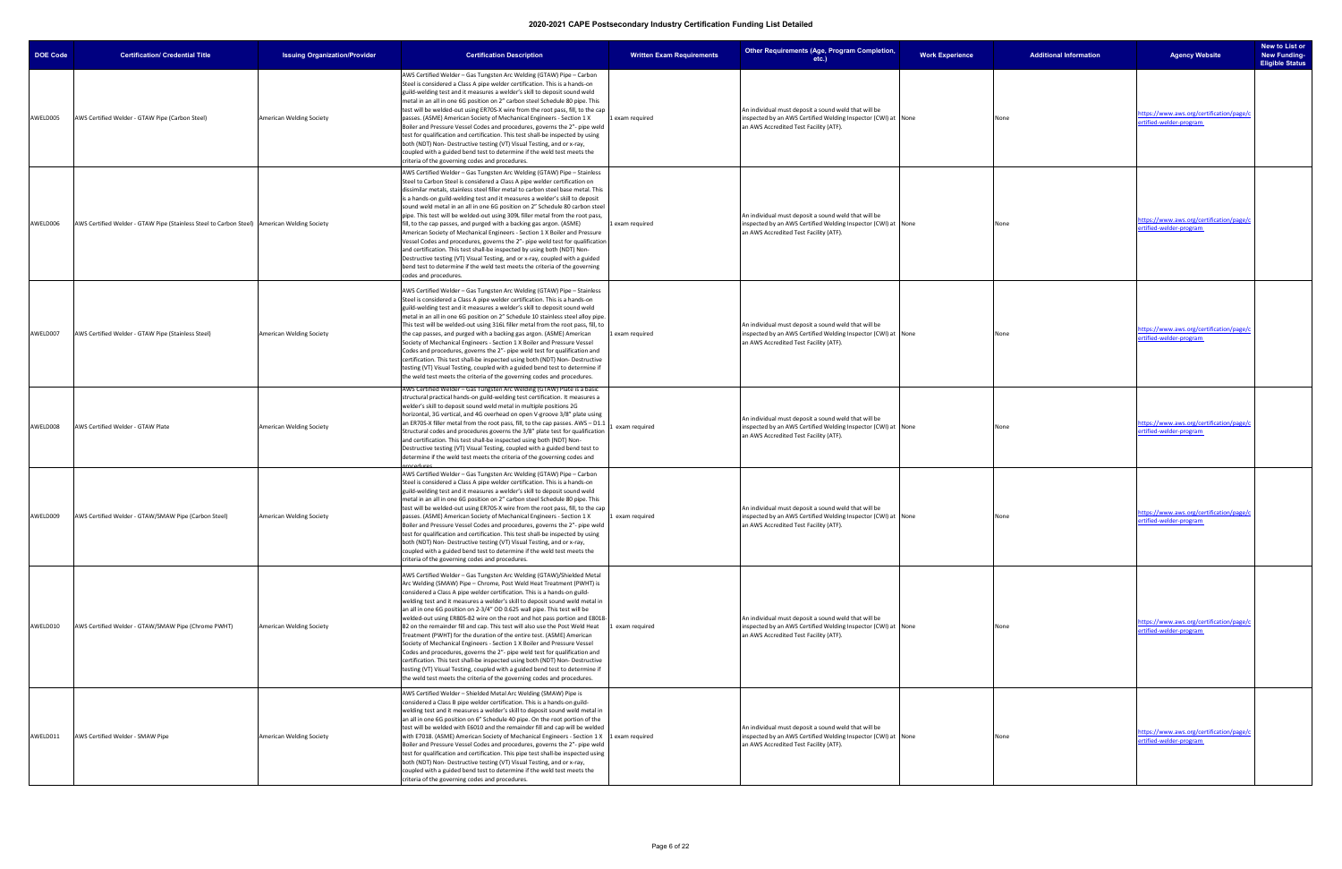# 2020-2021 CAPE Postsecondary Industry Certification Funding List Detailed

| DOE Code | Certification/ Credential Title | Issuing Organization/Provider | Certification Description | Written Exam Requirements | Other Requirements (Age, Program Completion, etc.) | Work Experience | Additional Information | Agency Website | New to List or New Funding-Eligible Status |
|---|---|---|---|---|---|---|---|---|---|
| AWELD005 | AWS Certified Welder - GTAW Pipe (Carbon Steel) | American Welding Society | AWS Certified Welder – Gas Tungsten Arc Welding (GTAW) Pipe – Carbon Steel is considered a Class A pipe welder certification. This is a hands-on guild-welding test and it measures a welder's skill to deposit sound weld metal in an all in one 6G position on 2" carbon steel Schedule 80 pipe. This test will be welded-out using ER70S-X wire from the root pass, fill, to the cap passes. (ASME) American Society of Mechanical Engineers - Section 1 X Boiler and Pressure Vessel Codes and procedures, governs the 2"- pipe weld test for qualification and certification. This test shall-be inspected by using both (NDT) Non- Destructive testing (VT) Visual Testing, and or x-ray, coupled with a guided bend test to determine if the weld test meets the criteria of the governing codes and procedures. | 1 exam required | An individual must deposit a sound weld that will be inspected by an AWS Certified Welding Inspector (CWI) at an AWS Accredited Test Facility (ATF). | None | None | https://www.aws.org/certification/page/certified-welder-program | |
| AWELD006 | AWS Certified Welder - GTAW Pipe (Stainless Steel to Carbon Steel) | American Welding Society | AWS Certified Welder – Gas Tungsten Arc Welding (GTAW) Pipe – Stainless Steel to Carbon Steel is considered a Class A pipe welder certification on dissimilar metals, stainless steel filler metal to carbon steel base metal. This is a hands-on guild-welding test and it measures a welder's skill to deposit sound weld metal in an all in one 6G position on 2" Schedule 80 carbon steel pipe. This test will be welded-out using 309L filler metal from the root pass, fill, to the cap passes, and purged with a backing gas argon. (ASME) American Society of Mechanical Engineers - Section 1 X Boiler and Pressure Vessel Codes and procedures, governs the 2"- pipe weld test for qualification and certification. This test shall-be inspected by using both (NDT) Non- Destructive testing (VT) Visual Testing, and or x-ray, coupled with a guided bend test to determine if the weld test meets the criteria of the governing codes and procedures. | 1 exam required | An individual must deposit a sound weld that will be inspected by an AWS Certified Welding Inspector (CWI) at an AWS Accredited Test Facility (ATF). | None | None | https://www.aws.org/certification/page/certified-welder-program | |
| AWELD007 | AWS Certified Welder - GTAW Pipe (Stainless Steel) | American Welding Society | AWS Certified Welder – Gas Tungsten Arc Welding (GTAW) Pipe – Stainless Steel is considered a Class A pipe welder certification. This is a hands-on guild-welding test and it measures a welder's skill to deposit sound weld metal in an all in one 6G position on 2" Schedule 10 stainless steel alloy pipe. This test will be welded-out using 316L filler metal from the root pass, fill, to the cap passes, and purged with a backing gas argon. (ASME) American Society of Mechanical Engineers - Section 1 X Boiler and Pressure Vessel Codes and procedures, governs the 2"- pipe weld test for qualification and certification. This test shall-be inspected using both (NDT) Non- Destructive testing (VT) Visual Testing, coupled with a guided bend test to determine if the weld test meets the criteria of the governing codes and procedures. | 1 exam required | An individual must deposit a sound weld that will be inspected by an AWS Certified Welding Inspector (CWI) at an AWS Accredited Test Facility (ATF). | None | None | https://www.aws.org/certification/page/certified-welder-program | |
| AWELD008 | AWS Certified Welder - GTAW Plate | American Welding Society | AWS Certified Welder – Gas Tungsten Arc Welding (GTAW) Plate is a basic structural practical hands-on guild-welding test certification. It measures a welder's skill to deposit sound weld metal in multiple positions 2G horizontal, 3G vertical, and 4G overhead on open V-groove 3/8" plate using an ER70S-X filler metal from the root pass, fill, to the cap passes. AWS – D1.1 Structural codes and procedures governs the 3/8" plate test for qualification and certification. This test shall-be inspected using both (NDT) Non- Destructive testing (VT) Visual Testing, coupled with a guided bend test to determine if the weld test meets the criteria of the governing codes and procedures. | 1 exam required | An individual must deposit a sound weld that will be inspected by an AWS Certified Welding Inspector (CWI) at an AWS Accredited Test Facility (ATF). | None | None | https://www.aws.org/certification/page/certified-welder-program | |
| AWELD009 | AWS Certified Welder - GTAW/SMAW Pipe (Carbon Steel) | American Welding Society | AWS Certified Welder – Gas Tungsten Arc Welding (GTAW) Pipe – Carbon Steel is considered a Class A pipe welder certification. This is a hands-on guild-welding test and it measures a welder's skill to deposit sound weld metal in an all in one 6G position on 2" carbon steel Schedule 80 pipe. This test will be welded-out using ER70S-X wire from the root pass, fill, to the cap passes. (ASME) American Society of Mechanical Engineers - Section 1 X Boiler and Pressure Vessel Codes and procedures, governs the 2"- pipe weld test for qualification and certification. This test shall-be inspected by using both (NDT) Non- Destructive testing (VT) Visual Testing, and or x-ray, coupled with a guided bend test to determine if the weld test meets the criteria of the governing codes and procedures. | 1 exam required | An individual must deposit a sound weld that will be inspected by an AWS Certified Welding Inspector (CWI) at an AWS Accredited Test Facility (ATF). | None | None | https://www.aws.org/certification/page/certified-welder-program | |
| AWELD010 | AWS Certified Welder - GTAW/SMAW Pipe (Chrome PWHT) | American Welding Society | AWS Certified Welder – Gas Tungsten Arc Welding (GTAW)/Shielded Metal Arc Welding (SMAW) Pipe – Chrome, Post Weld Heat Treatment (PWHT) is considered a Class A pipe welder certification. This is a hands-on guild-welding test and it measures a welder's skill to deposit sound weld metal in an all in one 6G position on 2-3/4" OD 0.625 wall pipe. This test will be welded-out using ER80S-B2 wire on the root and hot pass portion and E8018-B2 on the remainder fill and cap. This test will also use the Post Weld Heat Treatment (PWHT) for the duration of the entire test. (ASME) American Society of Mechanical Engineers - Section 1 X Boiler and Pressure Vessel Codes and procedures, governs the 2"- pipe weld test for qualification and certification. This test shall-be inspected using both (NDT) Non- Destructive testing (VT) Visual Testing, coupled with a guided bend test to determine if the weld test meets the criteria of the governing codes and procedures. | 1 exam required | An individual must deposit a sound weld that will be inspected by an AWS Certified Welding Inspector (CWI) at an AWS Accredited Test Facility (ATF). | None | None | https://www.aws.org/certification/page/certified-welder-program | |
| AWELD011 | AWS Certified Welder - SMAW Pipe | American Welding Society | AWS Certified Welder – Shielded Metal Arc Welding (SMAW) Pipe is considered a Class B pipe welder certification. This is a hands-on guild-welding test and it measures a welder's skill to deposit sound weld metal in an all in one 6G position on 6" Schedule 40 pipe. On the root portion of the test will be welded with E6010 and the remainder fill and cap will be welded with E7018. (ASME) American Society of Mechanical Engineers - Section 1 X Boiler and Pressure Vessel Codes and procedures, governs the 2"- pipe weld test for qualification and certification. This pipe test shall-be inspected using both (NDT) Non- Destructive testing (VT) Visual Testing, and or x-ray, coupled with a guided bend test to determine if the weld test meets the criteria of the governing codes and procedures. | 1 exam required | An individual must deposit a sound weld that will be inspected by an AWS Certified Welding Inspector (CWI) at an AWS Accredited Test Facility (ATF). | None | None | https://www.aws.org/certification/page/certified-welder-program | |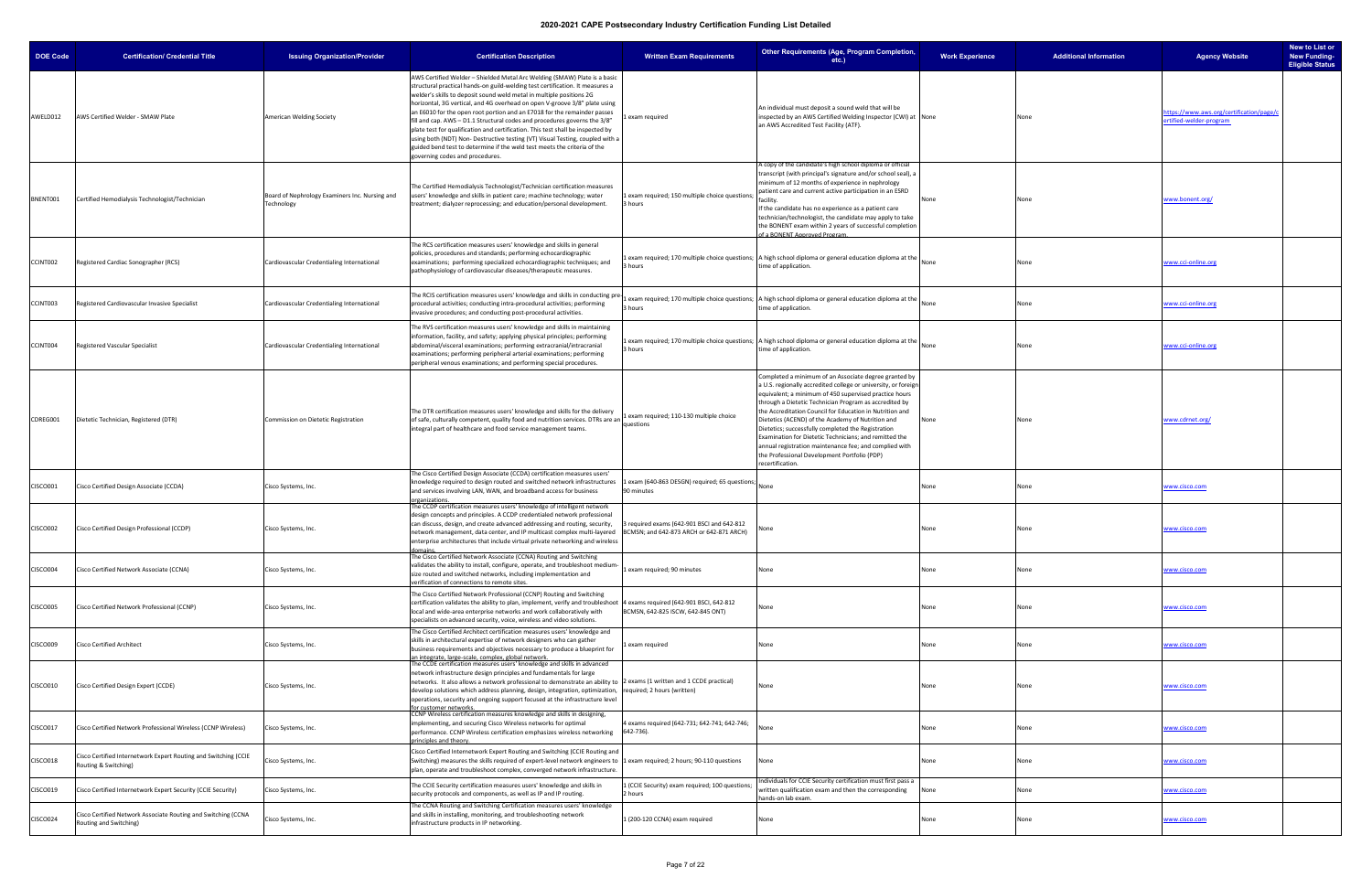# 2020-2021 CAPE Postsecondary Industry Certification Funding List Detailed

| DOE Code | Certification/ Credential Title | Issuing Organization/Provider | Certification Description | Written Exam Requirements | Other Requirements (Age, Program Completion, etc.) | Work Experience | Additional Information | Agency Website | New to List or New Funding-Eligible Status |
|---|---|---|---|---|---|---|---|---|---|
| AWELD012 | AWS Certified Welder - SMAW Plate | American Welding Society | AWS Certified Welder – Shielded Metal Arc Welding (SMAW) Plate is a basic structural practical hands-on guild-welding test certification. It measures a welder's skills to deposit sound weld metal in multiple positions 2G horizontal, 3G vertical, and 4G overhead on open V-groove 3/8" plate using an E6010 for the open root portion and an E7018 for the remainder passes fill and cap. AWS – D1.1 Structural codes and procedures governs the 3/8" plate test for qualification and certification. This test shall be inspected by using both (NDT) Non- Destructive testing (VT) Visual Testing, coupled with a guided bend test to determine if the weld test meets the criteria of the governing codes and procedures. | 1 exam required | An individual must deposit a sound weld that will be inspected by an AWS Certified Welding Inspector (CWI) at an AWS Accredited Test Facility (ATF). | None | None | https://www.aws.org/certification/page/certified-welder-program | |
| BNENT001 | Certified Hemodialysis Technologist/Technician | Board of Nephrology Examiners Inc. Nursing and Technology | The Certified Hemodialysis Technologist/Technician certification measures users' knowledge and skills in patient care; machine technology; water treatment; dialyzer reprocessing; and education/personal development. | 1 exam required; 150 multiple choice questions; 3 hours | A copy of the candidate's high school diploma or official transcript (with principal's signature and/or school seal), a minimum of 12 months of experience in nephrology patient care and current active participation in an ESRD facility. If the candidate has no experience as a patient care technician/technologist, the candidate may apply to take the BONENT exam within 2 years of successful completion of a BONENT Approved Program. | None | None | www.bonent.org/ | |
| CCINT002 | Registered Cardiac Sonographer (RCS) | Cardiovascular Credentialing International | The RCS certification measures users' knowledge and skills in general policies, procedures and standards; performing echocardiographic examinations; performing specialized echocardiographic techniques; and pathophysiology of cardiovascular diseases/therapeutic measures. | 1 exam required; 170 multiple choice questions; 3 hours | A high school diploma or general education diploma at the time of application. | None | None | www.cci-online.org | |
| CCINT003 | Registered Cardiovascular Invasive Specialist | Cardiovascular Credentialing International | The RCIS certification measures users' knowledge and skills in conducting pre-procedural activities; conducting intra-procedural activities; performing invasive procedures; and conducting post-procedural activities. | 1 exam required; 170 multiple choice questions; 3 hours | A high school diploma or general education diploma at the time of application. | None | None | www.cci-online.org | |
| CCINT004 | Registered Vascular Specialist | Cardiovascular Credentialing International | The RVS certification measures users' knowledge and skills in maintaining information, facility, and safety; applying physical principles; performing abdominal/visceral examinations; performing extracranial/intracranial examinations; performing peripheral arterial examinations; performing peripheral venous examinations; and performing special procedures. | 1 exam required; 170 multiple choice questions; 3 hours | A high school diploma or general education diploma at the time of application. | None | None | www.cci-online.org | |
| CDREG001 | Dietetic Technician, Registered (DTR) | Commission on Dietetic Registration | The DTR certification measures users' knowledge and skills for the delivery of safe, culturally competent, quality food and nutrition services. DTRs are an integral part of healthcare and food service management teams. | 1 exam required; 110-130 multiple choice questions | Completed a minimum of an Associate degree granted by a U.S. regionally accredited college or university, or foreign equivalent; a minimum of 450 supervised practice hours through a Dietetic Technician Program as accredited by the Accreditation Council for Education in Nutrition and Dietetics (ACEND) of the Academy of Nutrition and Dietetics; successfully completed the Registration Examination for Dietetic Technicians; and remitted the annual registration maintenance fee; and complied with the Professional Development Portfolio (PDP) recertification. | None | None | www.cdrnet.org/ | |
| CISCO001 | Cisco Certified Design Associate (CCDA) | Cisco Systems, Inc. | The Cisco Certified Design Associate (CCDA) certification measures users' knowledge required to design routed and switched network infrastructures and services involving LAN, WAN, and broadband access for business organizations. | 1 exam (640-863 DESGN) required; 65 questions; 90 minutes | None | None | None | www.cisco.com | |
| CISCO002 | Cisco Certified Design Professional (CCDP) | Cisco Systems, Inc. | The CCDP certification measures users' knowledge of intelligent network design concepts and principles. A CCDP credentialed network professional can discuss, design, and create advanced addressing and routing, security, network management, data center, and IP multicast complex multi-layered enterprise architectures that include virtual private networking and wireless domains. | 3 required exams (642-901 BSCI and 642-812 BCMSN; and 642-873 ARCH or 642-871 ARCH) | None | None | None | www.cisco.com | |
| CISCO004 | Cisco Certified Network Associate (CCNA) | Cisco Systems, Inc. | The Cisco Certified Network Associate (CCNA) Routing and Switching validates the ability to install, configure, operate, and troubleshoot medium-size routed and switched networks, including implementation and verification of connections to remote sites. | 1 exam required; 90 minutes | None | None | None | www.cisco.com | |
| CISCO005 | Cisco Certified Network Professional (CCNP) | Cisco Systems, Inc. | The Cisco Certified Network Professional (CCNP) Routing and Switching certification validates the ability to plan, implement, verify and troubleshoot local and wide-area enterprise networks and work collaboratively with specialists on advanced security, voice, wireless and video solutions. | 4 exams required (642-901 BSCI, 642-812 BCMSN, 642-825 ISCW, 642-845 ONT) | None | None | None | www.cisco.com | |
| CISCO009 | Cisco Certified Architect | Cisco Systems, Inc. | The Cisco Certified Architect certification measures users' knowledge and skills in architectural expertise of network designers who can gather business requirements and objectives necessary to produce a blueprint for an integrate, large-scale, complex, global network. | 1 exam required | None | None | None | www.cisco.com | |
| CISCO010 | Cisco Certified Design Expert (CCDE) | Cisco Systems, Inc. | The CCDE certification measures users' knowledge and skills in advanced network infrastructure design principles and fundamentals for large networks. It also allows a network professional to demonstrate an ability to develop solutions which address planning, design, integration, optimization, operations, security and ongoing support focused at the infrastructure level for customer networks. | 2 exams (1 written and 1 CCDE practical) required; 2 hours (written) | None | None | None | www.cisco.com | |
| CISCO017 | Cisco Certified Network Professional Wireless (CCNP Wireless) | Cisco Systems, Inc. | CCNP Wireless certification measures knowledge and skills in designing, implementing, and securing Cisco Wireless networks for optimal performance. CCNP Wireless certification emphasizes wireless networking principles and theory. | 4 exams required (642-731; 642-741; 642-746; 642-736). | None | None | None | www.cisco.com | |
| CISCO018 | Cisco Certified Internetwork Expert Routing and Switching (CCIE Routing & Switching) | Cisco Systems, Inc. | Cisco Certified Internetwork Expert Routing and Switching (CCIE Routing and Switching) measures the skills required of expert-level network engineers to plan, operate and troubleshoot complex, converged network infrastructure. | 1 exam required; 2 hours; 90-110 questions | None | None | None | www.cisco.com | |
| CISCO019 | Cisco Certified Internetwork Expert Security (CCIE Security) | Cisco Systems, Inc. | The CCIE Security certification measures users' knowledge and skills in security protocols and components, as well as IP and IP routing. | 1 (CCIE Security) exam required; 100 questions; 2 hours | Individuals for CCIE Security certification must first pass a written qualification exam and then the corresponding hands-on lab exam. | None | None | www.cisco.com | |
| CISCO024 | Cisco Certified Network Associate Routing and Switching (CCNA Routing and Switching) | Cisco Systems, Inc. | The CCNA Routing and Switching Certification measures users' knowledge and skills in installing, monitoring, and troubleshooting network infrastructure products in IP networking. | 1 (200-120 CCNA) exam required | None | None | None | www.cisco.com | |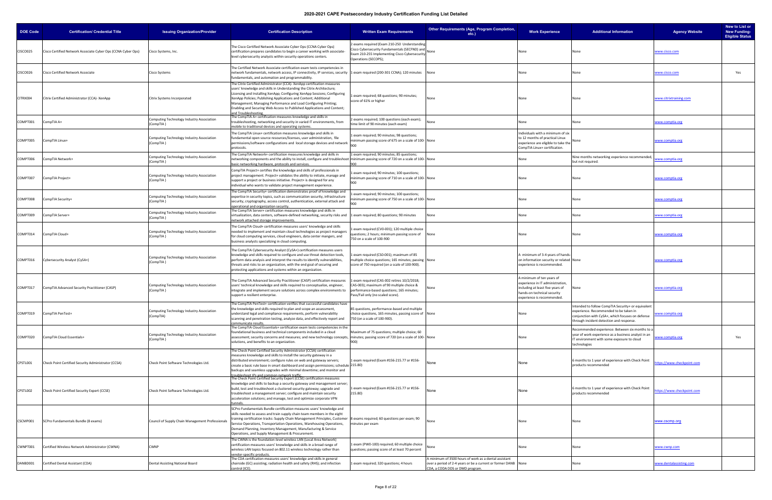# 2020-2021 CAPE Postsecondary Industry Certification Funding List Detailed

| DOE Code | Certification/ Credential Title | Issuing Organization/Provider | Certification Description | Written Exam Requirements | Other Requirements (Age, Program Completion, etc.) | Work Experience | Additional Information | Agency Website | New to List or New Funding-Eligible Status |
|---|---|---|---|---|---|---|---|---|---|
| CISCO025 | Cisco Certified Network Associate Cyber Ops (CCNA Cyber Ops) | Cisco Systems, Inc. | The Cisco Certified Network Associate Cyber Ops (CCNA Cyber Ops) certification prepares candidates to begin a career working with associate-level cybersecurity analysts within security operations centers. | 2 exams required (Exam 210-250 Understanding Cisco Cybersecurity Fundamentals (SECFND) and Exam 210-255 Implementing Cisco Cybersecurity Operations (SECOPS); | None | None | None | www.cisco.com | |
| CISCO026 | Cisco Certified Network Associate | Cisco Systems | The Certified Network Associate certification exam tests competencies in network fundamentals, network access, IP connectivity, IP services, security fundamentals, and automation and programmability. | 1 exam required (200-301 CCNA); 120 minutes | None | None | None | www.cisco.com | Yes |
| CITRX004 | Citrix Certified Administrator (CCA)- XenApp | Citrix Systems Incorporated | The Citrix Certified Administrator (CCA)- XenApp certification measures users' knowledge and skills in Understanding the Citrix Architecture; Licensing and Installing XenApp; Configuring XenApp Sessions; Configuring XenApp Policies; Publishing Applications and Content; Additional Management; Managing Performance and Load Configuring Printing; Enabling and Securing Web Access to Published Applications and Content; and Troubleshooting. | 1 exam required; 68 questions; 90 minutes; score of 61% or higher | None | None | None | www.citrixtraining.com | |
| COMPT001 | CompTIA A+ | Computing Technology Industry Association (CompTIA) | The CompTIA A+ certification measures knowledge and skills in troubleshooting, networking and security in varied IT environments, from mobile to traditional devices and operating systems. | 2 exams required; 100 questions (each exam); time limit of 90 minutes (each exam) | None | None | None | www.comptia.org | |
| COMPT005 | CompTIA Linux+ | Computing Technology Industry Association (CompTIA) | The CompTIA Linux+ certification measures knowledge and skills in fundamental open source resources/licenses, user administration, file permissions/software configurations and local storage devices and network protocols. | 1 exam required; 90 minutes; 98 questions; minimum passing score of 675 on a scale of 100-900 | None | Individuals with a minimum of six to 12 months of practical Linux experience are eligible to take the CompTIA Linux+ certification. | None | www.comptia.org | |
| COMPT006 | CompTIA Network+ | Computing Technology Industry Association (CompTIA) | The CompTIA Network+ certification measures knowledge and skills in networking components and the ability to install, configure and troubleshoot basic networking hardware, protocols and services. | 1 exam required; 90 minutes; 85 questions; minimum passing score of 720 on a scale of 100-900 | None | None | Nine months networking experience recommended, but not required. | www.comptia.org | |
| COMPT007 | CompTIA Project+ | Computing Technology Industry Association (CompTIA) | CompTIA Project+ certifies the knowledge and skills of professionals in project management. Project+ validates the ability to initiate, manage and support a project or business initiative. Project+ is designed for any individual who wants to validate project management experience. | 1 exam required; 90 minutes; 100 questions; minimum passing score of 710 on a scale of 100-900 | None | None | None | www.comptia.org | |
| COMPT008 | CompTIA Security+ | Computing Technology Industry Association (CompTIA) | The CompTIA Security+ certification demonstrates proof of knowledge and expertise in security topics, such as communication security, infrastructure security, cryptography, access control, authentication, external attack and operational and organization security. | 1 exam required; 90 minutes; 100 questions; minimum passing score of 750 on a scale of 100-900 | None | None | None | www.comptia.org | |
| COMPT009 | CompTIA Server+ | Computing Technology Industry Association (CompTIA) | The CompTIA Server+ certification measures knowledge and skills in virtualization, data centers, software-defined networking, security risks and network attached storage improvements. | 1 exam required; 80 questions; 90 minutes | None | None | None | www.comptia.org | |
| COMPT014 | CompTIA Cloud+ | Computing Technology Industry Association (CompTIA) | The CompTIA Cloud+ certification measures users' knowledge and skills needed to implement and maintain cloud technologies as project managers for cloud computing services, cloud engineers, data center managers, and business analysts specializing in cloud computing. | 1 exam required (CV0-001); 120 multiple choice questions; 2 hours; minimum passing score of 750 on a scale of 100-900 | None | None | None | www.comptia.org | |
| COMPT016 | Cybersecurity Analyst (CySA+) | Computing Technology Industry Association (CompTIA) | The CompTIA Cybersecurity Analyst (CySA+) certification measures users knowledge and skills required to configure and use threat detection tools, perform data analysis and interpret the results to identify vulnerabilities, threats and risks to an organization, with the end goal of securing and protecting applications and systems within an organization. | 1 exam required (CS0-001); maximum of 85 multiple choice questions; 165 minutes; passing score of 750 required (on a scale of 100-900). | None | A minimum of 3-4 years of hands-on information security or related experience is recommended. | None | www.comptia.org | |
| COMPT017 | CompTIA Advanced Security Practitioner (CASP) | Computing Technology Industry Association (CompTIA) | The CompTIA Advanced Security Practitioner (CASP) certification measures users' technical knowledge and skills required to conceptualize, engineer, integrate and implement secure solutions across complex environments to support a resilient enterprise. | 1 exam required (CAS-002 retires 10/2/2018; CAS-003); maximum of 90 multiple choice & performance-based questions; 165 minutes; Pass/Fail only (no scaled score). | None | A minimum of ten years of experience in IT administration, including at least five years of hands-on technical security experience is recommended. | None | www.comptia.org | |
| COMPT019 | CompTIA PenTest+ | Computing Technology Industry Association (CompTIA) | The CompTIA PenTest+ certification verifies that successful candidates have the knowledge and skills required to plan and scope an assessment, understand legal and compliance requirements, perform vulnerability scanning and penetration testing, analyze data, and effectively report and communicate results. | 85 questions, performance-based and multiple choice questions, 165 minutes, passing score of 750 (on a scale of 100-900). | None | None | Intended to follow CompTIA Security+ or equivalent experience. Recommended to be taken in conjunction with CySA+, which focuses on defense through incident detection and response. | www.comptia.org | |
| COMPT020 | CompTIA Cloud Essentials+ | Computing Technology Industry Association (CompTIA) | The CompTIA Cloud Essentials+ certification exam tests competencies in the foundational business and technical components included in a cloud assessment; security concerns and measures; and new technology concepts, solutions, and benefits to an organization. | Maximum of 75 questions; multiple choice; 60 minutes; passing score of 720 (on a scale of 100-900) | None | None | Recommended experience: Between six months to a year of work experience as a business analyst in an IT environment with some exposure to cloud technologies. | www.comptia.org | Yes |
| CPSTL001 | Check Point Certified Security Administrator (CCSA) | Check Point Software Technologies Ltd. | The Check Point Certified Security Administrator (CCSA) certification measures knowledge and skills to install the security gateway in a distributed environment; configure rules on web and gateway servers; create a basic rule base in smart dashboard and assign permissions; schedule backups and seamless upgrades with minimal downtime; and monitor and troubleshoot IPs and common network traffic. | 1 exam required (Exam #156-215.77 or #156-215.80) | None | None | 6 months to 1 year of experience with Check Point products recommended | https://www.checkpoint.com | |
| CPSTL002 | Check Point Certified Security Expert (CCSE) | Check Point Software Technologies Ltd. | The Check Point Certified Security Expert (CCSE) certification measures knowledge and skills to backup a security gateway and management server; build, test and troubleshoot a clustered security gateway; upgrade and troubleshoot a management server; configure and maintain security acceleration solutions; and manage, test and optimize corporate VPN tunnels. | 1 exam required (Exam #156-215.77 or #156-215.80) | None | None | 6 months to 1 year of experience with Check Point products recommended | https://www.checkpoint.com | |
| CSCMP001 | SCPro Fundamentals Bundle (8 exams) | Council of Supply Chain Management Professionals | SCPro Fundamentals Bundle certification measures users' knowledge and skills needed to assess and train supply chain team members in the eight training certification tracks: Supply Chain Management Principles, Customer Service Operations, Transportation Operations, Warehousing Operations, Demand Planning, Inventory Management, Manufacturing & Service Operations, and Supply Management & Procurement. | 8 exams required; 60 questions per exam; 90 minutes per exam | None | None | None | www.cscmp.org | |
| CWNPT001 | Certified Wireless Network Administrator (CWNA) | CWNP | The CWNA is the foundation-level wireless LAN (Local Area Network) certification measures users' knowledge and skills in a broad range of wireless LAN topics focused on 802.11 wireless technology rather than vendor-specific products. | 1 exam (PW0-100) required; 60 multiple choice questions; passing score of at least 70 percent | None | None | None | www.cwnp.com | |
| DANBD001 | Certified Dental Assistant (CDA) | Dental Assisting National Board | The CDA certification measures users' knowledge and skills in general chairside (GC) assisting; radiation health and safety (RHS); and infection control (ICE). | 1 exam required; 320 questions; 4 hours | A minimum of 3500 hours of work as a dental assistant over a period of 2-4 years or be a current or former DANB CDA, a CODA DDS or DMD program. | None | None | www.dentalassisting.com | |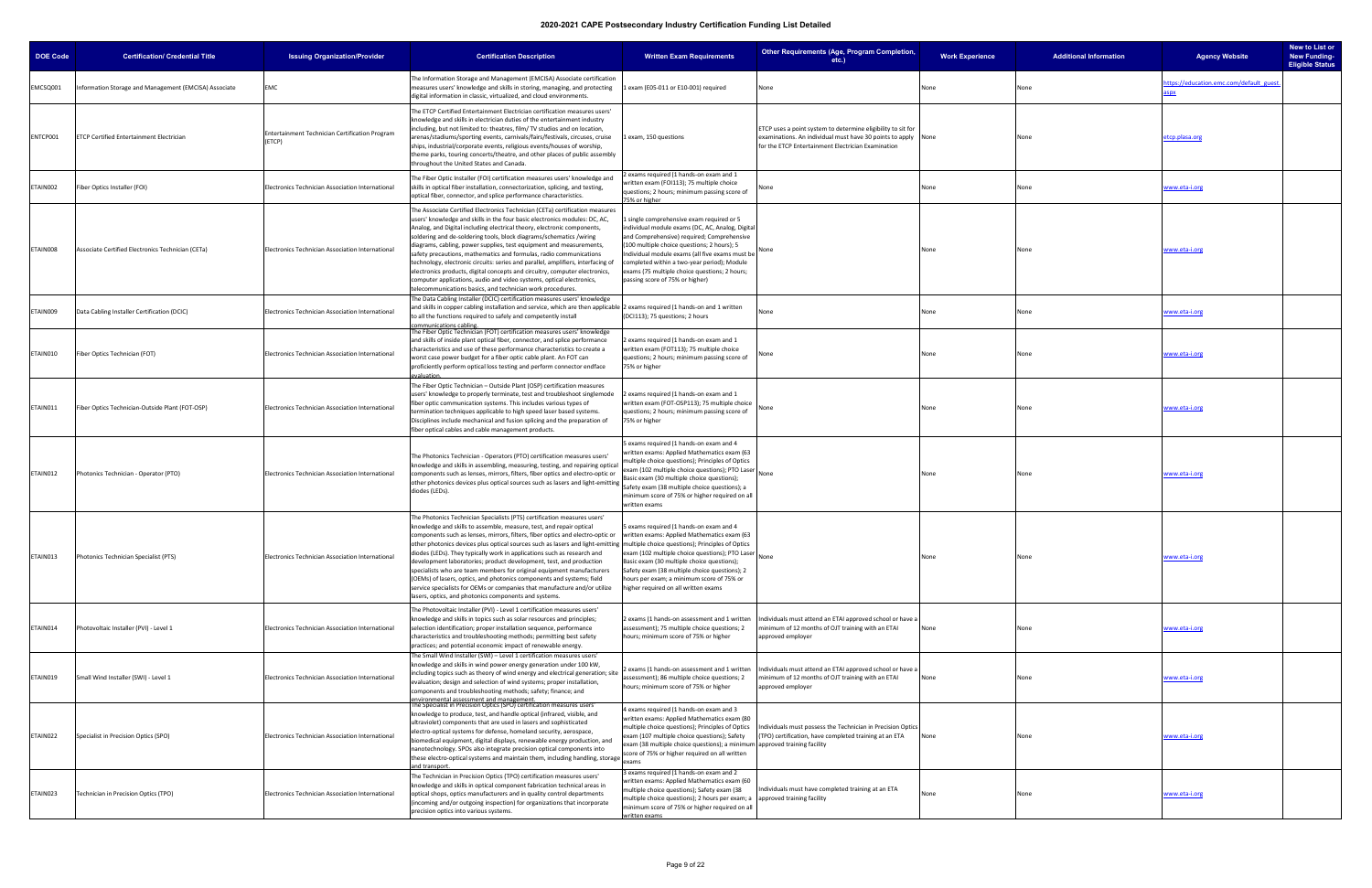# 2020-2021 CAPE Postsecondary Industry Certification Funding List Detailed

| DOE Code | Certification/ Credential Title | Issuing Organization/Provider | Certification Description | Written Exam Requirements | Other Requirements (Age, Program Completion, etc.) | Work Experience | Additional Information | Agency Website | New to List or New Funding-Eligible Status |
|---|---|---|---|---|---|---|---|---|---|
| EMCSQ001 | Information Storage and Management (EMCISA) Associate | EMC | The Information Storage and Management (EMCISA) Associate certification measures users' knowledge and skills in storing, managing, and protecting digital information in classic, virtualized, and cloud environments. | 1 exam (E05-011 or E10-001) required | None | None | None | https://education.emc.com/default_guest.aspx | |
| ENTCP001 | ETCP Certified Entertainment Electrician | Entertainment Technician Certification Program (ETCP) | The ETCP Certified Entertainment Electrician certification measures users' knowledge and skills in electrician duties of the entertainment industry including, but not limited to: theatres, film/ TV studios and on location, arenas/stadiums/sporting events, carnivals/fairs/festivals, circuses, cruise ships, industrial/corporate events, religious events/houses of worship, theme parks, touring concerts/theatre, and other places of public assembly throughout the United States and Canada. | 1 exam, 150 questions | ETCP uses a point system to determine eligibility to sit for examinations. An individual must have 30 points to apply for the ETCP Entertainment Electrician Examination | None | None | etcp.plasa.org | |
| ETAIN002 | Fiber Optics Installer (FOI) | Electronics Technician Association International | The Fiber Optic Installer (FOI) certification measures users' knowledge and skills in optical fiber installation, connectorization, splicing, and testing, optical fiber, connector, and splice performance characteristics. | 2 exams required (1 hands-on exam and 1 written exam (FOI113); 75 multiple choice questions; 2 hours; minimum passing score of 75% or higher | None | None | None | www.eta-i.org | |
| ETAIN008 | Associate Certified Electronics Technician (CETa) | Electronics Technician Association International | The Associate Certified Electronics Technician (CETa) certification measures users' knowledge and skills in the four basic electronics modules: DC, AC, Analog, and Digital including electrical theory, electronic components, soldering and de-soldering tools, block diagrams/schematics /wiring diagrams, cabling, power supplies, test equipment and measurements, safety precautions, mathematics and formulas, radio communications technology, electronic circuits: series and parallel, amplifiers, interfacing of electronics products, digital concepts and circuitry, computer electronics, computer applications, audio and video systems, optical electronics, telecommunications basics, and technician work procedures. | 1 single comprehensive exam required or 5 individual module exams (DC, AC, Analog, Digital and Comprehensive) required; Comprehensive (100 multiple choice questions; 2 hours); 5 Individual module exams (all five exams must be completed within a two-year period); Module exams (75 multiple choice questions; 2 hours; passing score of 75% or higher) | None | None | None | www.eta-i.org | |
| ETAIN009 | Data Cabling Installer Certification (DCIC) | Electronics Technician Association International | The Data Cabling Installer (DCIC) certification measures users' knowledge and skills in copper cabling installation and service, which are then applicable to all the functions required to safely and competently install communications cabling. | 2 exams required (1 hands-on and 1 written (DCI113); 75 questions; 2 hours | None | None | None | www.eta-i.org | |
| ETAIN010 | Fiber Optics Technician (FOT) | Electronics Technician Association International | The Fiber Optic Technician (FOT) certification measures users' knowledge and skills of inside plant optical fiber, connector, and splice performance characteristics and use of these performance characteristics to create a worst case power budget for a fiber optic cable plant. An FOT can proficiently perform optical loss testing and perform connector endface evaluation. | 2 exams required (1 hands-on exam and 1 written exam (FOT113); 75 multiple choice questions; 2 hours; minimum passing score of 75% or higher | None | None | None | www.eta-i.org | |
| ETAIN011 | Fiber Optics Technician-Outside Plant (FOT-OSP) | Electronics Technician Association International | The Fiber Optic Technician – Outside Plant (OSP) certification measures users' knowledge to properly terminate, test and troubleshoot singlemode fiber optic communication systems. This includes various types of termination techniques applicable to high speed laser based systems. Disciplines include mechanical and fusion splicing and the preparation of fiber optical cables and cable management products. | 2 exams required (1 hands-on exam and 1 written exam (FOT-OSP113); 75 multiple choice questions; 2 hours; minimum passing score of 75% or higher | None | None | None | www.eta-i.org | |
| ETAIN012 | Photonics Technician - Operator (PTO) | Electronics Technician Association International | The Photonics Technician - Operators (PTO) certification measures users' knowledge and skills in assembling, measuring, testing, and repairing optical components such as lenses, mirrors, filters, fiber optics and electro-optic or other photonics devices plus optical sources such as lasers and light-emitting diodes (LEDs). | 5 exams required (1 hands-on exam and 4 written exams: Applied Mathematics exam (63 multiple choice questions); Principles of Optics exam (102 multiple choice questions); PTO Laser Basic exam (30 multiple choice questions); Safety exam (38 multiple choice questions); a minimum score of 75% or higher required on all written exams | None | None | None | www.eta-i.org | |
| ETAIN013 | Photonics Technician Specialist (PTS) | Electronics Technician Association International | The Photonics Technician Specialists (PTS) certification measures users' knowledge and skills to assemble, measure, test, and repair optical components such as lenses, mirrors, filters, fiber optics and electro-optic or other photonics devices plus optical sources such as lasers and light-emitting diodes (LEDs). They typically work in applications such as research and development laboratories; product development, test, and production specialists who are team members for original equipment manufacturers (OEMs) of lasers, optics, and photonics components and systems; field service specialists for OEMs or companies that manufacture and/or utilize lasers, optics, and photonics components and systems. | 5 exams required (1 hands-on exam and 4 written exams: Applied Mathematics exam (63 multiple choice questions); Principles of Optics exam (102 multiple choice questions); PTO Laser Basic exam (30 multiple choice questions); Safety exam (38 multiple choice questions); 2 hours per exam; a minimum score of 75% or higher required on all written exams | None | None | None | www.eta-i.org | |
| ETAIN014 | Photovoltaic Installer (PVI) - Level 1 | Electronics Technician Association International | The Photovoltaic Installer (PVI) - Level 1 certification measures users' knowledge and skills in topics such as solar resources and principles; selection identification; proper installation sequence, performance characteristics and troubleshooting methods; permitting best safety practices; and potential economic impact of renewable energy. | 2 exams (1 hands-on assessment and 1 written assessment); 75 multiple choice questions; 2 hours; minimum score of 75% or higher | Individuals must attend an ETAI approved school or have a minimum of 12 months of OJT training with an ETAI approved employer | None | None | www.eta-i.org | |
| ETAIN019 | Small Wind Installer (SWI) - Level 1 | Electronics Technician Association International | The Small Wind Installer (SWI) – Level 1 certification measures users' knowledge and skills in wind power energy generation under 100 kW, including topics such as theory of wind energy and electrical generation; site evaluation; design and selection of wind systems; proper installation, components and troubleshooting methods; safety; finance; and environmental assessment and management. | 2 exams (1 hands-on assessment and 1 written assessment); 86 multiple choice questions; 2 hours; minimum score of 75% or higher | Individuals must attend an ETAI approved school or have a minimum of 12 months of OJT training with an ETAI approved employer | None | None | www.eta-i.org | |
| ETAIN022 | Specialist in Precision Optics (SPO) | Electronics Technician Association International | The Specialist in Precision Optics (SPO) certification measures users' knowledge to produce, test, and handle optical (infrared, visible, and ultraviolet) components that are used in lasers and sophisticated electro-optical systems for defense, homeland security, aerospace, biomedical equipment, digital displays, renewable energy production, and nanotechnology. SPOs also integrate precision optical components into these electro-optical systems and maintain them, including handling, storage and transport. | 4 exams required (1 hands-on exam and 3 written exams: Applied Mathematics exam (80 multiple choice questions); Principles of Optics exam (107 multiple choice questions); Safety exam (38 multiple choice questions); a minimum score of 75% or higher required on all written exams | Individuals must possess the Technician in Precision Optics (TPO) certification, have completed training at an ETA approved training facility | None | None | www.eta-i.org | |
| ETAIN023 | Technician in Precision Optics (TPO) | Electronics Technician Association International | The Technician in Precision Optics (TPO) certification measures users' knowledge and skills in optical component fabrication technical areas in optical shops, optics manufacturers and in quality control departments (incoming and/or outgoing inspection) for organizations that incorporate precision optics into various systems. | 3 exams required (1 hands-on exam and 2 written exams: Applied Mathematics exam (60 multiple choice questions); Safety exam (38 multiple choice questions); 2 hours per exam; a minimum score of 75% or higher required on all written exams | Individuals must have completed training at an ETA approved training facility | None | None | www.eta-i.org | |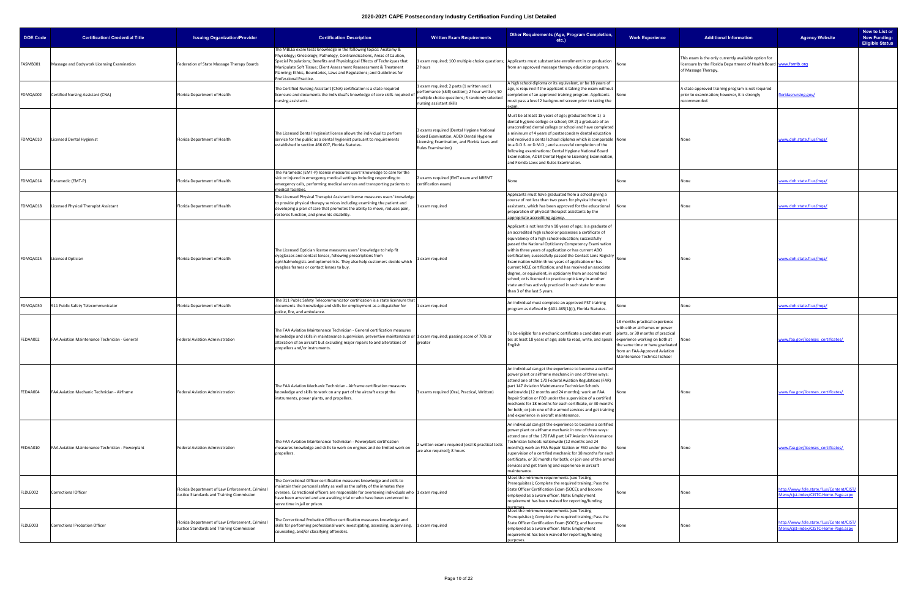# 2020-2021 CAPE Postsecondary Industry Certification Funding List Detailed

| DOE Code | Certification/ Credential Title | Issuing Organization/Provider | Certification Description | Written Exam Requirements | Other Requirements (Age, Program Completion, etc.) | Work Experience | Additional Information | Agency Website | New to List or New Funding-Eligible Status |
|---|---|---|---|---|---|---|---|---|---|
| FASMB001 | Massage and Bodywork Licensing Examination | Federation of State Massage Therapy Boards | The MBLEx exam tests knowledge in the following topics: Anatomy & Physiology; Kinesiology; Pathology, Contraindications, Areas of Caution, Special Populations; Benefits and Physiological Effects of Techniques that Manipulate Soft Tissue; Client Assessment Reassessment & Treatment Planning; Ethics, Boundaries, Laws and Regulations; and Guidelines for Professional Practice. | 1 exam required; 100 multiple choice questions; 2 hours | Applicants must substantiate enrollment in or graduation from an approved massage therapy education program. | None | This exam is the only currently available option for licensure by the Florida Department of Health Board of Massage Therapy. | www.fsmtb.org | |
| FDMQA002 | Certified Nursing Assistant (CNA) | Florida Department of Health | The Certified Nursing Assistant (CNA) certification is a state required licensure and documents the individual's knowledge of core skills required of nursing assistants. | 1 exam required; 2 parts (1 written and 1 performance (skill) section); 2 hour written; 50 multiple choice questions; 5 randomly selected nursing assistant skills | A high school diploma or its equivalent, or be 18 years of age, is required if the applicant is taking the exam without completion of an approved training program. Applicants must pass a level 2 background screen prior to taking the exam. | None | A state-approved training program is not required prior to examination; however, it is strongly recommended. | floridasnursing.gov/ | |
| FDMQA010 | Licensed Dental Hygienist | Florida Department of Health | The Licensed Dental Hygienist license allows the individual to perform service for the public as a dental hygienist pursuant to requirements established in section 466.007, Florida Statutes. | 3 exams required (Dental Hygiene National Board Examination, ADEX Dental Hygiene Licensing Examination, and Florida Laws and Rules Examination) | Must be at least 18 years of age; graduated from 1) a dental hygiene college or school; OR 2) a graduate of an unaccredited dental college or school and have completed a minimum of 4 years of postsecondary dental education and received a dental school diploma which is comparable to a D.D.S. or D.M.D.; and successful completion of the following examinations: Dental Hygiene National Board Examination, ADEX Dental Hygiene Licensing Examination, and Florida Laws and Rules Examination. | None | None | www.doh.state.fl.us/mqa/ | |
| FDMQA014 | Paramedic (EMT-P) | Florida Department of Health | The Paramedic (EMT-P) license measures users' knowledge to care for the sick or injured in emergency medical settings including responding to emergency calls, performing medical services and transporting patients to medical facilities. | 2 exams required (EMT exam and NREMT certification exam) | None | None | None | www.doh.state.fl.us/mqa/ | |
| FDMQA018 | Licensed Physical Therapist Assistant | Florida Department of Health | The Licensed Physical Therapist Assistant license measures users' knowledge to provide physical therapy services including examining the patient and developing a plan of care that promotes the ability to move, reduces pain, restores function, and prevents disability. | 1 exam required | Applicants must have graduated from a school giving a course of not less than two years for physical therapist assistants, which has been approved for the educational preparation of physical therapist assistants by the appropriate accrediting agency. | None | None | www.doh.state.fl.us/mqa/ | |
| FDMQA025 | Licensed Optician | Florida Department of Health | The Licensed Optician license measures users' knowledge to help fit eyeglasses and contact lenses, following prescriptions from ophthalmologists and optometrists. They also help customers decide which eyeglass frames or contact lenses to buy. | 1 exam required | Applicant is not less than 18 years of age; Is a graduate of an accredited high school or possesses a certificate of equivalency of a high school education; successfully passed the National Opticianry Competency Examination within three years of application or has current ABO certification; successfully passed the Contact Lens Registry Examination within three years of application or has current NCLE certification; and has received an associate degree, or equivalent, in opticianry from an accredited school; or Is licensed to practice opticianry in another state and has actively practiced in such state for more than 3 of the last 5 years. | None | None | www.doh.state.fl.us/mqa/ | |
| FDMQA030 | 911 Public Safety Telecommunicator | Florida Department of Health | The 911 Public Safety Telecommunicator certification is a state licensure that documents the knowledge and skills for employment as a dispatcher for police, fire, and ambulance. | 1 exam required | An individual must complete an approved PST training program as defined in §401.465(1)(c), Florida Statutes. | None | None | www.doh.state.fl.us/mqa/ | |
| FEDAA002 | FAA Aviation Maintenance Technician - General | Federal Aviation Administration | The FAA Aviation Maintenance Technician - General certification measures knowledge and skills in maintenance supervision, preventive maintenance or alteration of an aircraft but excluding major repairs to and alterations of propellers and/or instruments. | 1 exam required; passing score of 70% or greater | To be eligible for a mechanic certificate a candidate must be: at least 18 years of age; able to read, write, and speak English | 18 months practical experience with either airframes or power plants, or 30 months of practical experience working on both at the same time or have graduated from an FAA-Approved Aviation Maintenance Technical School | None | www.faa.gov/licenses_certificates/ | |
| FEDAA004 | FAA Aviation Mechanic Technician - Airframe | Federal Aviation Administration | The FAA Aviation Mechanic Technician - Airframe certification measures knowledge and skills to work on any part of the aircraft except the instruments, power plants, and propellers. | 3 exams required (Oral, Practical, Written) | An individual can get the experience to become a certified power plant or airframe mechanic in one of three ways: attend one of the 170 Federal Aviation Regulations (FAR) part 147 Aviation Maintenance Technician Schools nationwide (12 months and 24 months); work an FAA Repair Station or FBO under the supervision of a certified mechanic for 18 months for each certificate, or 30 months for both; or join one of the armed services and get training and experience in aircraft maintenance. | None | None | www.faa.gov/licenses_certificates/ | |
| FEDAA010 | FAA Aviation Maintenance Technician - Powerplant | Federal Aviation Administration | The FAA Aviation Maintenance Technician - Powerplant certification measures knowledge and skills to work on engines and do limited work on propellers. | 2 written exams required (oral & practical tests are also required); 8 hours | An individual can get the experience to become a certified power plant or airframe mechanic in one of three ways: attend one of the 170 FAR part 147 Aviation Maintenance Technician Schools nationwide (12 months and 24 months); work an FAA Repair Station or FBO under the supervision of a certified mechanic for 18 months for each certificate, or 30 months for both; or join one of the armed services and get training and experience in aircraft maintenance. | None | None | www.faa.gov/licenses_certificates/ | |
| FLDLE002 | Correctional Officer | Florida Department of Law Enforcement, Criminal Justice Standards and Training Commission | The Correctional Officer certification measures knowledge and skills to maintain their personal safety as well as the safety of the inmates they oversee. Correctional officers are responsible for overseeing individuals who have been arrested and are awaiting trial or who have been sentenced to serve time in jail or prison. | 1 exam required | Meet the minimum requirements (see Testing Prerequisites); Complete the required training; Pass the State Officer Certification Exam (SOCE); and become employed as a sworn officer. Note: Employment requirement has been waived for reporting/funding purposes. | None | None | http://www.fdle.state.fl.us/Content/CJST/Menu/cjst-index/CJSTC-Home-Page.aspx | |
| FLDLE003 | Correctional Probation Officer | Florida Department of Law Enforcement, Criminal Justice Standards and Training Commission | The Correctional Probation Officer certification measures knowledge and skills for performing professional work investigating, assessing, supervising, counseling, and/or classifying offenders. | 1 exam required | Meet the minimum requirements (see Testing Prerequisites); Complete the required training; Pass the State Officer Certification Exam (SOCE); and become employed as a sworn officer. Note: Employment requirement has been waived for reporting/funding purposes. | None | None | http://www.fdle.state.fl.us/Content/CJST/Menu/cjst-index/CJSTC-Home-Page.aspx | |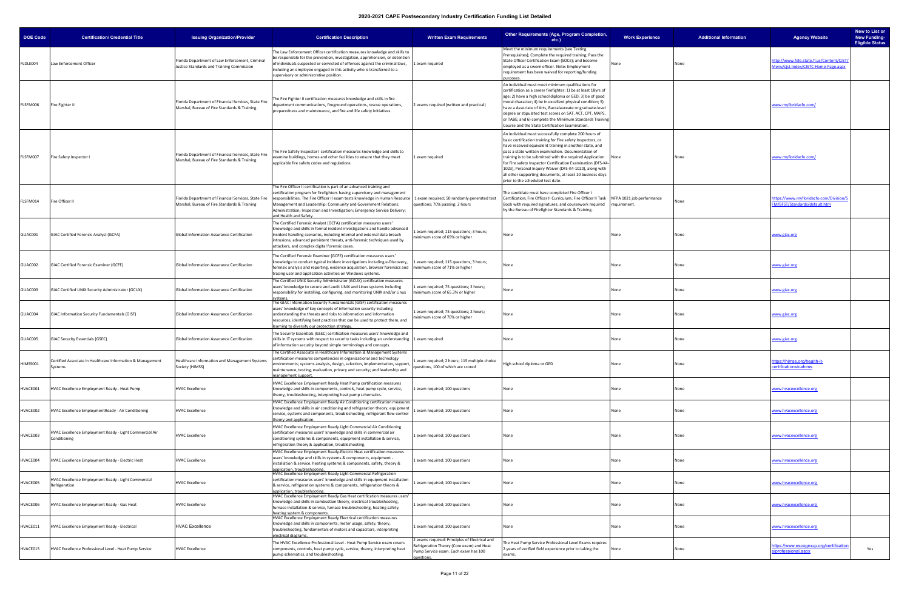# 2020-2021 CAPE Postsecondary Industry Certification Funding List Detailed

| DOE Code | Certification/ Credential Title | Issuing Organization/Provider | Certification Description | Written Exam Requirements | Other Requirements (Age, Program Completion, etc.) | Work Experience | Additional Information | Agency Website | New to List or New Funding-Eligible Status |
|---|---|---|---|---|---|---|---|---|---|
| FLDLE004 | Law Enforcement Officer | Florida Department of Law Enforcement, Criminal Justice Standards and Training Commission | The Law Enforcement Officer certification measures knowledge and skills to be responsible for the prevention, investigation, apprehension, or detention of individuals suspected or convicted of offenses against the criminal laws, including an employee engaged in this activity who is transferred to a supervisory or administrative position. | 1 exam required | Meet the minimum requirements (see Testing Prerequisites); Complete the required training; Pass the State Officer Certification Exam (SOCE); and become employed as a sworn officer. Note: Employment requirement has been waived for reporting/funding purposes. | None | None | http://www.fdle.state.fl.us/Content/CJST/Menu/cjst-index/CJSTC-Home-Page.aspx | |
| FLSFM006 | Fire Fighter II | Florida Department of Financial Services, State Fire Marshal, Bureau of Fire Standards & Training | The Fire Fighter II certification measures knowledge and skills in fire department communications, fireground operations, rescue operations, preparedness and maintenance, and fire and life safety initiatives. | 2 exams required (written and practical) | An individual must meet minimum qualifications for certification as a career firefighter: 1) be at least 18yrs of age; 2) have a high school diploma or GED; 3) be of good moral character; 4) be in excellent physical condition; 5) have a Associate of Arts, Baccalaureate or graduate-level degree or stipulated test scores on SAT, ACT, CPT, MAPS, or TABE; and 6) complete the Minimum Standards Training Course and the State Certification Examination. | | | www.myfloridacfo.com/ | |
| FLSFM007 | Fire Safety Inspector I | Florida Department of Financial Services, State Fire Marshal, Bureau of Fire Standards & Training | The Fire Safety Inspector I certification measures knowledge and skills to examine buildings, homes and other facilities to ensure that they meet applicable fire safety codes and regulations. | 1 exam required | An individual must successfully complete 200 hours of basic certification training for Fire safety Inspectors, or have received equivalent training in another state, and pass a state written examination. Documentation of training is to be submitted with the required Application for Fire safety Inspector Certification Examination (DFS-K4-1023), Personal Inquiry Waiver (DFS-K4-1020), along with all other supporting documents, at least 10 business days prior to the scheduled test date. | None | None | www.myfloridacfo.com/ | |
| FLSFM014 | Fire Officer II | Florida Department of Financial Services, State Fire Marshal, Bureau of Fire Standards & Training | The Fire Officer II certification is part of an advanced training and certification program for firefighters having supervisory and management responsibilities. The Fire Officer II exam tests knowledge in Human Resource Management and Leadership; Community and Government Relations; Administration; Inspection and Investigation; Emergency Service Delivery; and Health and Safety. | 1 exam required; 50 randomly generated test questions; 70% passing; 2 hours | The candidate must have completed Fire Officer I Certification; Fire Officer II Curriculum; Fire Officer II Task Book with required signatures; and coursework required by the Bureau of Firefighter Standards & Training. | NFPA 1021 job performance requirement. | None | https://www.myfloridacfo.com/Division/SFM/BFST/Standards/default.htm | |
| GLIAC001 | GIAC Certified Forensic Analyst (GCFA) | Global Information Assurance Certification | The Certified Forensic Analyst (GCFA) certification measures users' knowledge and skills in formal incident investigations and handle advanced incident handling scenarios, including internal and external data breach etrusions, advanced persistent threats, anti-forensic techniques used by attackers, and complex digital forensic cases. | 1 exam required; 115 questions; 3 hours; minimum score of 69% or higher | None | None | None | www.giac.org | |
| GLIAC002 | GIAC Certified Forensic Examiner (GCFE) | Global Information Assurance Certification | The Certified Forensic Examiner (GCFE) certification measures users' knowledge to conduct typical incident investigations including e-Discovery, forensic analysis and reporting, evidence acquisition, browser forensics and tracing user and application activities on Windows systems. | 1 exam required; 115 questions; 3 hours; minimum score of 71% or higher | None | None | None | www.giac.org | |
| GLIAC003 | GIAC Certified UNIX Security Administrator (GCUX) | Global Information Assurance Certification | The Certified UNIX Security Administrator (GCUX) certification measures users' knowledge to secure and audit UNIX and Linux systems including responsibility for installing, configuring, and monitoring UNIX and/or Linux systems. | 1 exam required; 75 questions; 2 hours; minimum score of 65.3% or higher | None | None | None | www.giac.org | |
| GLIAC004 | GIAC Information Security Fundamentals (GISF) | Global Information Assurance Certification | The GIAC Information Security Fundamentals (GISF) certification measures users' knowledge of key concepts of information security including understanding the threats and risks to information and information resources, identifying best practices that can be used to protect them, and learning to diversify our protection strategy. | 1 exam required; 75 questions; 2 hours; minimum score of 70% or higher | None | None | None | www.giac.org | |
| GLIAC005 | GIAC Security Essentials (GSEC) | Global Information Assurance Certification | The Security Essentials (GSEC) certification measures users' knowledge and skills in IT systems with respect to security tasks including an understanding of information security beyond simple terminology and concepts. | 1 exam required | None | None | None | www.giac.org | |
| HIMSS001 | Certified Associate in Healthcare Information & Management Systems | Healthcare Information and Management Systems Society (HIMSS) | The Certified Associate in Healthcare Information & Management Systems certification measures competencies in organizational and technology environments; systems analysis, design, selection, implementation, support, maintenance, testing, evaluation, privacy and security; and leadership and management support. | 1 exam required; 2 hours; 115 multiple-choice questions, 100 of which are scored | High school diploma or GED | None | None | https://himss.org/health-it-certifications/cahims | |
| HVACE001 | HVAC Excellence Employment Ready - Heat Pump | HVAC Excellence | HVAC Excellence Employment Ready Heat Pump certification measures knowledge and skills in components, controls, heat pump cycle, service, theory, troubleshooting, interpreting heat pump schematics. | 1 exam required; 100 questions | None | None | None | www.hvacexcellence.org | |
| HVACE002 | HVAC Excellence EmploymentReady - Air Conditioning | HVAC Excellence | HVAC Excellence Employment Ready Air Conditioning certification measures knowledge and skills in air conditioning and refrigeration theory, equipment service, systems and components, troubleshooting, refrigerant flow control theory and application. | 1 exam required; 100 questions | None | None | None | www.hvacexcellence.org | |
| HVACE003 | HVAC Excellence Employment Ready - Light Commercial Air Conditioning | HVAC Excellence | HVAC Excellence Employment Ready Light Commercial Air Conditioning certification measures users' knowledge and skills in commercial air conditioning systems & components, equipment installation & service, refrigeration theory & application, troubleshooting. | 1 exam required; 100 questions | None | None | None | www.hvacexcellence.org | |
| HVACE004 | HVAC Excellence Employment Ready - Electric Heat | HVAC Excellence | HVAC Excellence Employment Ready-Electric Heat certification measures users' knowledge and skills in systems & components, equipment - installation & service, heating systems & components, safety, theory & application, troubleshooting. | 1 exam required; 100 questions | None | None | None | www.hvacexcellence.org | |
| HVACE005 | HVAC Excellence Employment Ready - Light Commercial Refrigeration | HVAC Excellence | HVAC Excellence Employment Ready Light Commercial Refrigeration certification measures users' knowledge and skills in equipment installation & service, refrigeration systems & components, refrigeration theory & application, troubleshooting. | 1 exam required; 100 questions | None | None | None | www.hvacexcellence.org | |
| HVACE006 | HVAC Excellence Employment Ready - Gas Heat | HVAC Excellence | HVAC Excellence Employment Ready Gas Heat certification measures users' knowledge and skills in combustion theory, electrical troubleshooting, furnace installation & service, furnace troubleshooting, heating safety, heating system & components. | 1 exam required; 100 questions | None | None | None | www.hvacexcellence.org | |
| HVACE011 | HVAC Excellence Employment Ready - Electrical | HVAC Excellence | HVAC Excellence Employment Ready Electrical certification measures knowledge and skills in components, meter usage, safety, theory, troubleshooting, fundamentals of motors and capacitors, interpreting electrical diagrams. | 1 exam required; 100 questions | None | None | None | www.hvacexcellence.org | |
| HVACE015 | HVAC Excellence Professional Level - Heat Pump Service | HVAC Excellence | The HVAC Excellence Professional Level - Heat Pump Service exam covers components, controls, heat pump cycle, service, theory, interpreting heat pump schematics and troubleshooting. | 2 exams required: Principles of Electrical and Refrigeration Theory (Core exam) and Heat Pump Service exam. Each exam has 100 questions. | The Heat Pump Service Professional Level Exams requires 2 years of verified field experience prior to taking the exams. | None | None | https://www.escogroup.org/certifications/professional.aspx | Yes |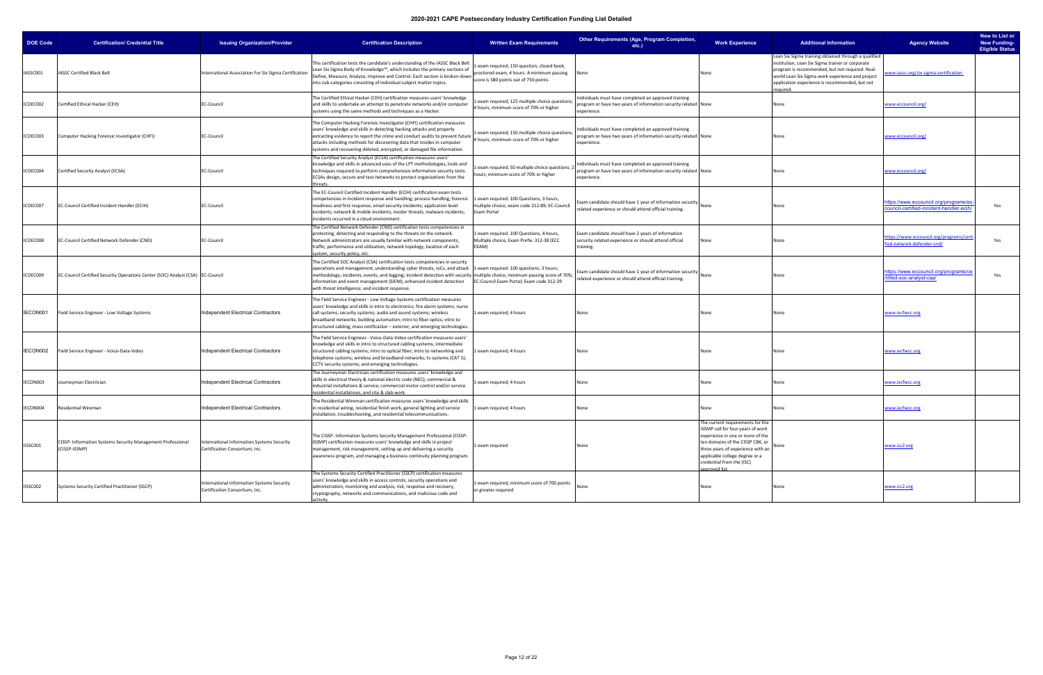# 2020-2021 CAPE Postsecondary Industry Certification Funding List Detailed

| DOE Code | Certification/ Credential Title | Issuing Organization/Provider | Certification Description | Written Exam Requirements | Other Requirements (Age, Program Completion, etc.) | Work Experience | Additional Information | Agency Website | New to List or New Funding-Eligible Status |
|---|---|---|---|---|---|---|---|---|---|
| IASSC001 | IASSC Certified Black Belt | International Association For Six Sigma Certification | This certification tests the candidate's understanding of the IASSC Black Belt Lean Six Sigma Body of Knowledge™, which includes the primary sections of Define, Measure, Analyze, Improve and Control. Each section is broken down into sub-categories consisting of individual subject matter topics. | 1 exam required; 150 question, closed book, proctored exam, 4 hours. A minimum passing score is 580 points out of 750 points. | None | None | Lean Six Sigma training obtained through a qualified institution, Lean Six Sigma trainer or corporate program is recommended, but not required. Real-world Lean Six Sigma work experience and project application experience is recommended, but not required. | www.iassc.org/six-sigma-certification | |
| ICOEC002 | Certified Ethical Hacker (CEH) | EC-Council | The Certified Ethical Hacker (CEH) certification measures users' knowledge and skills to undertake an attempt to penetrate networks and/or computer systems using the same methods and techniques as a Hacker. | 1 exam required; 125 multiple choice questions; 4 hours; minimum score of 70% or higher | Individuals must have completed an approved training program or have two years of information security related experience. | None | None | www.eccouncil.org/ | |
| ICOEC003 | Computer Hacking Forensic Investigator (CHFI) | EC-Council | The Computer Hacking Forensic Investigator (CHFI) certification measures users' knowledge and skills in detecting hacking attacks and properly extracting evidence to report the crime and conduct audits to prevent future attacks including methods for discovering data that resides in computer systems and recovering deleted, encrypted, or damaged file information. | 1 exam required; 150 multiple choice questions; 4 hours; minimum score of 70% or higher | Individuals must have completed an approved training program or have two years of information security related experience. | None | None | www.eccouncil.org/ | |
| ICOEC004 | Certified Security Analyst (ECSA) | EC-Council | The Certified Security Analyst (ECSA) certification measures users' knowledge and skills in advanced uses of the LPT methodologies, tools and techniques required to perform comprehensive information security tests. ECSAs design, secure and test networks to protect organizations from the threats. | 1 exam required; 50 multiple choice questions; 2 hours; minimum score of 70% or higher | Individuals must have completed an approved training program or have two years of information security related experience. | None | None | www.eccouncil.org/ | |
| ICOEC007 | EC-Council Certified Incident Handler (ECIH) | EC-Council | The EC-Council Certified Incident Handler (ECIH) certification exam tests competencies in incident response and handling; process handling; forensic readiness and first response; email security incidents; application level incidents; network & mobile incidents; insider threats; malware incidents; incidents occurred in a cloud environment. | 1 exam required. 100 Questions, 3 hours, multiple choice; exam code 212-89; EC-Council Exam Portal | Exam candidate should have 1 year of information security related experience or should attend official training. | None | None | https://www.eccouncil.org/programs/ec-council-certified-incident-handler-ecih/ | Yes |
| ICOEC008 | EC-Council Certified Network Defender (CND) | EC-Council | The Certified Network Defender (CND) certification tests competencies in protecting, detecting and responding to the threats on the network. Network administrators are usually familiar with network components, traffic, performance and utilization, network topology, location of each system, security policy, etc. | 1 exam required. 100 Questions, 4 hours, Multiple choice, Exam Prefix: 312-38 (ECC EXAM) | Exam candidate should have 2 years of information security related experience or should attend official training. | None | None | https://www.eccouncil.org/programs/certified-network-defender-cnd/ | Yes |
| ICOEC009 | EC-Council Certified Security Operations Center (SOC) Analyst (CSA) | EC-Council | The Certified SOC Analyst (CSA) certification tests competencies in security operations and management; understanding cyber threats, IoCs, and attack methodology; incidents, events, and logging; incident detection with security information and event management (SIEM); enhanced incident detection with threat intelligence; and incident response. | 1 exam required. 100 questions; 3 hours; multiple choice; minimum passing score of 70%; EC-Council Exam Portal; Exam code 312-39 | Exam candidate should have 1 year of information security related experience or should attend official training. | None | None | https://www.eccouncil.org/programs/certified-soc-analyst-csa/ | Yes |
| IECON001 | Field Service Engineer - Low Voltage Systems | Independent Electrical Contractors | The Field Service Engineer - Low Voltage Systems certification measures users' knowledge and skills in intro to electronics; fire alarm systems; nurse call systems; security systems; audio and sound systems; wireless broadband networks; building automation; intro to fiber optics; intro to structured cabling; mass notification – exterior; and emerging technologies. | 1 exam required; 4 hours | None | None | None | www.iecfwcc.org | |
| IECON002 | Field Service Engineer - Voice-Data-Video | Independent Electrical Contractors | The Field Service Engineer - Voice-Data-Video certification measures users' knowledge and skills in intro to structured cabling systems; intermediate structured cabling systems; intro to optical fiber; intro to networking and telephone systems; wireless and broadband networks; tv systems (CAT 5); CCTV security systems; and emerging technologies. | 1 exam required; 4 hours | None | None | None | www.iecfwcc.org | |
| IECON003 | Journeyman Electrician | Independent Electrical Contractors | The Journeyman Electrician certification measures users' knowledge and skills in electrical theory & national electric code (NEC); commercial & industrial installations & service; commercial motor control and/or service residential installations; and site & slab work. | 1 exam required; 4 hours | None | None | None | www.iecfwcc.org | |
| IECON004 | Residential Wireman | Independent Electrical Contractors | The Residential Wireman certification measures users' knowledge and skills in residential wiring, residential finish work, general lighting and service installation, troubleshooting, and residential telecommunications. | 1 exam required; 4 hours | None | None | None | www.iecfwcc.org | |
| IISSC001 | CISSP- Information Systems Security Management Professional (CISSP-ISSMP) | International Information Systems Security Certification Consortium, Inc. | The CISSP- Information Systems Security Management Professional (CISSP-ISSMP) certification measures users' knowledge and skills in project management, risk management, setting up and delivering a security awareness program, and managing a business continuity planning program. | 1 exam required | None | The current requirements for the ISSMP call for four years of work experience in one or more of the ten domains of the CISSP CBK, or three years of experience with an applicable college degree or a credential from the (ISC) approved list. | None | www.isc2.org | |
| IISSC002 | Systems Security Certified Practitioner (SSCP) | International Information Systems Security Certification Consortium, Inc. | The Systems Security Certified Practitioner (SSCP) certification measures users' knowledge and skills in access controls, security operations and administration, monitoring and analysis, risk, response and recovery, cryptography, networks and communications, and malicious code and activity. | 1 exam required; minimum score of 700 points or greater required | None | None | None | www.isc2.org | |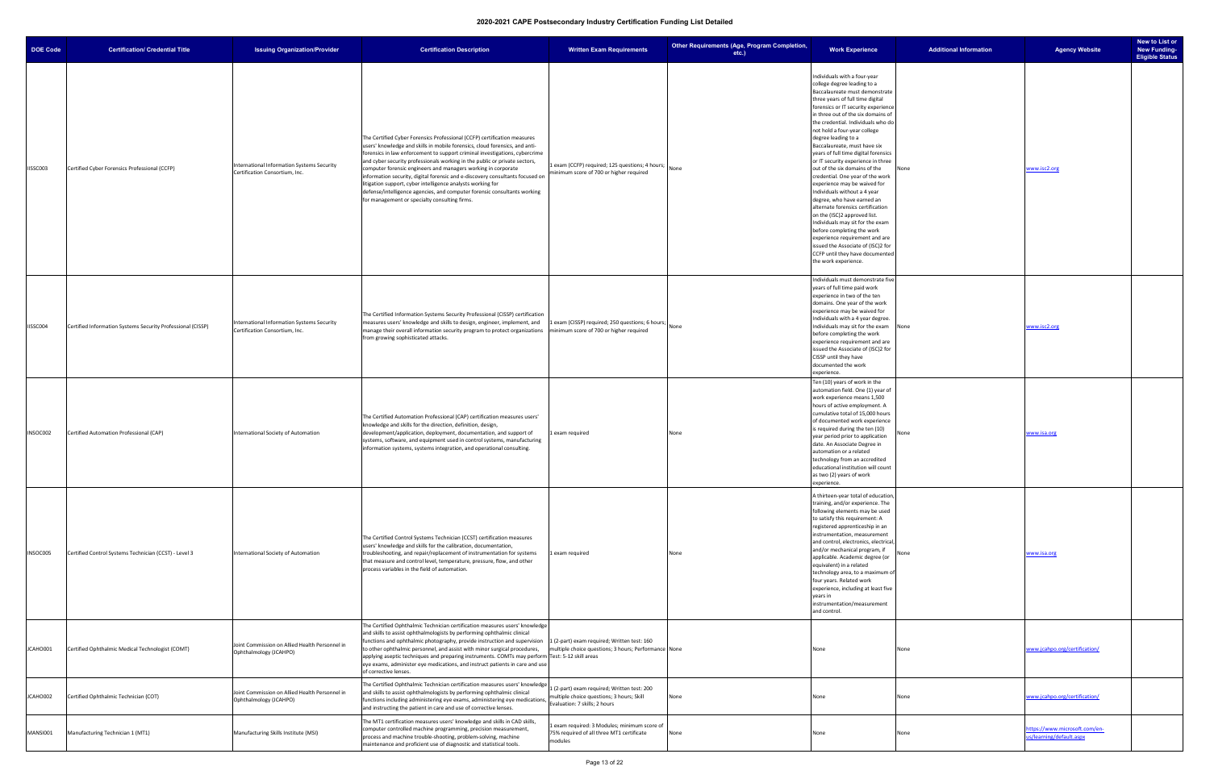# 2020-2021 CAPE Postsecondary Industry Certification Funding List Detailed

| DOE Code | Certification/ Credential Title | Issuing Organization/Provider | Certification Description | Written Exam Requirements | Other Requirements (Age, Program Completion, etc.) | Work Experience | Additional Information | Agency Website | New to List or New Funding-Eligible Status |
|---|---|---|---|---|---|---|---|---|---|
| IISSC003 | Certified Cyber Forensics Professional (CCFP) | International Information Systems Security Certification Consortium, Inc. | The Certified Cyber Forensics Professional (CCFP) certification measures users' knowledge and skills in mobile forensics, cloud forensics, and anti-forensics in law enforcement to support criminal investigations, cybercrime and cyber security professionals working in the public or private sectors, computer forensic engineers and managers working in corporate information security, digital forensic and e-discovery consultants focused on litigation support, cyber intelligence analysts working for defense/intelligence agencies, and computer forensic consultants working for management or specialty consulting firms. | 1 exam (CCFP) required; 125 questions; 4 hours; minimum score of 700 or higher required | None | Individuals with a four-year college degree leading to a Baccalaureate must demonstrate three years of full time digital forensics or IT security experience in three out of the six domains of the credential. Individuals who do not hold a four-year college degree leading to a Baccalaureate, must have six years of full time digital forensics or IT security experience in three out of the six domains of the credential. One year of the work experience may be waived for Individuals without a 4 year degree, who have earned an alternate forensics certification on the (ISC)2 approved list. Individuals may sit for the exam before completing the work experience requirement and are issued the Associate of (ISC)2 for CCFP until they have documented the work experience. | None | www.isc2.org | |
| IISSC004 | Certified Information Systems Security Professional (CISSP) | International Information Systems Security Certification Consortium, Inc. | The Certified Information Systems Security Professional (CISSP) certification measures users' knowledge and skills to design, engineer, implement, and manage their overall information security program to protect organizations from growing sophisticated attacks. | 1 exam (CISSP) required; 250 questions; 6 hours; minimum score of 700 or higher required | None | Individuals must demonstrate five years of full time paid work experience in two of the ten domains. One year of the work experience may be waived for Individuals with a 4 year degree. Individuals may sit for the exam before completing the work experience requirement and are issued the Associate of (ISC)2 for CISSP until they have documented the work experience. | None | www.isc2.org | |
| INSOC002 | Certified Automation Professional (CAP) | International Society of Automation | The Certified Automation Professional (CAP) certification measures users' knowledge and skills for the direction, definition, design, development/application, deployment, documentation, and support of systems, software, and equipment used in control systems, manufacturing information systems, systems integration, and operational consulting. | 1 exam required | None | Ten (10) years of work in the automation field. One (1) year of work experience means 1,500 hours of active employment. A cumulative total of 15,000 hours of documented work experience is required during the ten (10) year period prior to application date. An Associate Degree in automation or a related technology from an accredited educational institution will count as two (2) years of work experience. | None | www.isa.org | |
| INSOC005 | Certified Control Systems Technician (CCST) - Level 3 | International Society of Automation | The Certified Control Systems Technician (CCST) certification measures users' knowledge and skills for the calibration, documentation, troubleshooting, and repair/replacement of instrumentation for systems that measure and control level, temperature, pressure, flow, and other process variables in the field of automation. | 1 exam required | None | A thirteen-year total of education, training, and/or experience. The following elements may be used to satisfy this requirement: A registered apprenticeship in an instrumentation, measurement and control, electronics, electrical, and/or mechanical program, if applicable. Academic degree (or equivalent) in a related technology area, to a maximum of four years. Related work experience, including at least five years in instrumentation/measurement and control. | None | www.isa.org | |
| JCAHO001 | Certified Ophthalmic Medical Technologist (COMT) | Joint Commission on Allied Health Personnel in Ophthalmology (JCAHPO) | The Certified Ophthalmic Technician certification measures users' knowledge and skills to assist ophthalmologists by performing ophthalmic clinical functions and ophthalmic photography, provide instruction and supervision to other ophthalmic personnel, and assist with minor surgical procedures, applying aseptic techniques and preparing instruments. COMTs may perform eye exams, administer eye medications, and instruct patients in care and use of corrective lenses. | 1 (2-part) exam required; Written test: 160 multiple choice questions; 3 hours; Performance Test: 5-12 skill areas | None | None | None | www.jcahpo.org/certification/ | |
| JCAHO002 | Certified Ophthalmic Technician (COT) | Joint Commission on Allied Health Personnel in Ophthalmology (JCAHPO) | The Certified Ophthalmic Technician certification measures users' knowledge and skills to assist ophthalmologists by performing ophthalmic clinical functions including administering eye exams, administering eye medications, and instructing the patient in care and use of corrective lenses. | 1 (2-part) exam required; Written test: 200 multiple choice questions; 3 hours; Skill Evaluation: 7 skills; 2 hours | None | None | None | www.jcahpo.org/certification/ | |
| MANSI001 | Manufacturing Technician 1 (MT1) | Manufacturing Skills Institute (MSI) | The MT1 certification measures users' knowledge and skills in CAD skills, computer controlled machine programming, precision measurement, process and machine trouble-shooting, problem-solving, machine maintenance and proficient use of diagnostic and statistical tools. | 1 exam required: 3 Modules; minimum score of 75% required of all three MT1 certificate modules | None | None | None | https://www.microsoft.com/en-us/learning/default.aspx | |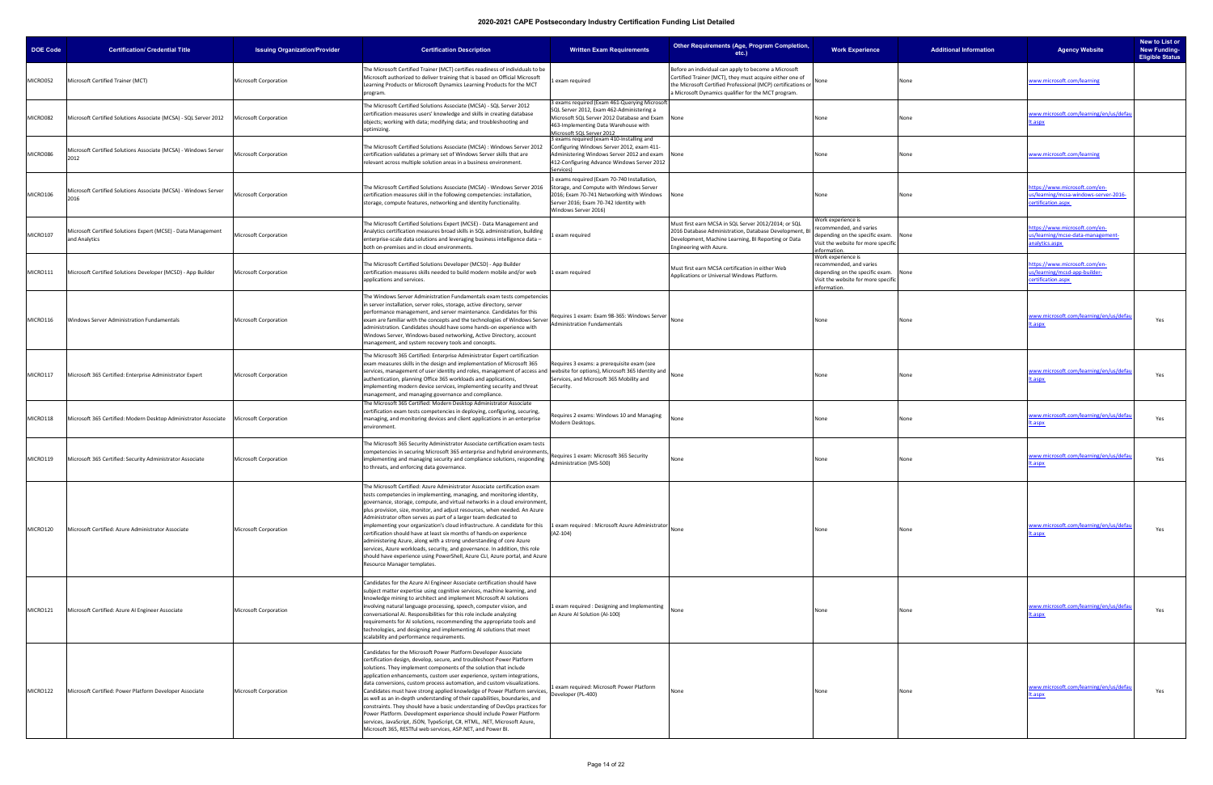# 2020-2021 CAPE Postsecondary Industry Certification Funding List Detailed

| DOE Code | Certification/ Credential Title | Issuing Organization/Provider | Certification Description | Written Exam Requirements | Other Requirements (Age, Program Completion, etc.) | Work Experience | Additional Information | Agency Website | New to List or New Funding-Eligible Status |
|---|---|---|---|---|---|---|---|---|---|
| MICRO052 | Microsoft Certified Trainer (MCT) | Microsoft Corporation | The Microsoft Certified Trainer (MCT) certifies readiness of individuals to be Microsoft authorized to deliver training that is based on Official Microsoft Learning Products or Microsoft Dynamics Learning Products for the MCT program. | 1 exam required | Before an individual can apply to become a Microsoft Certified Trainer (MCT), they must acquire either one of the Microsoft Certified Professional (MCP) certifications or a Microsoft Dynamics qualifier for the MCT program. | None | None | www.microsoft.com/learning | |
| MICRO082 | Microsoft Certified Solutions Associate (MCSA) - SQL Server 2012 | Microsoft Corporation | The Microsoft Certified Solutions Associate (MCSA) - SQL Server 2012 certification measures users' knowledge and skills in creating database objects; working with data; modifying data; and troubleshooting and optimizing. | 3 exams required (Exam 461-Querying Microsoft SQL Server 2012, Exam 462-Administering a Microsoft SQL Server 2012 Database and Exam 463-Implementing Data Warehouse with Microsoft SQL Server 2012 | None | None | None | www.microsoft.com/learning/en/us/default.aspx | |
| MICRO086 | Microsoft Certified Solutions Associate (MCSA) - Windows Server 2012 | Microsoft Corporation | The Microsoft Certified Solutions Associate (MCSA) : Windows Server 2012 certification validates a primary set of Windows Server skills that are relevant across multiple solution areas in a business environment. | 3 exams required (exam 410-Installing and Configuring Windows Server 2012, exam 411-Administering Windows Server 2012 and exam 412-Configuring Advance Windows Server 2012 Services) | None | None | None | www.microsoft.com/learning | |
| MICRO106 | Microsoft Certified Solutions Associate (MCSA) - Windows Server 2016 | Microsoft Corporation | The Microsoft Certified Solutions Associate (MCSA) - Windows Server 2016 certification measures skill in the following competencies: installation, storage, compute features, networking and identity functionality. | 3 exams required (Exam 70-740 Installation, Storage, and Compute with Windows Server 2016; Exam 70-741 Networking with Windows Server 2016; Exam 70-742 Identity with Windows Server 2016) | None | None | None | https://www.microsoft.com/en-us/learning/mcsa-windows-server-2016-certification.aspx | |
| MICRO107 | Microsoft Certified Solutions Expert (MCSE) - Data Management and Analytics | Microsoft Corporation | The Microsoft Certified Solutions Expert (MCSE) - Data Management and Analytics certification measures broad skills in SQL administration, building enterprise-scale data solutions and leveraging business intelligence data – both on-premises and in cloud environments. | 1 exam required | Must first earn MCSA in SQL Server 2012/2014; or SQL 2016 Database Administration, Database Development, BI Development, Machine Learning, BI Reporting or Data Engineering with Azure. | Work experience is recommended, and varies depending on the specific exam. Visit the website for more specific information. | None | https://www.microsoft.com/en-us/learning/mcse-data-management-analytics.aspx | |
| MICRO111 | Microsoft Certified Solutions Developer (MCSD) - App Builder | Microsoft Corporation | The Microsoft Certified Solutions Developer (MCSD) - App Builder certification measures skills needed to build modern mobile and/or web applications and services. | 1 exam required | Must first earn MCSA certification in either Web Applications or Universal Windows Platform. | Work experience is recommended, and varies depending on the specific exam. Visit the website for more specific information. | None | https://www.microsoft.com/en-us/learning/mcsd-app-builder-certification.aspx | |
| MICRO116 | Windows Server Administration Fundamentals | Microsoft Corporation | The Windows Server Administration Fundamentals exam tests competencies in server installation, server roles, storage, active directory, server performance management, and server maintenance. Candidates for this exam are familiar with the concepts and the technologies of Windows Server administration. Candidates should have some hands-on experience with Windows Server, Windows-based networking, Active Directory, account management, and system recovery tools and concepts. | Requires 1 exam: Exam 98-365: Windows Server Administration Fundamentals | None | None | None | www.microsoft.com/learning/en/us/default.aspx | Yes |
| MICRO117 | Microsoft 365 Certified: Enterprise Administrator Expert | Microsoft Corporation | The Microsoft 365 Certified: Enterprise Administrator Expert certification exam measures skills in the design and implementation of Microsoft 365 services, management of user identity and roles, management of access and authentication, planning Office 365 workloads and applications, implementing modern device services, implementing security and threat management, and managing governance and compliance. | Requires 3 exams: a prerequisite exam (see website for options), Microsoft 365 Identity and Services, and Microsoft 365 Mobility and Security. | None | None | None | www.microsoft.com/learning/en/us/default.aspx | Yes |
| MICRO118 | Microsoft 365 Certified: Modern Desktop Administrator Associate | Microsoft Corporation | The Microsoft 365 Certified: Modern Desktop Administrator Associate certification exam tests competencies in deploying, configuring, securing, managing, and monitoring devices and client applications in an enterprise environment. | Requires 2 exams: Windows 10 and Managing Modern Desktops. | None | None | None | www.microsoft.com/learning/en/us/default.aspx | Yes |
| MICRO119 | Microsoft 365 Certified: Security Administrator Associate | Microsoft Corporation | The Microsoft 365 Security Administrator Associate certification exam tests competencies in securing Microsoft 365 enterprise and hybrid environments, implementing and managing security and compliance solutions, responding to threats, and enforcing data governance. | Requires 1 exam: Microsoft 365 Security Administration (MS-500) | None | None | None | www.microsoft.com/learning/en/us/default.aspx | Yes |
| MICRO120 | Microsoft Certified: Azure Administrator Associate | Microsoft Corporation | The Microsoft Certified: Azure Administrator Associate certification exam tests competencies in implementing, managing, and monitoring identity, governance, storage, compute, and virtual networks in a cloud environment, plus provision, size, monitor, and adjust resources, when needed. An Azure Administrator often serves as part of a larger team dedicated to implementing your organization's cloud infrastructure. A candidate for this certification should have at least six months of hands-on experience administering Azure, along with a strong understanding of core Azure services, Azure workloads, security, and governance. In addition, this role should have experience using PowerShell, Azure CLI, Azure portal, and Azure Resource Manager templates. | 1 exam required : Microsoft Azure Administrator (AZ-104) | None | None | None | www.microsoft.com/learning/en/us/default.aspx | Yes |
| MICRO121 | Microsoft Certified: Azure AI Engineer Associate | Microsoft Corporation | Candidates for the Azure AI Engineer Associate certification should have subject matter expertise using cognitive services, machine learning, and knowledge mining to architect and implement Microsoft AI solutions involving natural language processing, speech, computer vision, and conversational AI. Responsibilities for this role include analyzing requirements for AI solutions, recommending the appropriate tools and technologies, and designing and implementing AI solutions that meet scalability and performance requirements. | 1 exam required : Designing and Implementing an Azure AI Solution (AI-100) | None | None | None | www.microsoft.com/learning/en/us/default.aspx | Yes |
| MICRO122 | Microsoft Certified: Power Platform Developer Associate | Microsoft Corporation | Candidates for the Microsoft Power Platform Developer Associate certification design, develop, secure, and troubleshoot Power Platform solutions. They implement components of the solution that include application enhancements, custom user experience, system integrations, data conversions, custom process automation, and custom visualizations. Candidates must have strong applied knowledge of Power Platform services, as well as an in-depth understanding of their capabilities, boundaries, and constraints. They should have a basic understanding of DevOps practices for Power Platform. Development experience should include Power Platform services, JavaScript, JSON, TypeScript, C#, HTML, .NET, Microsoft Azure, Microsoft 365, RESTful web services, ASP.NET, and Power BI. | 1 exam required: Microsoft Power Platform Developer (PL-400) | None | None | None | www.microsoft.com/learning/en/us/default.aspx | Yes |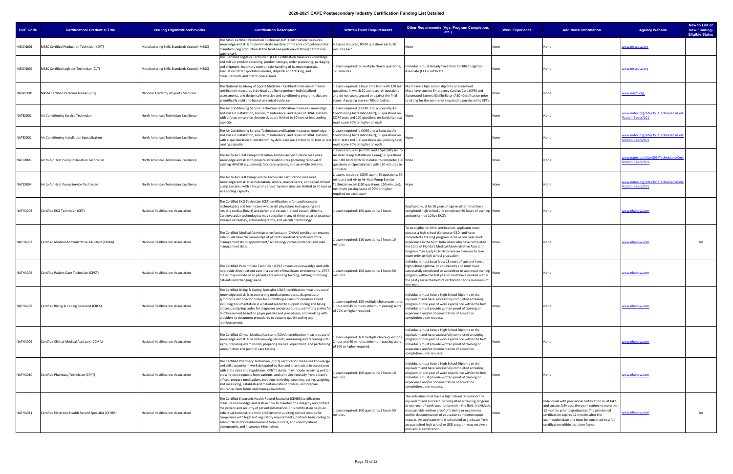# 2020-2021 CAPE Postsecondary Industry Certification Funding List Detailed

| DOE Code | Certification/ Credential Title | Issuing Organization/Provider | Certification Description | Written Exam Requirements | Other Requirements (Age, Program Completion, etc.) | Work Experience | Additional Information | Agency Website | New to List or New Funding-Eligible Status |
|---|---|---|---|---|---|---|---|---|---|
| MSSCN001 | MSSC Certified Production Technician (CPT) | Manufacturing Skills Standards Council (MSSC) | The MSSC Certified Production Technician (CPT) certification measures knowledge and skills to demonstrate mastery of the core competencies for manufacturing production at the front-line (entry-level through front-line supervisor). | 4 exams required; 80-90 questions each; 90 minutes each | None | None | None | www.msscusa.org | |
| MSSCN002 | MSSC Certified Logistics Technician (CLT) | Manufacturing Skills Standards Council (MSSC) | The Certified Logistics Technician (CLT) Certification measures knowledge and skills in product receiving, product storage, order processing, packaging and shipment, inventory control, safe handling of hazmat materials, evaluation of transportation modes, dispatch and tracking, and measurements and metric conversions. | 1 exam required; 96 multiple choice questions; 120 minutes | Individuals must already have their Certified Logistics Associate (CLA) Certificate. | None | None | www.msscusa.org | |
| NASME001 | NASM Certified Personal Trainer (CPT) | National Academy of Sports Medicine | The National Academy of Sports Medicine - Certified Professional Trainer certification measures individual's ability to perform individualized assessments, and design safe exercise and conditioning programs that are scientifically valid and based on clinical evidence. | 1 exam required; 2 hour time limit with 120 test questions, in which 20 are research questions and do not count toward or against the final score. A passing score is 70% or better. | Must have a high school diploma or equivalent. Must have current Emergency Cardiac Care (CPR) and Automated External Defibrillator (AED) Certification prior to sitting for the exam (not required to purchase the CPT). | None | None | www.nasm.org | |
| NATEX001 | Air Conditioning Service Technician | North American Technician Excellence | The Air Conditioning Service Technician certification measures knowledge and skills in installation, service, maintenance, and repair of HVAC systems, with a focus on service. System sizes are limited to 30 tons or less cooling capacity. | 2 exam required (a CORE and a Specialty Air Conditioning Installation test); 50 questions on CORE tests and 100 questions on Specialty test; must score 70% or higher on each | None | None | None | www.natex.org/site/353/Technicians/Certification-Basics/101 | |
| NATEX002 | Air Conditioning Installation Specialization | North American Technician Excellence | The Air Conditioning Service Technician certification measures knowledge and skills in installation, service, maintenance, and repair of HVAC systems, with a specialization in installation. System sizes are limited to 30 tons or less cooling capacity. | 2 exam required (a CORE and a Specialty Air Conditioning Installation test); 50 questions on CORE tests and 100 questions on Specialty test; must score 70% or higher on each | None | None | None | www.natex.org/site/353/Technicians/Certification-Basics/101 | |
| NATEX003 | Air to Air Heat Pump Installation Technician | North American Technician Excellence | The Air to Air Heat Pump Installation Technician certification measures knowledge and skills to prepare installation sites (including removal of existing HVAC/R equipment), fabricate systems, and assemble systems. | 2 exams required (a CORE and a Specialty Air to Air Heat Pump Installation exam); 50 questions on CORE tests with 90 minutes to complete; 100 questions on Specialty test with 150 minutes to complete. | None | None | None | www.natex.org/site/353/Technicians/Certification-Basics/101 | |
| NATEX004 | Air to Air Heat Pump Service Technician | North American Technician Excellence | The Air to Air Heat Pump Service Technician certification measures knowledge and skills in installation, service, maintenance, and repair of heat pump systems, with a focus on service. System sizes are limited to 30 tons or less cooling capacity. | 2 exams required; CORE exam (50 questions; 90 minutes) and Air to Air Heat Pump Service Technician exam (100 questions; 150 minutes); minimum passing score of 70% or higher required on each exam | None | None | None | www.natex.org/site/353/Technicians/Certification-Basics/101 | |
| NATHA002 | Certified EKG Technician (CET) | National Healthcareer Association | The Certified EKG Technician (CET) certification is for cardiovascular technologists and technicians who assist physicians in diagnosing and treating cardiac (heart) and peripheral vascular (blood vessel) ailments. Cardiovascular technologists may specialize in any of three areas of practice: invasive cardiology, echocardiography, and vascular technology. | 1 exam required; 100 questions; 2 hours | Applicant must be 18 years of age or older, must have completed high school and completed 60 hours of training and performed 10 live EKG's. | None | None | www.nhanow.com | |
| NATHA003 | Certified Medical Administrative Assistant (CMAA) | National Healthcareer Association | The Certified Medical Administrative Assistant (CMAA) certification ensures individuals have the knowledge of patients' medical records and office management skills; appointment/ scheduling/ correspondence; and mail management skills. | 1 exam required; 110 questions; 2 hours 10 minutes | To be eligible for NHA certification, applicants must possess a high school diploma or GED, and have completed a training program or have one year work experience in the field. Individuals who have completed the State of Florida's Medical Administrative Assistant Program may apply to NHA to receive a waiver to take exam prior to high school graduation. | None | None | www.nhanow.com | Yes |
| NATHA006 | Certified Patient Care Technician (CPCT) | National Healthcareer Association | The Certified Patient Care Technician (CPCT) measures knowledge and skills to provide direct patient care in a variety of healthcare environments. CPCT duties may include basic patient care including feeding, bathing or moving patients and changing linens. | 1 exam required; 100 questions; 1 hours 50 minutes | Individuals must be at least 18 years of age and have a high school diploma, or equivalency and must have successfully completed an accredited or approved training program within the last year or must have worked within the past year in the field of certification for a minimum of one year. | None | None | www.nhanow.com | |
| NATHA008 | Certified Billing & Coding Specialist (CBCS) | National Healthcareer Association | The Certified Billing & Coding Specialist (CBCS) certification measures users' knowledge and skills in converting medical procedures, diagnoses, or symptoms into specific codes for submitting a claim for reimbursement including documentation in a patient record to support coding and billing process, assigning codes for diagnoses and procedures, submitting claims for reimbursement based on payer policies and procedures, and working with providers to document procedures to support quality coding and reimbursement. | 1 exam required; 100 multiple choice questions; 1 hour and 45 minutes; minimum passing score of 72% or higher required. | Individuals must have a High School Diploma or the equivalent and have successfully completed a training program or one year of work experience within the field. Individuals must provide written proof of training or experience and/or documentation of education completion upon request. | None | None | www.nhanow.com | |
| NATHA009 | Certified Clinical Medical Assistant (CCMA) | National Healthcareer Association | The Certified Clinical Medical Assistant (CCMA) certification measures users' knowledge and skills in interviewing patients, measuring and recording vital signs, preparing exam rooms, preparing medical equipment, and performing venipuncture and point of care testing. | 1 exam required; 160 multiple choice questions; 2 hour and 40 minutes; minimum passing score of 390 or higher required. | Individuals must have a High School Diploma or the equivalent and have successfully completed a training program or one year of work experience within the field. Individuals must provide written proof of training or experience and/or documentation of education completion upon request. | None | None | www.nhanow.com | |
| NATHA010 | Certified Pharmacy Technician (CPhT) | National Healthcareer Association | The Certified Pharmacy Technician (CPhT) certification measures knowledge and skills to perform work delegated by licensed pharmacists in accordance with state rules and regulations. CPhT's duties may include receiving written prescriptions requests from patients, and sent electronically from doctor's offices, prepare medications including retrieving, counting, poring, weighing, and measuring, establish and maintain patient profiles, and prepare insurance claim forms and manage inventory. | 1 exam required; 100 questions; 2 hours 10 minutes | Individuals must have a High School Diploma or the equivalent and have successfully completed a training program or one year of work experience within the field. Individuals must provide written proof of training or experience and/or documentation of education completion upon request. | None | None | www.nhanow.com | |
| NATHA011 | Certified Electronic Health Record Specialist (CEHRS) | National Healthcareer Association | The Certified Electronic Health Record Specialist (CEHRS) certification measures knowledge and skills in how to maintain the integrity and protect the privacy and security of patient information. This certification helps an individual demonstrate their proficiency in auditing patient records for compliance with legal and regulatory requirements, perform basic coding to submit claims for reimbursement from insurers, and collect patient demographic and insurance information. | 1 exam required; 100 questions; 1 hours 50 minutes | The individual must have a High School Diploma or the equivalent and successfully completed a training program and or one year of work experience within the field. Individuals must provide written proof of training or experience and/or documentation of education completion upon request. An applicant who is scheduled to graduate from an accredited high school or GED program may receive a provisional certification. | None | Individuals with provisional certification must take and successfully pass the examination no more than 12 months prior to graduation. The provisional certification expires 12 months after the examination date and must be converted to a full certification within that time frame. | www.nhanow.com | Yes |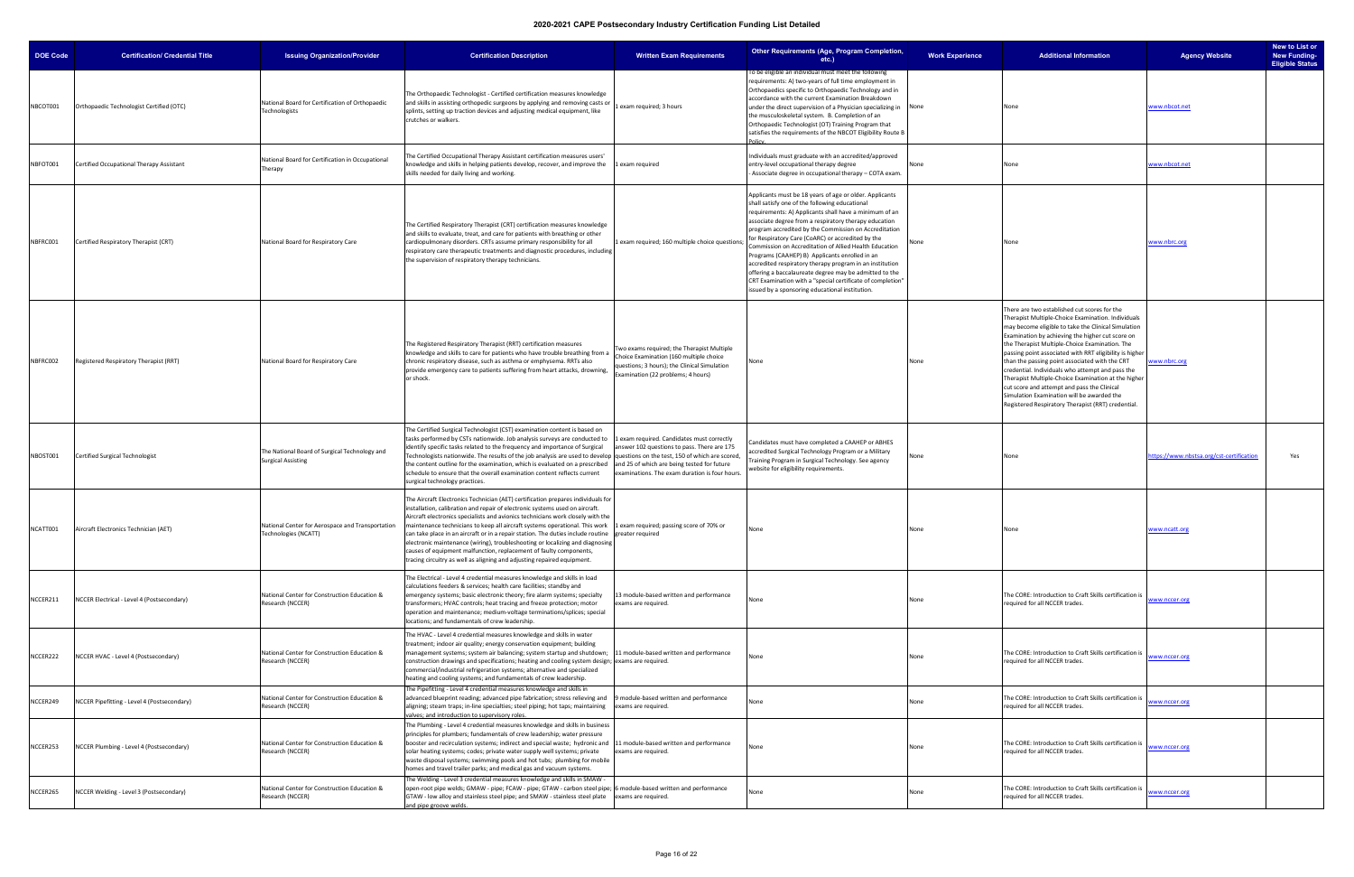# 2020-2021 CAPE Postsecondary Industry Certification Funding List Detailed

| DOE Code | Certification/ Credential Title | Issuing Organization/Provider | Certification Description | Written Exam Requirements | Other Requirements (Age, Program Completion, etc.) | Work Experience | Additional Information | Agency Website | New to List or New Funding-Eligible Status |
|---|---|---|---|---|---|---|---|---|---|
| NBCOT001 | Orthopaedic Technologist Certified (OTC) | National Board for Certification of Orthopaedic Technologists | The Orthopaedic Technologist - Certified certification measures knowledge and skills in assisting orthopedic surgeons by applying and removing casts or splints, setting up traction devices and adjusting medical equipment, like crutches or walkers. | 1 exam required; 3 hours | To be eligible an individual must meet the following requirements: A) two-years of full time employment in Orthopaedics specific to Orthopaedic Technology and in accordance with the current Examination Breakdown under the direct supervision of a Physician specializing in the musculoskeletal system. B. Completion of an Orthopaedic Technologist (OT) Training Program that satisfies the requirements of the NBCOT Eligibility Route B Policy. | None | None | www.nbcot.net | |
| NBFOT001 | Certified Occupational Therapy Assistant | National Board for Certification in Occupational Therapy | The Certified Occupational Therapy Assistant certification measures users' knowledge and skills in helping patients develop, recover, and improve the skills needed for daily living and working. | 1 exam required | Individuals must graduate with an accredited/approved entry-level occupational therapy degree - Associate degree in occupational therapy – COTA exam. | None | None | www.nbcot.net | |
| NBFRC001 | Certified Respiratory Therapist (CRT) | National Board for Respiratory Care | The Certified Respiratory Therapist (CRT) certification measures knowledge and skills to evaluate, treat, and care for patients with breathing or other cardiopulmonary disorders. CRTs assume primary responsibility for all respiratory care therapeutic treatments and diagnostic procedures, including the supervision of respiratory therapy technicians. | 1 exam required; 160 multiple choice questions; | Applicants must be 18 years of age or older. Applicants shall satisfy one of the following educational requirements: A) Applicants shall have a minimum of an associate degree from a respiratory therapy education program accredited by the Commission on Accreditation for Respiratory Care (CoARC) or accredited by the Commission on Accreditation of Allied Health Education Programs (CAAHEP) B) Applicants enrolled in an accredited respiratory therapy program in an institution offering a baccalaureate degree may be admitted to the CRT Examination with a "special certificate of completion" issued by a sponsoring educational institution. | None | None | www.nbrc.org | |
| NBFRC002 | Registered Respiratory Therapist (RRT) | National Board for Respiratory Care | The Registered Respiratory Therapist (RRT) certification measures knowledge and skills to care for patients who have trouble breathing from a chronic respiratory disease, such as asthma or emphysema. RRTs also provide emergency care to patients suffering from heart attacks, drowning, or shock. | Two exams required; the Therapist Multiple Choice Examination (160 multiple choice questions; 3 hours); the Clinical Simulation Examination (22 problems; 4 hours) | None | None | There are two established cut scores for the Therapist Multiple-Choice Examination. Individuals may become eligible to take the Clinical Simulation Examination by achieving the higher cut score on the Therapist Multiple-Choice Examination. The passing point associated with RRT eligibility is higher than the passing point associated with the CRT credential. Individuals who attempt and pass the Therapist Multiple-Choice Examination at the higher cut score and attempt and pass the Clinical Simulation Examination will be awarded the Registered Respiratory Therapist (RRT) credential. | www.nbrc.org | |
| NBOST001 | Certified Surgical Technologist | The National Board of Surgical Technology and Surgical Assisting | The Certified Surgical Technologist (CST) examination content is based on tasks performed by CSTs nationwide. Job analysis surveys are conducted to identify specific tasks related to the frequency and importance of Surgical Technologists nationwide. The results of the job analysis are used to develop the content outline for the examination, which is evaluated on a prescribed schedule to ensure that the overall examination content reflects current surgical technology practices. | 1 exam required. Candidates must correctly answer 102 questions to pass. There are 175 questions on the test, 150 of which are scored, and 25 of which are being tested for future examinations. The exam duration is four hours. | Candidates must have completed a CAAHEP or ABHES accredited Surgical Technology Program or a Military Training Program in Surgical Technology. See agency website for eligibility requirements. | None | None | https://www.nbstsa.org/cst-certification | Yes |
| NCATT001 | Aircraft Electronics Technician (AET) | National Center for Aerospace and Transportation Technologies (NCATT) | The Aircraft Electronics Technician (AET) certification prepares individuals for installation, calibration and repair of electronic systems used on aircraft. Aircraft electronics specialists and avionics technicians work closely with the maintenance technicians to keep all aircraft systems operational. This work can take place in an aircraft or in a repair station. The duties include routine electronic maintenance (wiring), troubleshooting or localizing and diagnosing causes of equipment malfunction, replacement of faulty components, tracing circuitry as well as aligning and adjusting repaired equipment. | 1 exam required; passing score of 70% or greater required | None | None | None | www.ncatt.org | |
| NCCER211 | NCCER Electrical - Level 4 (Postsecondary) | National Center for Construction Education & Research (NCCER) | The Electrical - Level 4 credential measures knowledge and skills in load calculations feeders & services; health care facilities; standby and emergency systems; basic electronic theory; fire alarm systems; specialty transformers; HVAC controls; heat tracing and freeze protection; motor operation and maintenance; medium-voltage terminations/splices; special locations; and fundamentals of crew leadership. | 13 module-based written and performance exams are required. | None | None | The CORE: Introduction to Craft Skills certification is required for all NCCER trades. | www.nccer.org | |
| NCCER222 | NCCER HVAC - Level 4 (Postsecondary) | National Center for Construction Education & Research (NCCER) | The HVAC - Level 4 credential measures knowledge and skills in water treatment; indoor air quality; energy conservation equipment; building management systems; system air balancing; system startup and shutdown; construction drawings and specifications; heating and cooling system design; commercial/industrial refrigeration systems; alternative and specialized heating and cooling systems; and fundamentals of crew leadership. | 11 module-based written and performance exams are required. | None | None | The CORE: Introduction to Craft Skills certification is required for all NCCER trades. | www.nccer.org | |
| NCCER249 | NCCER Pipefitting - Level 4 (Postsecondary) | National Center for Construction Education & Research (NCCER) | The Pipefitting - Level 4 credential measures knowledge and skills in advanced blueprint reading; advanced pipe fabrication; stress relieving and aligning; steam traps; in-line specialties; steel piping; hot taps; maintaining valves; and introduction to supervisory roles. | 9 module-based written and performance exams are required. | None | None | The CORE: Introduction to Craft Skills certification is required for all NCCER trades. | www.nccer.org | |
| NCCER253 | NCCER Plumbing - Level 4 (Postsecondary) | National Center for Construction Education & Research (NCCER) | The Plumbing - Level 4 credential measures knowledge and skills in business principles for plumbers; fundamentals of crew leadership; water pressure booster and recirculation systems; indirect and special waste; hydronic and solar heating systems; codes; private water supply well systems; private waste disposal systems; swimming pools and hot tubs; plumbing for mobile homes and travel trailer parks; and medical gas and vacuum systems. | 11 module-based written and performance exams are required. | None | None | The CORE: Introduction to Craft Skills certification is required for all NCCER trades. | www.nccer.org | |
| NCCER265 | NCCER Welding - Level 3 (Postsecondary) | National Center for Construction Education & Research (NCCER) | The Welding - Level 3 credential measures knowledge and skills in SMAW - open-root pipe welds; GMAW - pipe; FCAW - pipe; GTAW - carbon steel pipe; GTAW - low alloy and stainless steel pipe; and SMAW - stainless steel plate and pipe groove welds. | 6 module-based written and performance exams are required. | None | None | The CORE: Introduction to Craft Skills certification is required for all NCCER trades. | www.nccer.org | |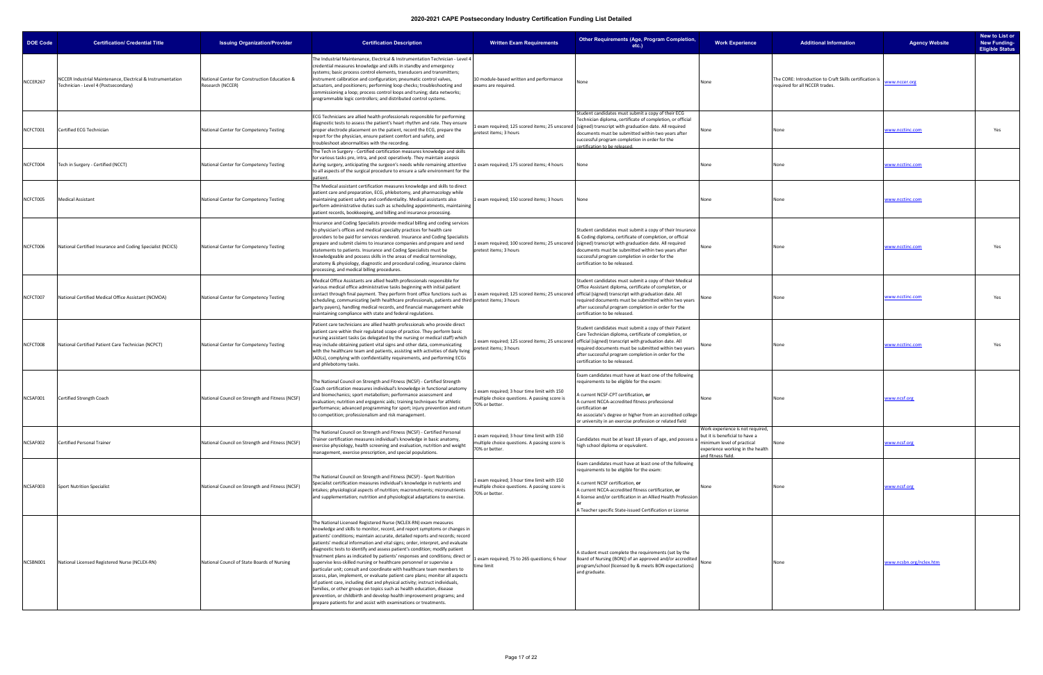# 2020-2021 CAPE Postsecondary Industry Certification Funding List Detailed

| DOE Code | Certification/ Credential Title | Issuing Organization/Provider | Certification Description | Written Exam Requirements | Other Requirements (Age, Program Completion, etc.) | Work Experience | Additional Information | Agency Website | New to List or New Funding-Eligible Status |
|---|---|---|---|---|---|---|---|---|---|
| NCCER267 | NCCER Industrial Maintenance, Electrical & Instrumentation Technician - Level 4 (Postsecondary) | National Center for Construction Education & Research (NCCER) | The Industrial Maintenance, Electrical & Instrumentation Technician - Level 4 credential measures knowledge and skills in standby and emergency systems; basic process control elements, transducers and transmitters; instrument calibration and configuration; pneumatic control valves, actuators, and positioners; performing loop checks; troubleshooting and commissioning a loop; process control loops and tuning; data networks; programmable logic controllers; and distributed control systems. | 10 module-based written and performance exams are required. | None | None | The CORE: Introduction to Craft Skills certification is required for all NCCER trades. | www.nccer.org | |
| NCFCT001 | Certified ECG Technician | National Center for Competency Testing | ECG Technicians are allied health professionals responsible for performing diagnostic tests to assess the patient's heart rhythm and rate. They ensure proper electrode placement on the patient, record the ECG, prepare the report for the physician, ensure patient comfort and safety, and troubleshoot abnormalities with the recording. | 1 exam required; 125 scored items; 25 unscored pretest items; 3 hours | Student candidates must submit a copy of their ECG Technician diploma, certificate of completion, or official (signed) transcript with graduation date. All required documents must be submitted within two years after successful program completion in order for the certification to be released. | None | None | www.ncctinc.com | Yes |
| NCFCT004 | Tech in Surgery - Certified (NCCT) | National Center for Competency Testing | The Tech in Surgery - Certified certification measures knowledge and skills for various tasks pre, intra, and post operatively. They maintain asepsis during surgery, anticipating the surgeon's needs while remaining attentive to all aspects of the surgical procedure to ensure a safe environment for the patient. | 1 exam required; 175 scored items; 4 hours | None | None | None | www.ncctinc.com | |
| NCFCT005 | Medical Assistant | National Center for Competency Testing | The Medical assistant certification measures knowledge and skills to direct patient care and preparation, ECG, phlebotomy, and pharmacology while maintaining patient safety and confidentiality. Medical assistants also perform administrative duties such as scheduling appointments, maintaining patient records, bookkeeping, and billing and insurance processing. | 1 exam required; 150 scored items; 3 hours | None | None | None | www.ncctinc.com | |
| NCFCT006 | National Certified Insurance and Coding Specialist (NCICS) | National Center for Competency Testing | Insurance and Coding Specialists provide medical billing and coding services to physician's offices and medical specialty practices for health care providers to be paid for services rendered. Insurance and Coding Specialists prepare and submit claims to insurance companies and prepare and send statements to patients. Insurance and Coding Specialists must be knowledgeable and possess skills in the areas of medical terminology, anatomy & physiology, diagnostic and procedural coding, insurance claims processing, and medical billing procedures. | 1 exam required; 100 scored items; 25 unscored pretest items; 3 hours | Student candidates must submit a copy of their Insurance & Coding diploma, certificate of completion, or official (signed) transcript with graduation date. All required documents must be submitted within two years after successful program completion in order for the certification to be released. | None | None | www.ncctinc.com | Yes |
| NCFCT007 | National Certified Medical Office Assistant (NCMOA) | National Center for Competency Testing | Medical Office Assistants are allied health professionals responsible for various medical office administrative tasks beginning with initial patient contact through final payment. They perform front office functions such as scheduling; communicating (with healthcare professionals, patients and third party payers), handling medical records, and financial management while maintaining compliance with state and federal regulations. | 1 exam required; 125 scored items; 25 unscored pretest items; 3 hours | Student candidates must submit a copy of their Medical Office Assistant diploma, certificate of completion, or official (signed) transcript with graduation date. All required documents must be submitted within two years after successful program completion in order for the certification to be released. | None | None | www.ncctinc.com | Yes |
| NCFCT008 | National Certified Patient Care Technician (NCPCT) | National Center for Competency Testing | Patient care technicians are allied health professionals who provide direct patient care within their regulated scope of practice. They perform basic nursing assistant tasks (as delegated by the nursing or medical staff) which may include obtaining patient vital signs and other data, communicating with the healthcare team and patients, assisting with activities of daily living (ADLs), complying with confidentiality requirements, and performing ECGs and phlebotomy tasks. | 1 exam required; 125 scored items; 25 unscored pretest items; 3 hours | Student candidates must submit a copy of their Patient Care Technician diploma, certificate of completion, or official (signed) transcript with graduation date. All required documents must be submitted within two years after successful program completion in order for the certification to be released. | None | None | www.ncctinc.com | Yes |
| NCSAF001 | Certified Strength Coach | National Council on Strength and Fitness (NCSF) | The National Council on Strength and Fitness (NCSF) - Certified Strength Coach certification measures individual's knowledge in functional anatomy and biomechanics; sport metabolism; performance assessment and evaluation; nutrition and ergogenic aids; training techniques for athletic performance; advanced programming for sport; injury prevention and return to competition; professionalism and risk management. | 1 exam required; 3 hour time limit with 150 multiple choice questions. A passing score is 70% or better. | Exam candidates must have at least one of the following requirements to be eligible for the exam:<br><br>A current NCSF-CPT certification, **or**<br>A current NCCA-accredited fitness professional certification **or**<br>An associate's degree or higher from an accredited college or university in an exercise profession or related field | None | None | www.ncsf.org | |
| NCSAF002 | Certified Personal Trainer | National Council on Strength and Fitness (NCSF) | The National Council on Strength and Fitness (NCSF) - Certified Personal Trainer certification measures individual's knowledge in basic anatomy, exercise physiology, health screening and evaluation, nutrition and weight management, exercise prescription, and special populations. | 1 exam required; 3 hour time limit with 150 multiple choice questions. A passing score is 70% or better. | Candidates must be at least 18 years of age, and possess a high school diploma or equivalent. | Work experience is not required, but it is beneficial to have a minimum level of practical experience working in the health and fitness field. | None | www.ncsf.org | |
| NCSAF003 | Sport Nutrition Specialist | National Council on Strength and Fitness (NCSF) | The National Council on Strength and Fitness (NCSF) - Sport Nutrition Specialist certification measures individual's knowledge in nutrients and intakes; physiological aspects of nutrition; macronutrients; micronutrients and supplementation; nutrition and physiological adaptations to exercise. | 1 exam required; 3 hour time limit with 150 multiple choice questions. A passing score is 70% or better. | Exam candidates must have at least one of the following requirements to be eligible for the exam:<br><br>A current NCSF certification, **or**<br>A current NCCA-accredited fitness certification, **or**<br>A license and/or certification in an Allied Health Profession **or**<br>A Teacher specific State-issued Certification or License | None | None | www.ncsf.org | |
| NCSBN001 | National Licensed Registered Nurse (NCLEX-RN) | National Council of State Boards of Nursing | The National Licensed Registered Nurse (NCLEX-RN) exam measures knowledge and skills to monitor, record, and report symptoms or changes in patients' conditions; maintain accurate, detailed reports and records; record patients' medical information and vital signs; order, interpret, and evaluate diagnostic tests to identify and assess patient's condition; modify patient treatment plans as indicated by patients' responses and conditions; direct or supervise less-skilled nursing or healthcare personnel or supervise a particular unit; consult and coordinate with healthcare team members to assess, plan, implement, or evaluate patient care plans; monitor all aspects of patient care, including diet and physical activity; instruct individuals, families, or other groups on topics such as health education, disease prevention, or childbirth and develop health improvement programs; and prepare patients for and assist with examinations or treatments. | 1 exam required; 75 to 265 questions; 6 hour time limit | A student must complete the requirements (set by the Board of Nursing (BON)) of an approved and/or accredited program/school (licensed by & meets BON expectations) and graduate. | None | None | www.ncsbn.org/nclex.htm | |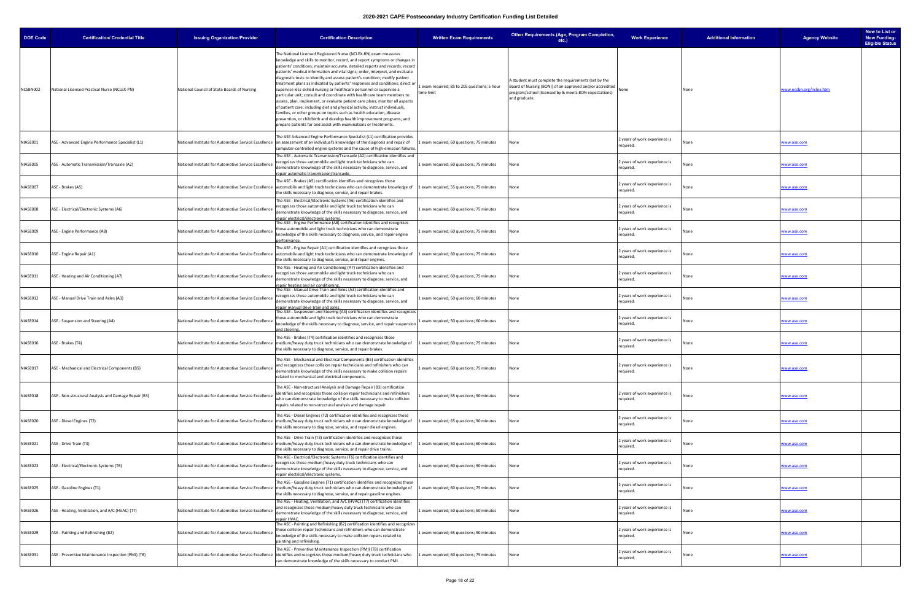# 2020-2021 CAPE Postsecondary Industry Certification Funding List Detailed

| DOE Code | Certification/ Credential Title | Issuing Organization/Provider | Certification Description | Written Exam Requirements | Other Requirements (Age, Program Completion, etc.) | Work Experience | Additional Information | Agency Website | New to List or New Funding-Eligible Status |
|---|---|---|---|---|---|---|---|---|---|
| NCSBN002 | National Licensed Practical Nurse (NCLEX-PN) | National Council of State Boards of Nursing | The National Licensed Registered Nurse (NCLEX-RN) exam measures knowledge and skills to monitor, record, and report symptoms or changes in patients' conditions; maintain accurate, detailed reports and records; record patients' medical information and vital signs; order, interpret, and evaluate diagnostic tests to identify and assess patient's condition; modify patient treatment plans as indicated by patients' responses and conditions; direct or supervise less-skilled nursing or healthcare personnel or supervise a particular unit; consult and coordinate with healthcare team members to assess, plan, implement, or evaluate patient care plans; monitor all aspects of patient care, including diet and physical activity; instruct individuals, families, or other groups on topics such as health education, disease prevention, or childbirth and develop health improvement programs; and prepare patients for and assist with examinations or treatments. | 1 exam required; 85 to 205 questions; 5 hour time limit | A student must complete the requirements (set by the Board of Nursing (BON)) of an approved and/or accredited program/school (licensed by & meets BON expectations) and graduate. | None | None | www.ncsbn.org/nclex.htm | |
| NIASE001 | ASE - Advanced Engine Performance Specialist (L1) | National Institute for Automotive Service Excellence | The ASE Advanced Engine Performance Specialist (L1) certification provides an assessment of an individual's knowledge of the diagnosis and repair of computer-controlled engine systems and the cause of high-emission failures. | 1 exam required; 60 questions; 75 minutes | None | 2 years of work experience is required. | None | www.ase.com | |
| NIASE005 | ASE - Automatic Transmission/Transaxle (A2) | National Institute for Automotive Service Excellence | The ASE - Automatic Transmission/Transaxle (A2) certification identifies and recognizes those automobile and light truck technicians who can demonstrate knowledge of the skills necessary to diagnose, service, and repair automatic transmission/transaxle. | 1 exam required; 60 questions; 75 minutes | None | 2 years of work experience is required. | None | www.ase.com | |
| NIASE007 | ASE - Brakes (A5) | National Institute for Automotive Service Excellence | The ASE - Brakes (A5) certification identifies and recognizes those automobile and light truck technicians who can demonstrate knowledge of the skills necessary to diagnose, service, and repair brakes. | 1 exam required; 55 questions; 75 minutes | None | 2 years of work experience is required. | None | www.ase.com | |
| NIASE008 | ASE - Electrical/Electronic Systems (A6) | National Institute for Automotive Service Excellence | The ASE - Electrical/Electronic Systems (A6) certification identifies and recognizes those automobile and light truck technicians who can demonstrate knowledge of the skills necessary to diagnose, service, and repair electrical/electronic systems. | 1 exam required; 60 questions; 75 minutes | None | 2 years of work experience is required. | None | www.ase.com | |
| NIASE009 | ASE - Engine Performance (A8) | National Institute for Automotive Service Excellence | The ASE - Engine Performance (A8) certification identifies and recognizes those automobile and light truck technicians who can demonstrate knowledge of the skills necessary to diagnose, service, and repair engine performance. | 1 exam required; 60 questions; 75 minutes | None | 2 years of work experience is required. | None | www.ase.com | |
| NIASE010 | ASE - Engine Repair (A1) | National Institute for Automotive Service Excellence | The ASE - Engine Repair (A1) certification identifies and recognizes those automobile and light truck technicians who can demonstrate knowledge of the skills necessary to diagnose, service, and repair engines. | 1 exam required; 60 questions; 75 minutes | None | 2 years of work experience is required. | None | www.ase.com | |
| NIASE011 | ASE - Heating and Air Conditioning (A7) | National Institute for Automotive Service Excellence | The ASE - Heating and Air Conditioning (A7) certification identifies and recognizes those automobile and light truck technicians who can demonstrate knowledge of the skills necessary to diagnose, service, and repair heating and air conditioning. | 1 exam required; 60 questions; 75 minutes | None | 2 years of work experience is required. | None | www.ase.com | |
| NIASE012 | ASE - Manual Drive Train and Axles (A3) | National Institute for Automotive Service Excellence | The ASE - Manual Drive Train and Axles (A3) certification identifies and recognizes those automobile and light truck technicians who can demonstrate knowledge of the skills necessary to diagnose, service, and repair manual drive train and axles. | 1 exam required; 50 questions; 60 minutes | None | 2 years of work experience is required. | None | www.ase.com | |
| NIASE014 | ASE - Suspension and Steering (A4) | National Institute for Automotive Service Excellence | The ASE - Suspension and Steering (A4) certification identifies and recognizes those automobile and light truck technicians who can demonstrate knowledge of the skills necessary to diagnose, service, and repair suspension and steering. | 1 exam required; 50 questions; 60 minutes | None | 2 years of work experience is required. | None | www.ase.com | |
| NIASE016 | ASE - Brakes (T4) | National Institute for Automotive Service Excellence | The ASE - Brakes (T4) certification identifies and recognizes those medium/heavy duty truck technicians who can demonstrate knowledge of the skills necessary to diagnose, service, and repair brakes. | 1 exam required; 60 questions; 75 minutes | None | 2 years of work experience is required. | None | www.ase.com | |
| NIASE017 | ASE - Mechanical and Electrical Components (B5) | National Institute for Automotive Service Excellence | The ASE - Mechanical and Electrical Components (B5) certification identifies and recognizes those collision repair technicians and refinishers who can demonstrate knowledge of the skills necessary to make collision repairs related to mechanical and electrical components. | 1 exam required; 60 questions; 75 minutes | None | 2 years of work experience is required. | None | www.ase.com | |
| NIASE018 | ASE - Non-structural Analysis and Damage Repair (B3) | National Institute for Automotive Service Excellence | The ASE - Non-structural Analysis and Damage Repair (B3) certification identifies and recognizes those collision repair technicians and refinishers who can demonstrate knowledge of the skills necessary to make collision repairs related to non-structural analysis and damage repair. | 1 exam required; 65 questions; 90 minutes | None | 2 years of work experience is required. | None | www.ase.com | |
| NIASE020 | ASE - Diesel Engines (T2) | National Institute for Automotive Service Excellence | The ASE - Diesel Engines (T2) certification identifies and recognizes those medium/heavy duty truck technicians who can demonstrate knowledge of the skills necessary to diagnose, service, and repair diesel engines. | 1 exam required; 65 questions; 90 minutes | None | 2 years of work experience is required. | None | www.ase.com | |
| NIASE021 | ASE - Drive Train (T3) | National Institute for Automotive Service Excellence | The ASE - Drive Train (T3) certification identifies and recognizes those medium/heavy duty truck technicians who can demonstrate knowledge of the skills necessary to diagnose, service, and repair drive trains. | 1 exam required; 50 questions; 60 minutes | None | 2 years of work experience is required. | None | www.ase.com | |
| NIASE023 | ASE - Electrical/Electronic Systems (T6) | National Institute for Automotive Service Excellence | The ASE - Electrical/Electronic Systems (T6) certification identifies and recognizes those medium/heavy duty truck technicians who can demonstrate knowledge of the skills necessary to diagnose, service, and repair electrical/electronic systems. | 1 exam required; 60 questions; 90 minutes | None | 2 years of work experience is required. | None | www.ase.com | |
| NIASE025 | ASE - Gasoline Engines (T1) | National Institute for Automotive Service Excellence | The ASE - Gasoline Engines (T1) certification identifies and recognizes those medium/heavy duty truck technicians who can demonstrate knowledge of the skills necessary to diagnose, service, and repair gasoline engines. | 1 exam required; 60 questions; 75 minutes | None | 2 years of work experience is required. | None | www.ase.com | |
| NIASE026 | ASE - Heating, Ventilation, and A/C (HVAC) (T7) | National Institute for Automotive Service Excellence | The ASE - Heating, Ventilation, and A/C (HVAC) (T7) certification identifies and recognizes those medium/heavy duty truck technicians who can demonstrate knowledge of the skills necessary to diagnose, service, and repair HVAC. | 1 exam required; 50 questions; 60 minutes | None | 2 years of work experience is required. | None | www.ase.com | |
| NIASE029 | ASE - Painting and Refinishing (B2) | National Institute for Automotive Service Excellence | The ASE - Painting and Refinishing (B2) certification identifies and recognizes those collision repair technicians and refinishers who can demonstrate knowledge of the skills necessary to make collision repairs related to painting and refinishing. | 1 exam required; 65 questions; 90 minutes | None | 2 years of work experience is required. | None | www.ase.com | |
| NIASE031 | ASE - Preventive Maintenance Inspection (PMI) (T8) | National Institute for Automotive Service Excellence | The ASE - Preventive Maintenance Inspection (PMI) (T8) certification identifies and recognizes those medium/heavy duty truck technicians who can demonstrate knowledge of the skills necessary to conduct PMI. | 1 exam required; 60 questions; 75 minutes | None | 2 years of work experience is required. | None | www.ase.com | |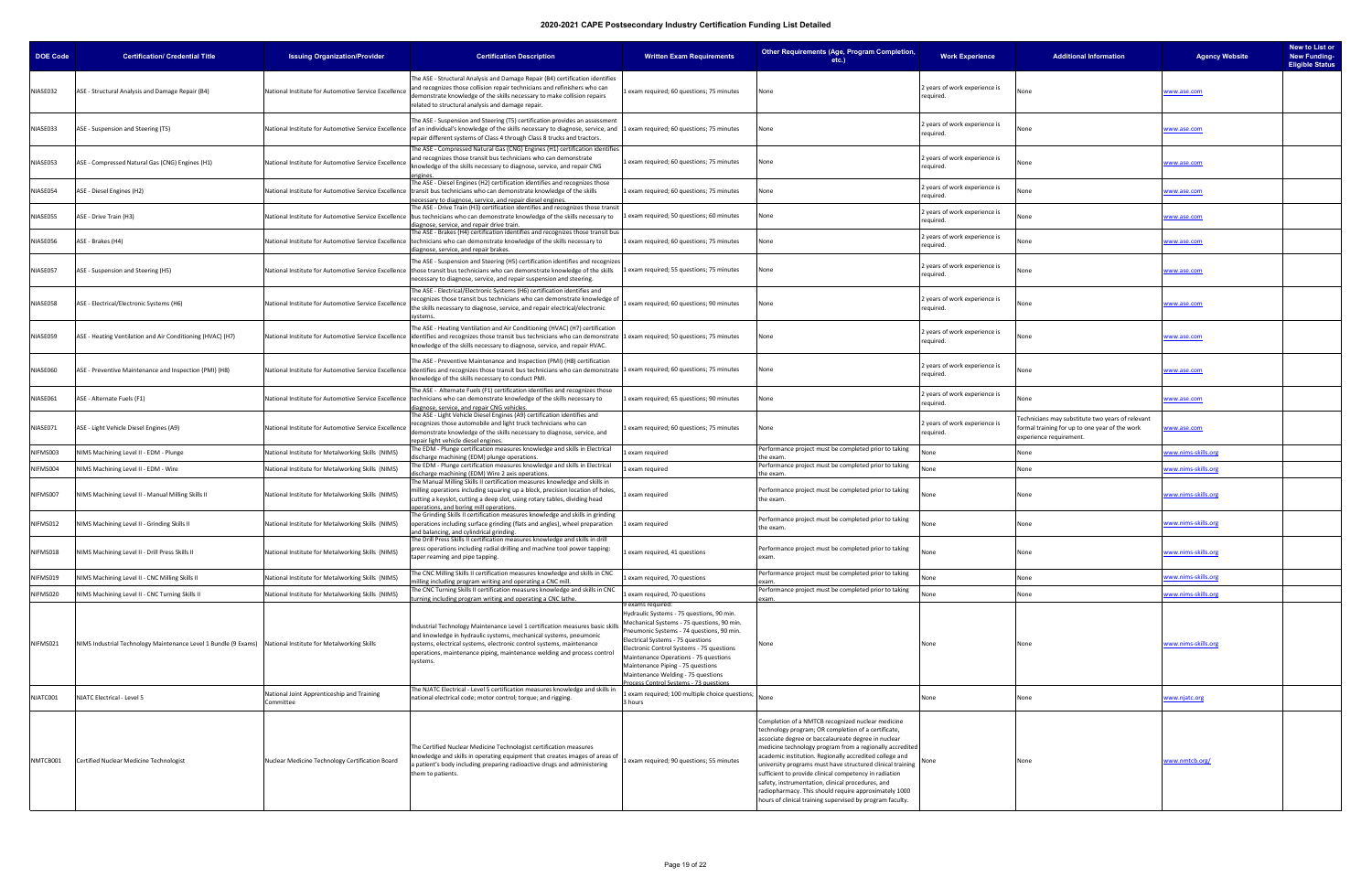# 2020-2021 CAPE Postsecondary Industry Certification Funding List Detailed

| DOE Code | Certification/ Credential Title | Issuing Organization/Provider | Certification Description | Written Exam Requirements | Other Requirements (Age, Program Completion, etc.) | Work Experience | Additional Information | Agency Website | New to List or New Funding-Eligible Status |
|---|---|---|---|---|---|---|---|---|---|
| NIASE032 | ASE - Structural Analysis and Damage Repair (B4) | National Institute for Automotive Service Excellence | The ASE - Structural Analysis and Damage Repair (B4) certification identifies and recognizes those collision repair technicians and refinishers who can demonstrate knowledge of the skills necessary to make collision repairs related to structural analysis and damage repair. | 1 exam required; 60 questions; 75 minutes | None | 2 years of work experience is required. | None | www.ase.com | |
| NIASE033 | ASE - Suspension and Steering (T5) | National Institute for Automotive Service Excellence | The ASE - Suspension and Steering (T5) certification provides an assessment of an individual's knowledge of the skills necessary to diagnose, service, and repair different systems of Class 4 through Class 8 trucks and tractors. | 1 exam required; 60 questions; 75 minutes | None | 2 years of work experience is required. | None | www.ase.com | |
| NIASE053 | ASE - Compressed Natural Gas (CNG) Engines (H1) | National Institute for Automotive Service Excellence | The ASE - Compressed Natural Gas (CNG) Engines (H1) certification identifies and recognizes those transit bus technicians who can demonstrate knowledge of the skills necessary to diagnose, service, and repair CNG engines. | 1 exam required; 60 questions; 75 minutes | None | 2 years of work experience is required. | None | www.ase.com | |
| NIASE054 | ASE - Diesel Engines (H2) | National Institute for Automotive Service Excellence | The ASE - Diesel Engines (H2) certification identifies and recognizes those transit bus technicians who can demonstrate knowledge of the skills necessary to diagnose, service, and repair diesel engines. | 1 exam required; 60 questions; 75 minutes | None | 2 years of work experience is required. | None | www.ase.com | |
| NIASE055 | ASE - Drive Train (H3) | National Institute for Automotive Service Excellence | The ASE - Drive Train (H3) certification identifies and recognizes those transit bus technicians who can demonstrate knowledge of the skills necessary to diagnose, service, and repair drive train. | 1 exam required; 50 questions; 60 minutes | None | 2 years of work experience is required. | None | www.ase.com | |
| NIASE056 | ASE - Brakes (H4) | National Institute for Automotive Service Excellence | The ASE - Brakes (H4) certification identifies and recognizes those transit bus technicians who can demonstrate knowledge of the skills necessary to diagnose, service, and repair brakes. | 1 exam required; 60 questions; 75 minutes | None | 2 years of work experience is required. | None | www.ase.com | |
| NIASE057 | ASE - Suspension and Steering (H5) | National Institute for Automotive Service Excellence | The ASE - Suspension and Steering (H5) certification identifies and recognizes those transit bus technicians who can demonstrate knowledge of the skills necessary to diagnose, service, and repair suspension and steering. | 1 exam required; 55 questions; 75 minutes | None | 2 years of work experience is required. | None | www.ase.com | |
| NIASE058 | ASE - Electrical/Electronic Systems (H6) | National Institute for Automotive Service Excellence | The ASE - Electrical/Electronic Systems (H6) certification identifies and recognizes those transit bus technicians who can demonstrate knowledge of the skills necessary to diagnose, service, and repair electrical/electronic systems. | 1 exam required; 60 questions; 90 minutes | None | 2 years of work experience is required. | None | www.ase.com | |
| NIASE059 | ASE - Heating Ventilation and Air Conditioning (HVAC) (H7) | National Institute for Automotive Service Excellence | The ASE - Heating Ventilation and Air Conditioning (HVAC) (H7) certification identifies and recognizes those transit bus technicians who can demonstrate knowledge of the skills necessary to diagnose, service, and repair HVAC. | 1 exam required; 50 questions; 75 minutes | None | 2 years of work experience is required. | None | www.ase.com | |
| NIASE060 | ASE - Preventive Maintenance and Inspection (PMI) (H8) | National Institute for Automotive Service Excellence | The ASE - Preventive Maintenance and Inspection (PMI) (H8) certification identifies and recognizes those transit bus technicians who can demonstrate knowledge of the skills necessary to conduct PMI. | 1 exam required; 60 questions; 75 minutes | None | 2 years of work experience is required. | None | www.ase.com | |
| NIASE061 | ASE - Alternate Fuels (F1) | National Institute for Automotive Service Excellence | The ASE - Alternate Fuels (F1) certification identifies and recognizes those technicians who can demonstrate knowledge of the skills necessary to diagnose, service, and repair CNG vehicles. | 1 exam required; 65 questions; 90 minutes | None | 2 years of work experience is required. | None | www.ase.com | |
| NIASE071 | ASE - Light Vehicle Diesel Engines (A9) | National Institute for Automotive Service Excellence | The ASE - Light Vehicle Diesel Engines (A9) certification identifies and recognizes those automobile and light truck technicians who can demonstrate knowledge of the skills necessary to diagnose, service, and repair light vehicle diesel engines. | 1 exam required; 60 questions; 75 minutes | None | 2 years of work experience is required. | Technicians may substitute two years of relevant formal training for up to one year of the work experience requirement. | www.ase.com | |
| NIFMS003 | NIMS Machining Level II - EDM - Plunge | National Institute for Metalworking Skills (NIMS) | The EDM - Plunge certification measures knowledge and skills in Electrical discharge machining (EDM) plunge operations. | 1 exam required | Performance project must be completed prior to taking the exam. | None | None | www.nims-skills.org | |
| NIFMS004 | NIMS Machining Level II - EDM - Wire | National Institute for Metalworking Skills (NIMS) | The EDM - Plunge certification measures knowledge and skills in Electrical discharge machining (EDM) Wire 2 axis operations. | 1 exam required | Performance project must be completed prior to taking the exam. | None | None | www.nims-skills.org | |
| NIFMS007 | NIMS Machining Level II - Manual Milling Skills II | National Institute for Metalworking Skills (NIMS) | The Manual Milling Skills II certification measures knowledge and skills in milling operations including squaring up a block, precision location of holes, cutting a keyslot, cutting a deep slot, using rotary tables, dividing head operations, and boring mill operations. | 1 exam required | Performance project must be completed prior to taking the exam. | None | None | www.nims-skills.org | |
| NIFMS012 | NIMS Machining Level II - Grinding Skills II | National Institute for Metalworking Skills (NIMS) | The Grinding Skills II certification measures knowledge and skills in grinding operations including surface grinding (flats and angles), wheel preparation and balancing, and cylindrical grinding. | 1 exam required | Performance project must be completed prior to taking the exam. | None | None | www.nims-skills.org | |
| NIFMS018 | NIMS Machining Level II - Drill Press Skills II | National Institute for Metalworking Skills (NIMS) | The Drill Press Skills II certification measures knowledge and skills in drill press operations including radial drilling and machine tool power tapping; taper reaming and pipe tapping. | 1 exam required, 41 questions | Performance project must be completed prior to taking exam. | None | None | www.nims-skills.org | |
| NIFMS019 | NIMS Machining Level II - CNC Milling Skills II | National Institute for Metalworking Skills (NIMS) | The CNC Milling Skills II certification measures knowledge and skills in CNC milling including program writing and operating a CNC mill. | 1 exam required, 70 questions | Performance project must be completed prior to taking exam. | None | None | www.nims-skills.org | |
| NIFMS020 | NIMS Machining Level II - CNC Turning Skills II | National Institute for Metalworking Skills (NIMS) | The CNC Turning Skills II certification measures knowledge and skills in CNC turning including program writing and operating a CNC lathe. | 1 exam required, 70 questions | Performance project must be completed prior to taking exam. | None | None | www.nims-skills.org | |
| NIFMS021 | NIMS Industrial Technology Maintenance Level 1 Bundle (9 Exams) | National Institute for Metalworking Skills | Industrial Technology Maintenance Level 1 certification measures basic skills and knowledge in hydraulic systems, mechanical systems, pneumonic systems, electrical systems, electronic control systems, maintenance operations, maintenance piping, maintenance welding and process control systems. | 9 exams required: Hydraulic Systems - 75 questions, 90 min. Mechanical Systems - 75 questions, 90 min. Pneumonic Systems - 74 questions, 90 min. Electrical Systems - 75 questions Electronic Control Systems - 75 questions Maintenance Operations - 75 questions Maintenance Piping - 75 questions Maintenance Welding - 75 questions Process Control Systems - 73 questions | None | None | None | www.nims-skills.org | |
| NJATC001 | NJATC Electrical - Level 5 | National Joint Apprenticeship and Training Committee | The NJATC Electrical - Level 5 certification measures knowledge and skills in national electrical code; motor control; torque; and rigging. | 1 exam required; 100 multiple choice questions; 3 hours | None | None | None | www.njatc.org | |
| NMTCB001 | Certified Nuclear Medicine Technologist | Nuclear Medicine Technology Certification Board | The Certified Nuclear Medicine Technologist certification measures knowledge and skills in operating equipment that creates images of areas of a patient's body including preparing radioactive drugs and administering them to patients. | 1 exam required; 90 questions; 55 minutes | Completion of a NMTCB recognized nuclear medicine technology program; OR completion of a certificate, associate degree or baccalaureate degree in nuclear medicine technology program from a regionally accredited academic institution. Regionally accredited college and university programs must have structured clinical training sufficient to provide clinical competency in radiation safety, instrumentation, clinical procedures, and radiopharmacy. This should require approximately 1000 hours of clinical training supervised by program faculty. | None | None | www.nmtcb.org/ | |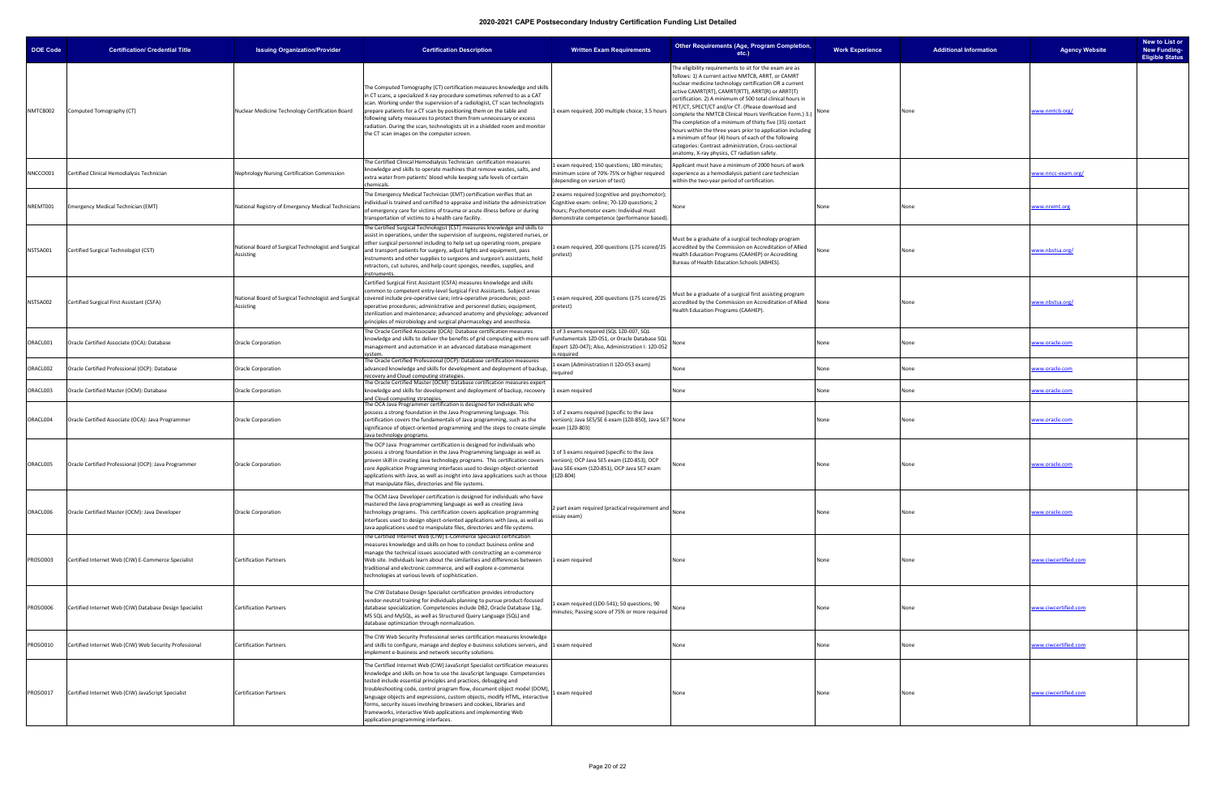## 2020-2021 CAPE Postsecondary Industry Certification Funding List Detailed

| DOE Code | Certification/ Credential Title | Issuing Organization/Provider | Certification Description | Written Exam Requirements | Other Requirements (Age, Program Completion, etc.) | Work Experience | Additional Information | Agency Website | New to List or New Funding-Eligible Status |
|---|---|---|---|---|---|---|---|---|---|
| NMTCB002 | Computed Tomography (CT) | Nuclear Medicine Technology Certification Board | The Computed Tomography (CT) certification measures knowledge and skills in CT scans, a specialized X-ray procedure sometimes referred to as a CAT scan. Working under the supervision of a radiologist, CT scan technologists prepare patients for a CT scan by positioning them on the table and following safety measures to protect them from unnecessary or excess radiation. During the scan, technologists sit in a shielded room and monitor the CT scan images on the computer screen. | 1 exam required; 200 multiple choice; 3.5 hours | The eligibility requirements to sit for the exam are as follows: 1) A current active NMTCB, ARRT, or CAMRT nuclear medicine technology certification OR a current active CAMRT(RT), CAMRT(RTT), ARRT(R) or ARRT(T) certification. 2) A minimum of 500 total clinical hours in PET/CT, SPECT/CT and/or CT. (Please download and complete the NMTCB Clinical Hours Verification Form.) 3.) The completion of a minimum of thirty five (35) contact hours within the three years prior to application including a minimum of four (4) hours of each of the following categories: Contrast administration, Cross-sectional anatomy, X-ray physics, CT radiation safety. | None | None | www.nmtcb.org/ | |
| NNCCO001 | Certified Clinical Hemodialysis Technician | Nephrology Nursing Certification Commission | The Certified Clinical Hemodialysis Technician certification measures knowledge and skills to operate machines that remove wastes, salts, and extra water from patients' blood while keeping safe levels of certain chemicals. | 1 exam required; 150 questions; 180 minutes; minimum score of 70%-75% or higher required (depending on version of test) | Applicant must have a minimum of 2000 hours of work experience as a hemodialysis patient care technician within the two-year period of certification. | | | www.nncc-exam.org/ | |
| NREMT001 | Emergency Medical Technician (EMT) | National Registry of Emergency Medical Technicians | The Emergency Medical Technician (EMT) certification verifies that an individual is trained and certified to appraise and initiate the administration of emergency care for victims of trauma or acute illness before or during transportation of victims to a health care facility. | 2 exams required (cognitive and psychomotor); Cognitive exam: online; 70-120 questions; 2 hours; Psychomotor exam: Individual must demonstrate competence (performance based). | None | None | None | www.nremt.org | |
| NSTSA001 | Certified Surgical Technologist (CST) | National Board of Surgical Technologist and Surgical Assisting | The Certified Surgical Technologist (CST) measures knowledge and skills to assist in operations, under the supervision of surgeons, registered nurses, or other surgical personnel including to help set up operating room, prepare and transport patients for surgery, adjust lights and equipment, pass instruments and other supplies to surgeons and surgeon's assistants, hold retractors, cut sutures, and help count sponges, needles, supplies, and instruments. | 1 exam required, 200 questions (175 scored/25 pretest) | Must be a graduate of a surgical technology program accredited by the Commission on Accreditation of Allied Health Education Programs (CAAHEP) or Accrediting Bureau of Health Education Schools (ABHES). | None | None | www.nbstsa.org/ | |
| NSTSA002 | Certified Surgical First Assistant (CSFA) | National Board of Surgical Technologist and Surgical Assisting | Certified Surgical First Assistant (CSFA) measures knowledge and skills common to competent entry-level Surgical First Assistants. Subject areas covered include pre-operative care; intra-operative procedures; post-operative procedures; administrative and personnel duties; equipment, sterilization and maintenance; advanced anatomy and physiology; advanced principles of microbiology and surgical pharmacology and anesthesia. | 1 exam required, 200 questions (175 scored/25 pretest) | Must be a graduate of a surgical first assisting program accredited by the Commission on Accreditation of Allied Health Education Programs (CAAHEP). | None | None | www.nbstsa.org/ | |
| ORACL001 | Oracle Certified Associate (OCA): Database | Oracle Corporation | The Oracle Certified Associate (OCA): Database certification measures knowledge and skills to deliver the benefits of grid computing with more self-management and automation in an advanced database management system. | 1 of 3 exams required (SQL 1Z0-007, SQL Fundamentals 1Z0-051, or Oracle Database SQL Expert 1Z0-047); Also, Administration I: 1Z0-052 is required | None | None | None | www.oracle.com | |
| ORACL002 | Oracle Certified Professional (OCP): Database | Oracle Corporation | The Oracle Certified Professional (OCP): Database certification measures advanced knowledge and skills for development and deployment of backup, recovery and Cloud computing strategies. | 1 exam (Administration II 1Z0-053 exam) required | None | None | None | www.oracle.com | |
| ORACL003 | Oracle Certified Master (OCM): Database | Oracle Corporation | The Oracle Certified Master (OCM): Database certification measures expert knowledge and skills for development and deployment of backup, recovery and Cloud computing strategies. | 1 exam required | None | None | None | www.oracle.com | |
| ORACL004 | Oracle Certified Associate (OCA): Java Programmer | Oracle Corporation | The OCA Java Programmer certification is designed for individuals who possess a strong foundation in the Java Programming language. This certification covers the fundamentals of Java programming, such as the significance of object-oriented programming and the steps to create simple Java technology programs. | 1 of 2 exams required (specific to the Java version); Java SE5/SE 6 exam (1Z0-850), Java SE7 exam (1Z0-803) | None | None | None | www.oracle.com | |
| ORACL005 | Oracle Certified Professional (OCP): Java Programmer | Oracle Corporation | The OCP Java Programmer certification is designed for individuals who possess a strong foundation in the Java Programming language as well as proven skill in creating Java technology programs. This certification covers core Application Programming interfaces used to design object-oriented applications with Java, as well as insight into Java applications such as those that manipulate files, directories and file systems. | 1 of 3 exams required (specific to the Java version); OCP Java SE5 exam (1Z0-853), OCP Java SE6 exam (1Z0-851), OCP Java SE7 exam (1Z0-804) | None | None | None | www.oracle.com | |
| ORACL006 | Oracle Certified Master (OCM): Java Developer | Oracle Corporation | The OCM Java Developer certification is designed for individuals who have mastered the Java programming language as well as creating Java technology programs. This certification covers application programming interfaces used to design object-oriented applications with Java, as well as Java applications used to manipulate files, directories and file systems. | 2 part exam required (practical requirement and essay exam) | None | None | None | www.oracle.com | |
| PROSO003 | Certified Internet Web (CIW) E-Commerce Specialist | Certification Partners | The Certified Internet Web (CIW) E-Commerce Specialist certification measures knowledge and skills on how to conduct business online and manage the technical issues associated with constructing an e-commerce Web site. Individuals learn about the similarities and differences between traditional and electronic commerce, and will explore e-commerce technologies at various levels of sophistication. | 1 exam required | None | None | None | www.ciwcertified.com | |
| PROSO006 | Certified Internet Web (CIW) Database Design Specialist | Certification Partners | The CIW Database Design Specialist certification provides introductory vendor-neutral training for individuals planning to pursue product-focused database specialization. Competencies include DB2, Oracle Database 11g, MS SQL and MySQL, as well as Structured Query Language (SQL) and database optimization through normalization. | 1 exam required (1D0-541); 50 questions; 90 minutes; Passing score of 75% or more required | None | None | None | www.ciwcertified.com | |
| PROSO010 | Certified Internet Web (CIW) Web Security Professional | Certification Partners | The CIW Web Security Professional series certification measures knowledge and skills to configure, manage and deploy e-business solutions servers, and implement e-business and network security solutions. | 1 exam required | None | None | None | www.ciwcertified.com | |
| PROSO017 | Certified Internet Web (CIW) JavaScript Specialist | Certification Partners | The Certified Internet Web (CIW) JavaScript Specialist certification measures knowledge and skills on how to use the JavaScript language. Competencies tested include essential principles and practices, debugging and troubleshooting code, control program flow, document object model (DOM), language objects and expressions, custom objects, modify HTML, interactive forms, security issues involving browsers and cookies, libraries and frameworks, interactive Web applications and implementing Web application programming interfaces. | 1 exam required | None | None | None | www.ciwcertified.com | |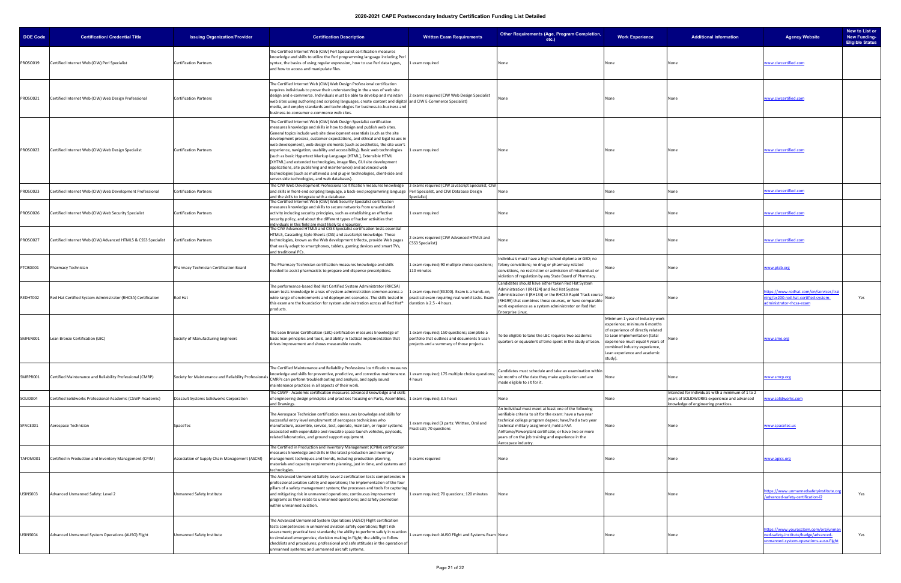# 2020-2021 CAPE Postsecondary Industry Certification Funding List Detailed

| DOE Code | Certification/ Credential Title | Issuing Organization/Provider | Certification Description | Written Exam Requirements | Other Requirements (Age, Program Completion, etc.) | Work Experience | Additional Information | Agency Website | New to List or New Funding-Eligible Status |
|---|---|---|---|---|---|---|---|---|---|
| PROSO019 | Certified Internet Web (CIW) Perl Specialist | Certification Partners | The Certified Internet Web (CIW) Perl Specialist certification measures knowledge and skills to utilize the Perl programming language including Perl syntax, the basics of using regular expression, how to use Perl data types, and how to access and manipulate files. | 1 exam required | None | None | None | www.ciwcertified.com | |
| PROSO021 | Certified Internet Web (CIW) Web Design Professional | Certification Partners | The Certified Internet Web (CIW) Web Design Professional certification requires individuals to prove their understanding in the areas of web site design and e-commerce. Individuals must be able to develop and maintain web sites using authoring and scripting languages, create content and digital media, and employ standards and technologies for business-to-business and business-to-consumer e-commerce web sites. | 2 exams required (CIW Web Design Specialist and CIW E-Commerce Specialist) | None | None | None | www.ciwcertified.com | |
| PROSO022 | Certified Internet Web (CIW) Web Design Specialist | Certification Partners | The Certified Internet Web (CIW) Web Design Specialist certification measures knowledge and skills in how to design and publish web sites. General topics include web site development essentials (such as the site development process, customer expectations, and ethical and legal issues in web development), web design elements (such as aesthetics, the site user's experience, navigation, usability and accessibility), Basic web technologies (such as basic Hypertext Markup Language [HTML], Extensible HTML [XHTML] and extended technologies, image files, GUI site development applications, site publishing and maintenance) and advanced web technologies (such as multimedia and plug-in technologies, client-side and server-side technologies, and web databases). | 1 exam required | None | None | None | www.ciwcertified.com | |
| PROSO023 | Certified Internet Web (CIW) Web Development Professional | Certification Partners | The CIW Web Development Professional certification measures knowledge and skills in front-end scripting language, a back-end programming language and the skills to integrate with a database. | 3 exams required (CIW JavaScript Specialist, CIW Perl Specialist, and CIW Database Design Specialist) | None | None | None | www.ciwcertified.com | |
| PROSO026 | Certified Internet Web (CIW) Web Security Specialist | Certification Partners | The Certified Internet Web (CIW) Web Security Specialist certification measures knowledge and skills to secure networks from unauthorized activity including security principles, such as establishing an effective security policy, and about the different types of hacker activities that individuals in this field are most likely to encounter. | 1 exam required | None | None | None | www.ciwcertified.com | |
| PROSO027 | Certified Internet Web (CIW) Advanced HTML5 & CSS3 Specialist | Certification Partners | The CIW Advanced HTML5 and CSS3 Specialist certification tests essential HTML5, Cascading Style Sheets (CSS) and JavaScript knowledge. These technologies, known as the Web development trifecta, provide Web pages that easily adapt to smartphones, tablets, gaming devices and smart TVs, and traditional PCs. | 2 exams required (CIW Advanced HTML5 and CSS3 Specialist) | None | None | None | www.ciwcertified.com | |
| PTCBD001 | Pharmacy Technician | Pharmacy Technician Certification Board | The Pharmacy Technician certification measures knowledge and skills needed to assist pharmacists to prepare and dispense prescriptions. | 1 exam required; 90 multiple choice questions; 110 minutes | Individuals must have a high school diploma or GED; no felony convictions; no drug or pharmacy related convictions, no restriction or admission of misconduct or violation of regulation by any State Board of Pharmacy. | None | None | www.ptcb.org | |
| REDHT002 | Red Hat Certified System Administrator (RHCSA) Certification | Red Hat | The performance-based Red Hat Certified System Administrator (RHCSA) exam tests knowledge in areas of system administration common across a wide range of environments and deployment scenarios. The skills tested in this exam are the foundation for system administration across all Red Hat® products. | 1 exam required (EX200). Exam is a hands-on, practical exam requiring real-world tasks. Exam duration is 2.5 - 4 hours. | Candidates should have either taken Red Hat System Administration I (RH124) and Red Hat System Administration II (RH134) or the RHCSA Rapid Track course (RH199) that combines those courses, or have comparable work experience as a system administrator on Red Hat Enterprise Linux. | None | None | https://www.redhat.com/en/services/training/ex200-red-hat-certified-system-administrator-rhcsa-exam | Yes |
| SMFEN001 | Lean Bronze Certification (LBC) | Society of Manufacturing Engineers | The Lean Bronze Certification (LBC) certification measures knowledge of basic lean principles and tools, and ability in tactical implementation that drives improvement and shows measurable results. | 1 exam required; 150 questions; complete a portfolio that outlines and documents 5 Lean projects and a summary of those projects. | To be eligible to take the LBC requires two academic quarters or equivalent of time spent in the study of Lean. | Minimum 1 year of industry work experience; minimum 6 months of experience of directly related to Lean implementation (total experience must equal 4 years of combined industry experience, Lean experience and academic study). | None | www.sme.org | |
| SMRPR001 | Certified Maintenance and Reliability Professional (CMRP) | Society for Maintenance and Reliability Professionals | The Certified Maintenance and Reliability Professional certification measures knowledge and skills for preventive, predictive, and corrective maintenance. CMRPs can perform troubleshooting and analysis, and apply sound maintenance practices in all aspects of their work. | 1 exam required; 175 multiple choice questions; 4 hours | Candidates must schedule and take an examination within six months of the date they make application and are made eligible to sit for it. | None | None | www.smrp.org | |
| SOLID004 | Certified Solidworks Professional-Academic (CSWP-Academic) | Dassault Systems Solidworks Corporation | The CSWP - Academic certification measures advanced knowledge and skills of engineering design principles and practices focusing on Parts, Assemblies, and Drawings. | 1 exam required; 3.5 hours | None | None | Intended for individuals with a minimum of 1 to 2 years of SOLIDWORKS experience and advanced knowledge of engineering practices. | www.solidworks.com | |
| SPACE001 | Aerospace Technician | SpaceTec | The Aerospace Technician certification measures knowledge and skills for successful entry level employment of aerospace technicians who manufacture, assemble, service, test, operate, maintain, or repair systems associated with expendable and reusable space launch vehicles, payloads, related laboratories, and ground support equipment. | 1 exam required (3 parts: Written, Oral and Practical); 70 questions | An individual must meet at least one of the following verifiable criteria to sit for the exam: have a two year technical college program degree; have/had a two year technical military assignment; hold a FAA Airframe/Powerplant certificate; or have two or more years of on the job training and experience in the Aerospace industry. | None | None | www.spacetec.us | |
| TAFOM001 | Certified in Production and Inventory Management (CPIM) | Association of Supply Chain Management (ASCM) | The Certified in Production and Inventory Management (CPIM) certification measures knowledge and skills in the latest production and inventory management techniques and trends, including production planning, materials and capacity requirements planning, just in time, and systems and technologies. | 5 exams required | None | None | None | www.apics.org | |
| USINS003 | Advanced Unmanned Safety: Level 2 | Unmanned Safety Institute | The Advanced Unmanned Safety: Level 2 certification tests competencies in professional aviation safety and operations; the implementation of the four pillars of a safety management system; the processes and tools for capturing and mitigating risk in unmanned operations; continuous improvement programs as they relate to unmanned operations; and safety promotion within unmanned aviation. | 1 exam required; 70 questions; 120 minutes | None | None | None | https://www.unmannedsafetyinstitute.org/advanced-safety-certification-l2 | Yes |
| USINS004 | Advanced Unmanned System Operations (AUSO) Flight | Unmanned Safety Institute | The Advanced Unmanned System Operations (AUSO) Flight certification tests competencies in unmanned aviation safety operations; flight risk assessment; practical test standards; the ability to perform safely in reaction to simulated emergencies; decision making in flight; the ability to follow checklists and procedures; professional and safe attitudes in the operation of unmanned systems; and unmanned aircraft systems. | 1 exam required: AUSO Flight and Systems Exam | None | None | None | https://www.youracclaim.com/org/unmanned-safety-institute/badge/advanced-unmanned-system-operations-auso-flight | Yes |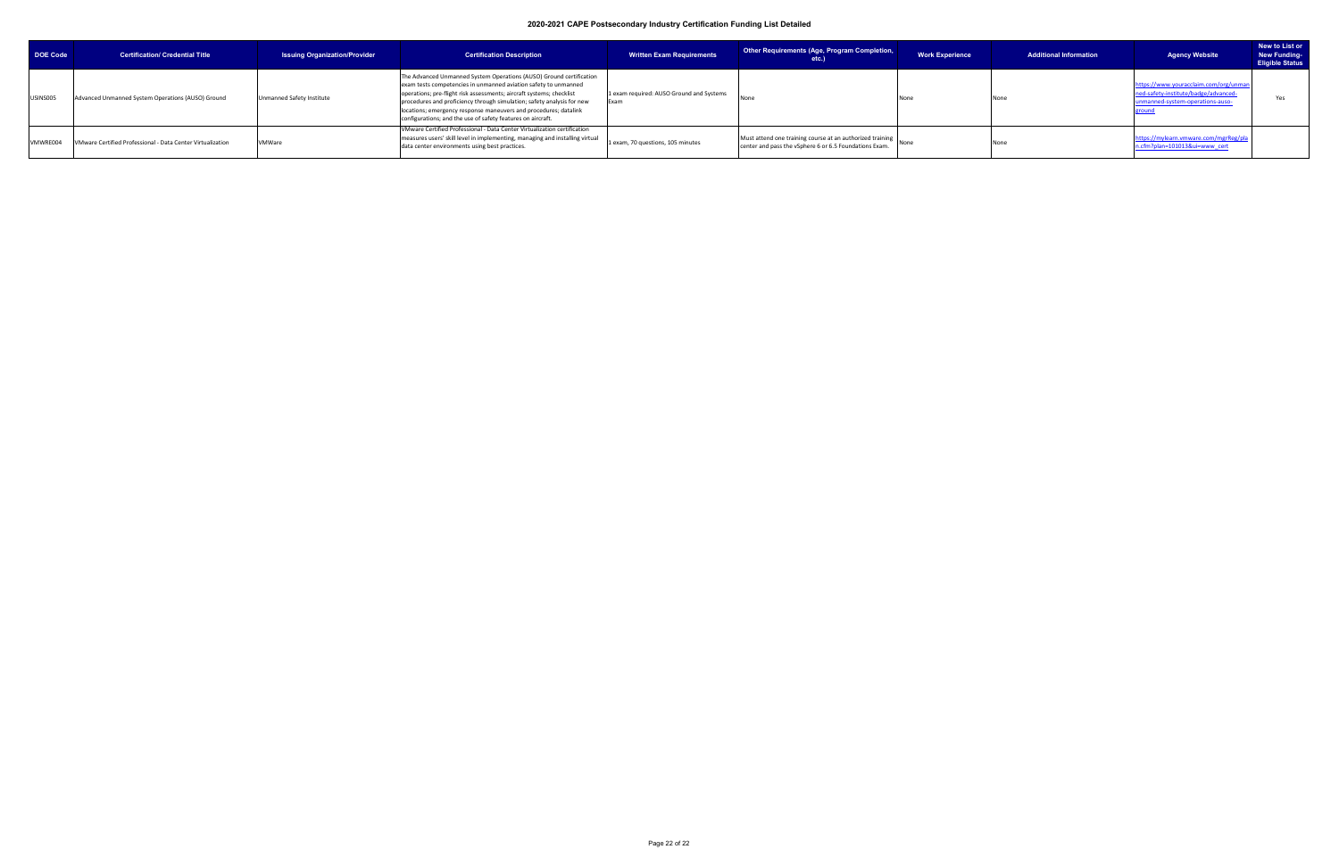# 2020-2021 CAPE Postsecondary Industry Certification Funding List Detailed

| DOE Code | Certification/ Credential Title | Issuing Organization/Provider | Certification Description | Written Exam Requirements | Other Requirements (Age, Program Completion, etc.) | Work Experience | Additional Information | Agency Website | New to List or New Funding-Eligible Status |
|---|---|---|---|---|---|---|---|---|---|
| USINS005 | Advanced Unmanned System Operations (AUSO) Ground | Unmanned Safety Institute | The Advanced Unmanned System Operations (AUSO) Ground certification exam tests competencies in unmanned aviation safety to unmanned operations; pre-flight risk assessments; aircraft systems; checklist procedures and proficiency through simulation; safety analysis for new locations; emergency response maneuvers and procedures; datalink configurations; and the use of safety features on aircraft. | 1 exam required: AUSO Ground and Systems Exam | None | None | None | https://www.youracclaim.com/org/unmanned-safety-institute/badge/advanced-unmanned-system-operations-auso-ground | Yes |
| VMWRE004 | VMware Certified Professional - Data Center Virtualization | VMWare | VMware Certified Professional - Data Center Virtualization certification measures users' skill level in implementing, managing and installing virtual data center environments using best practices. | 1 exam, 70 questions, 105 minutes | Must attend one training course at an authorized training center and pass the vSphere 6 or 6.5 Foundations Exam. | None | None | https://mylearn.vmware.com/mgrReg/plan.cfm?plan=101013&ui=www_cert | |